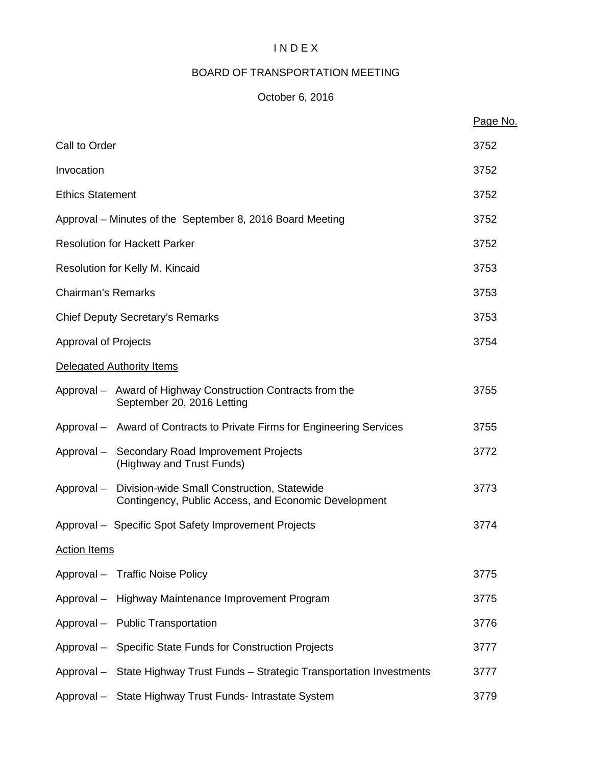# I N D E X

## BOARD OF TRANSPORTATION MEETING

### October 6, 2016

| | Page No. |
|---|---|
| Call to Order | 3752 |
| Invocation | 3752 |
| Ethics Statement | 3752 |
| Approval – Minutes of the September 8, 2016 Board Meeting | 3752 |
| Resolution for Hackett Parker | 3752 |
| Resolution for Kelly M. Kincaid | 3753 |
| Chairman's Remarks | 3753 |
| Chief Deputy Secretary's Remarks | 3753 |
| Approval of Projects | 3754 |
| Delegated Authority Items | |
| Approval – Award of Highway Construction Contracts from the September 20, 2016 Letting | 3755 |
| Approval – Award of Contracts to Private Firms for Engineering Services | 3755 |
| Approval – Secondary Road Improvement Projects (Highway and Trust Funds) | 3772 |
| Approval – Division-wide Small Construction, Statewide Contingency, Public Access, and Economic Development | 3773 |
| Approval – Specific Spot Safety Improvement Projects | 3774 |
| Action Items | |
| Approval – Traffic Noise Policy | 3775 |
| Approval – Highway Maintenance Improvement Program | 3775 |
| Approval – Public Transportation | 3776 |
| Approval – Specific State Funds for Construction Projects | 3777 |
| Approval – State Highway Trust Funds – Strategic Transportation Investments | 3777 |
| Approval – State Highway Trust Funds- Intrastate System | 3779 |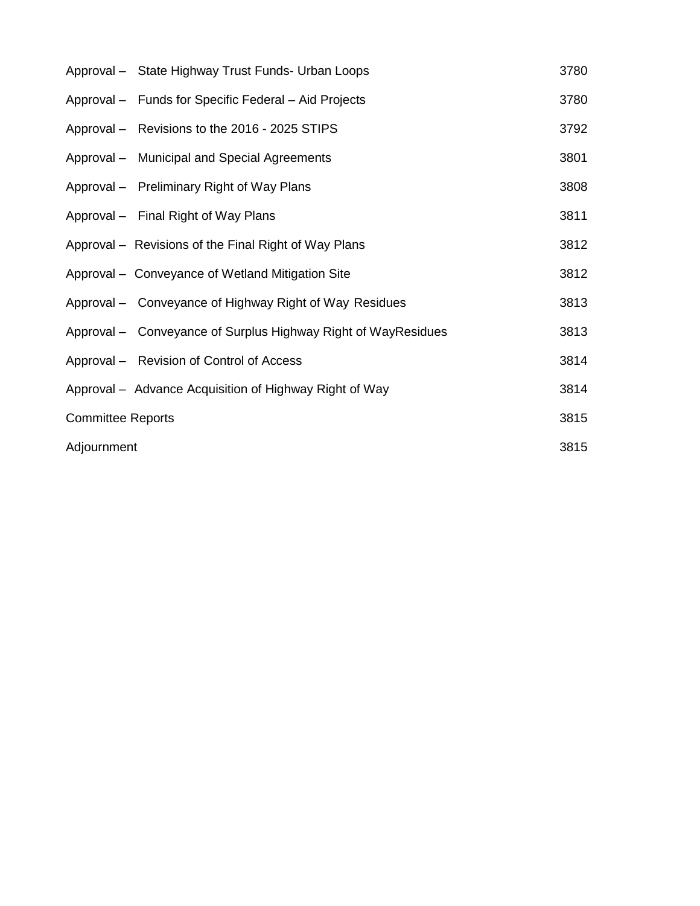| | |
|---|---|
| Approval – State Highway Trust Funds- Urban Loops | 3780 |
| Approval – Funds for Specific Federal – Aid Projects | 3780 |
| Approval – Revisions to the 2016 - 2025 STIPS | 3792 |
| Approval – Municipal and Special Agreements | 3801 |
| Approval – Preliminary Right of Way Plans | 3808 |
| Approval – Final Right of Way Plans | 3811 |
| Approval – Revisions of the Final Right of Way Plans | 3812 |
| Approval – Conveyance of Wetland Mitigation Site | 3812 |
| Approval – Conveyance of Highway Right of Way Residues | 3813 |
| Approval – Conveyance of Surplus Highway Right of WayResidues | 3813 |
| Approval – Revision of Control of Access | 3814 |
| Approval – Advance Acquisition of Highway Right of Way | 3814 |
| Committee Reports | 3815 |
| Adjournment | 3815 |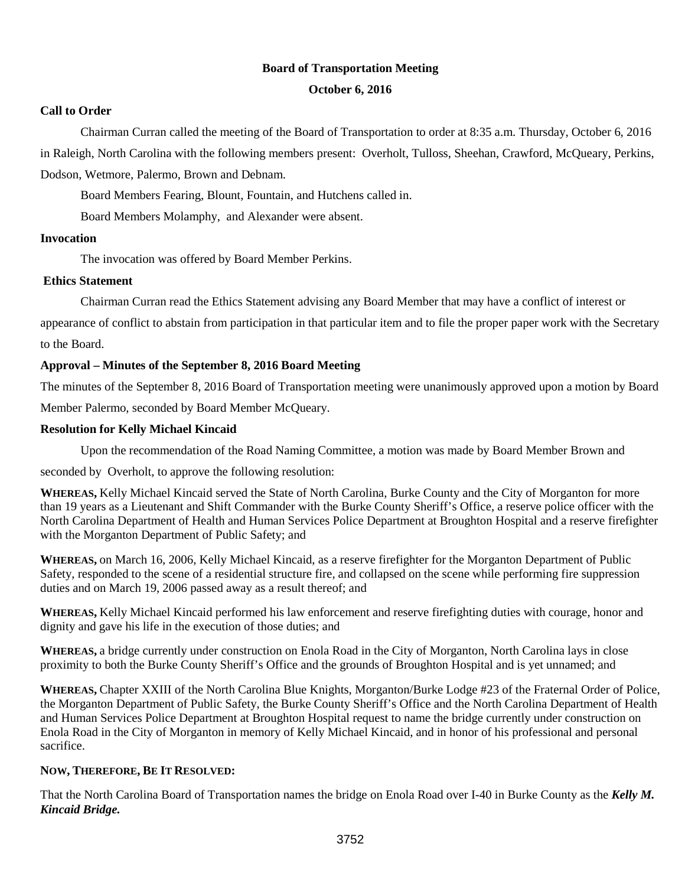# Board of Transportation Meeting

**October 6, 2016**

**Call to Order**

Chairman Curran called the meeting of the Board of Transportation to order at 8:35 a.m. Thursday, October 6, 2016 in Raleigh, North Carolina with the following members present: Overholt, Tulloss, Sheehan, Crawford, McQueary, Perkins, Dodson, Wetmore, Palermo, Brown and Debnam.

Board Members Fearing, Blount, Fountain, and Hutchens called in.

Board Members Molamphy, and Alexander were absent.

**Invocation**

The invocation was offered by Board Member Perkins.

**Ethics Statement**

Chairman Curran read the Ethics Statement advising any Board Member that may have a conflict of interest or appearance of conflict to abstain from participation in that particular item and to file the proper paper work with the Secretary to the Board.

**Approval – Minutes of the September 8, 2016 Board Meeting**

The minutes of the September 8, 2016 Board of Transportation meeting were unanimously approved upon a motion by Board Member Palermo, seconded by Board Member McQueary.

**Resolution for Kelly Michael Kincaid**

Upon the recommendation of the Road Naming Committee, a motion was made by Board Member Brown and seconded by Overholt, to approve the following resolution:

**WHEREAS,** Kelly Michael Kincaid served the State of North Carolina, Burke County and the City of Morganton for more than 19 years as a Lieutenant and Shift Commander with the Burke County Sheriff's Office, a reserve police officer with the North Carolina Department of Health and Human Services Police Department at Broughton Hospital and a reserve firefighter with the Morganton Department of Public Safety; and

**WHEREAS,** on March 16, 2006, Kelly Michael Kincaid, as a reserve firefighter for the Morganton Department of Public Safety, responded to the scene of a residential structure fire, and collapsed on the scene while performing fire suppression duties and on March 19, 2006 passed away as a result thereof; and

**WHEREAS,** Kelly Michael Kincaid performed his law enforcement and reserve firefighting duties with courage, honor and dignity and gave his life in the execution of those duties; and

**WHEREAS,** a bridge currently under construction on Enola Road in the City of Morganton, North Carolina lays in close proximity to both the Burke County Sheriff's Office and the grounds of Broughton Hospital and is yet unnamed; and

**WHEREAS,** Chapter XXIII of the North Carolina Blue Knights, Morganton/Burke Lodge #23 of the Fraternal Order of Police, the Morganton Department of Public Safety, the Burke County Sheriff's Office and the North Carolina Department of Health and Human Services Police Department at Broughton Hospital request to name the bridge currently under construction on Enola Road in the City of Morganton in memory of Kelly Michael Kincaid, and in honor of his professional and personal sacrifice.

**NOW, THEREFORE, BE IT RESOLVED:**

That the North Carolina Board of Transportation names the bridge on Enola Road over I-40 in Burke County as the ***Kelly M. Kincaid Bridge.***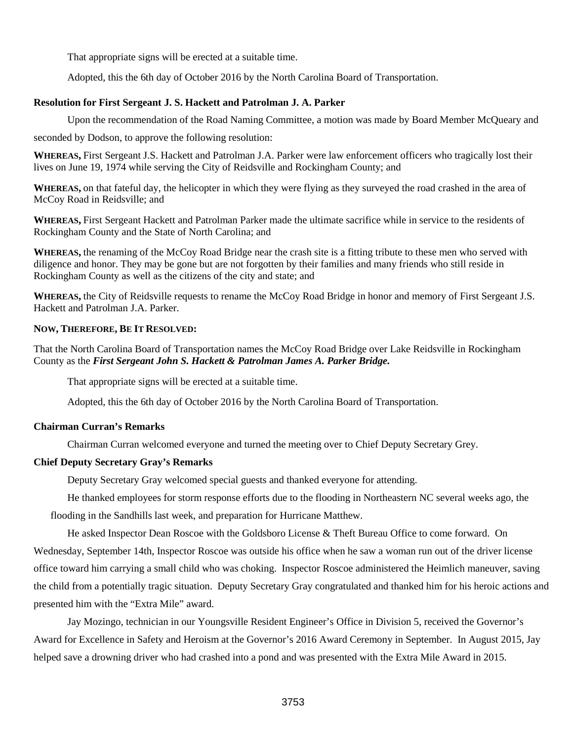That appropriate signs will be erected at a suitable time.

Adopted, this the 6th day of October 2016 by the North Carolina Board of Transportation.

**Resolution for First Sergeant J. S. Hackett and Patrolman J. A. Parker**

Upon the recommendation of the Road Naming Committee, a motion was made by Board Member McQueary and seconded by Dodson, to approve the following resolution:

**WHEREAS,** First Sergeant J.S. Hackett and Patrolman J.A. Parker were law enforcement officers who tragically lost their lives on June 19, 1974 while serving the City of Reidsville and Rockingham County; and

**WHEREAS,** on that fateful day, the helicopter in which they were flying as they surveyed the road crashed in the area of McCoy Road in Reidsville; and

**WHEREAS,** First Sergeant Hackett and Patrolman Parker made the ultimate sacrifice while in service to the residents of Rockingham County and the State of North Carolina; and

**WHEREAS,** the renaming of the McCoy Road Bridge near the crash site is a fitting tribute to these men who served with diligence and honor. They may be gone but are not forgotten by their families and many friends who still reside in Rockingham County as well as the citizens of the city and state; and

**WHEREAS,** the City of Reidsville requests to rename the McCoy Road Bridge in honor and memory of First Sergeant J.S. Hackett and Patrolman J.A. Parker.

**NOW, THEREFORE, BE IT RESOLVED:**

That the North Carolina Board of Transportation names the McCoy Road Bridge over Lake Reidsville in Rockingham County as the ***First Sergeant John S. Hackett & Patrolman James A. Parker Bridge.***

That appropriate signs will be erected at a suitable time.

Adopted, this the 6th day of October 2016 by the North Carolina Board of Transportation.

**Chairman Curran's Remarks**

Chairman Curran welcomed everyone and turned the meeting over to Chief Deputy Secretary Grey.

**Chief Deputy Secretary Gray's Remarks**

Deputy Secretary Gray welcomed special guests and thanked everyone for attending.

He thanked employees for storm response efforts due to the flooding in Northeastern NC several weeks ago, the flooding in the Sandhills last week, and preparation for Hurricane Matthew.

He asked Inspector Dean Roscoe with the Goldsboro License & Theft Bureau Office to come forward. On Wednesday, September 14th, Inspector Roscoe was outside his office when he saw a woman run out of the driver license office toward him carrying a small child who was choking. Inspector Roscoe administered the Heimlich maneuver, saving the child from a potentially tragic situation. Deputy Secretary Gray congratulated and thanked him for his heroic actions and presented him with the "Extra Mile" award.

Jay Mozingo, technician in our Youngsville Resident Engineer's Office in Division 5, received the Governor's Award for Excellence in Safety and Heroism at the Governor's 2016 Award Ceremony in September. In August 2015, Jay helped save a drowning driver who had crashed into a pond and was presented with the Extra Mile Award in 2015.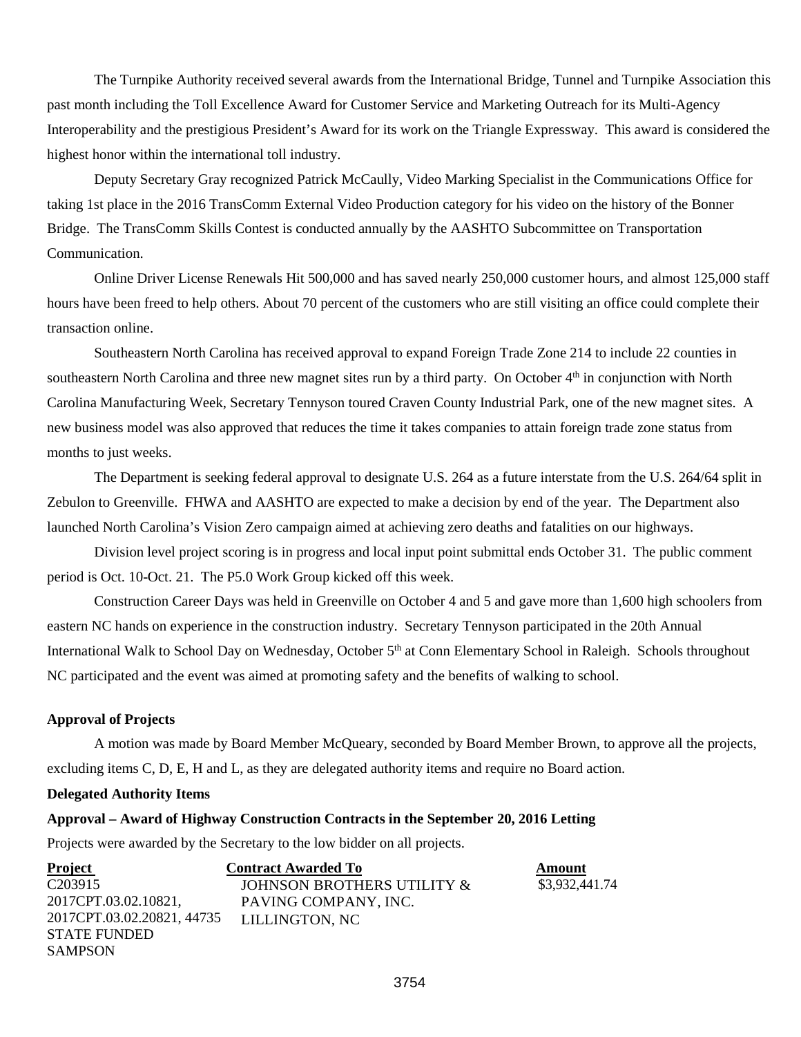The Turnpike Authority received several awards from the International Bridge, Tunnel and Turnpike Association this past month including the Toll Excellence Award for Customer Service and Marketing Outreach for its Multi-Agency Interoperability and the prestigious President's Award for its work on the Triangle Expressway. This award is considered the highest honor within the international toll industry.

Deputy Secretary Gray recognized Patrick McCaully, Video Marking Specialist in the Communications Office for taking 1st place in the 2016 TransComm External Video Production category for his video on the history of the Bonner Bridge. The TransComm Skills Contest is conducted annually by the AASHTO Subcommittee on Transportation Communication.

Online Driver License Renewals Hit 500,000 and has saved nearly 250,000 customer hours, and almost 125,000 staff hours have been freed to help others. About 70 percent of the customers who are still visiting an office could complete their transaction online.

Southeastern North Carolina has received approval to expand Foreign Trade Zone 214 to include 22 counties in southeastern North Carolina and three new magnet sites run by a third party. On October 4th in conjunction with North Carolina Manufacturing Week, Secretary Tennyson toured Craven County Industrial Park, one of the new magnet sites. A new business model was also approved that reduces the time it takes companies to attain foreign trade zone status from months to just weeks.

The Department is seeking federal approval to designate U.S. 264 as a future interstate from the U.S. 264/64 split in Zebulon to Greenville. FHWA and AASHTO are expected to make a decision by end of the year. The Department also launched North Carolina's Vision Zero campaign aimed at achieving zero deaths and fatalities on our highways.

Division level project scoring is in progress and local input point submittal ends October 31. The public comment period is Oct. 10-Oct. 21. The P5.0 Work Group kicked off this week.

Construction Career Days was held in Greenville on October 4 and 5 and gave more than 1,600 high schoolers from eastern NC hands on experience in the construction industry. Secretary Tennyson participated in the 20th Annual International Walk to School Day on Wednesday, October 5th at Conn Elementary School in Raleigh. Schools throughout NC participated and the event was aimed at promoting safety and the benefits of walking to school.

**Approval of Projects**

A motion was made by Board Member McQueary, seconded by Board Member Brown, to approve all the projects, excluding items C, D, E, H and L, as they are delegated authority items and require no Board action.

**Delegated Authority Items**

**Approval – Award of Highway Construction Contracts in the September 20, 2016 Letting**

Projects were awarded by the Secretary to the low bidder on all projects.

| Project | Contract Awarded To | Amount |
|---|---|---|
| C203915<br>2017CPT.03.02.10821,<br>2017CPT.03.02.20821, 44735<br>STATE FUNDED<br>SAMPSON | JOHNSON BROTHERS UTILITY &<br>PAVING COMPANY, INC.<br>LILLINGTON, NC | $3,932,441.74 |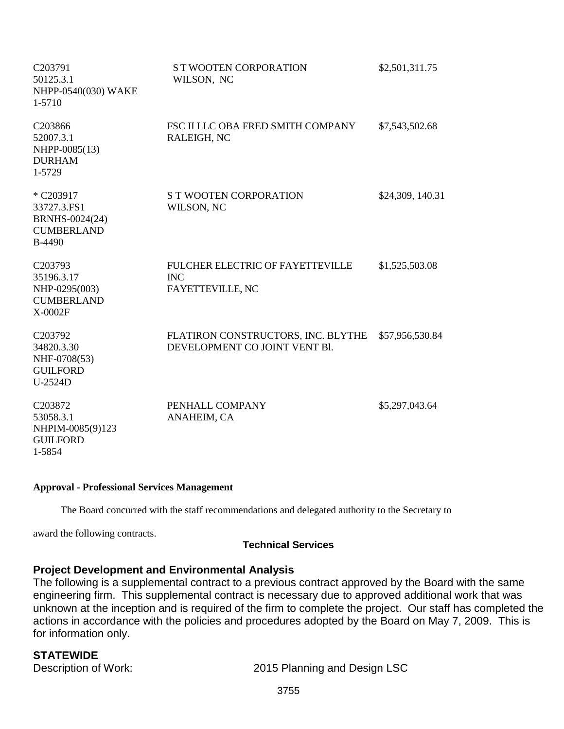| | | |
|---|---|---|
| C203791<br>50125.3.1<br>NHPP-0540(030) WAKE<br>1-5710 | S T WOOTEN CORPORATION<br>WILSON, NC | $2,501,311.75 |
| C203866<br>52007.3.1<br>NHPP-0085(13)<br>DURHAM<br>1-5729 | FSC II LLC OBA FRED SMITH COMPANY<br>RALEIGH, NC | $7,543,502.68 |
| * C203917<br>33727.3.FS1<br>BRNHS-0024(24)<br>CUMBERLAND<br>B-4490 | S T WOOTEN CORPORATION<br>WILSON, NC | $24,309, 140.31 |
| C203793<br>35196.3.17<br>NHP-0295(003)<br>CUMBERLAND<br>X-0002F | FULCHER ELECTRIC OF FAYETTEVILLE INC<br>FAYETTEVILLE, NC | $1,525,503.08 |
| C203792<br>34820.3.30<br>NHF-0708(53)<br>GUILFORD<br>U-2524D | FLATIRON CONSTRUCTORS, INC. BLYTHE DEVELOPMENT CO JOINT VENT Bl. | $57,956,530.84 |
| C203872<br>53058.3.1<br>NHPIM-0085(9)123<br>GUILFORD<br>1-5854 | PENHALL COMPANY<br>ANAHEIM, CA | $5,297,043.64 |

**Approval - Professional Services Management**

The Board concurred with the staff recommendations and delegated authority to the Secretary to award the following contracts.

**Technical Services**

**Project Development and Environmental Analysis**

The following is a supplemental contract to a previous contract approved by the Board with the same engineering firm. This supplemental contract is necessary due to approved additional work that was unknown at the inception and is required of the firm to complete the project. Our staff has completed the actions in accordance with the policies and procedures adopted by the Board on May 7, 2009. This is for information only.

**STATEWIDE**

Description of Work: 2015 Planning and Design LSC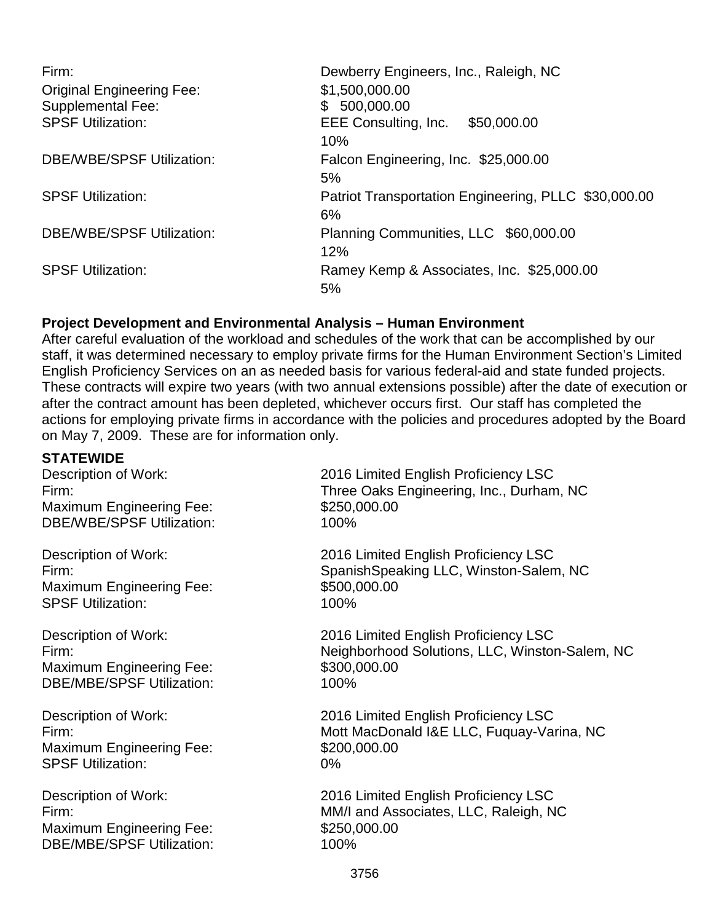Firm: Dewberry Engineers, Inc., Raleigh, NC
Original Engineering Fee: $1,500,000.00
Supplemental Fee: $ 500,000.00
SPSF Utilization: EEE Consulting, Inc. $50,000.00
10%
DBE/WBE/SPSF Utilization: Falcon Engineering, Inc. $25,000.00
5%
SPSF Utilization: Patriot Transportation Engineering, PLLC $30,000.00
6%
DBE/WBE/SPSF Utilization: Planning Communities, LLC $60,000.00
12%
SPSF Utilization: Ramey Kemp & Associates, Inc. $25,000.00
5%

**Project Development and Environmental Analysis – Human Environment**

After careful evaluation of the workload and schedules of the work that can be accomplished by our staff, it was determined necessary to employ private firms for the Human Environment Section's Limited English Proficiency Services on an as needed basis for various federal-aid and state funded projects. These contracts will expire two years (with two annual extensions possible) after the date of execution or after the contract amount has been depleted, whichever occurs first. Our staff has completed the actions for employing private firms in accordance with the policies and procedures adopted by the Board on May 7, 2009. These are for information only.

**STATEWIDE**

Description of Work: 2016 Limited English Proficiency LSC
Firm: Three Oaks Engineering, Inc., Durham, NC
Maximum Engineering Fee: $250,000.00
DBE/WBE/SPSF Utilization: 100%

Description of Work: 2016 Limited English Proficiency LSC
Firm: SpanishSpeaking LLC, Winston-Salem, NC
Maximum Engineering Fee: $500,000.00
SPSF Utilization: 100%

Description of Work: 2016 Limited English Proficiency LSC
Firm: Neighborhood Solutions, LLC, Winston-Salem, NC
Maximum Engineering Fee: $300,000.00
DBE/MBE/SPSF Utilization: 100%

Description of Work: 2016 Limited English Proficiency LSC
Firm: Mott MacDonald I&E LLC, Fuquay-Varina, NC
Maximum Engineering Fee: $200,000.00
SPSF Utilization: 0%

Description of Work: 2016 Limited English Proficiency LSC
Firm: MM/I and Associates, LLC, Raleigh, NC
Maximum Engineering Fee: $250,000.00
DBE/MBE/SPSF Utilization: 100%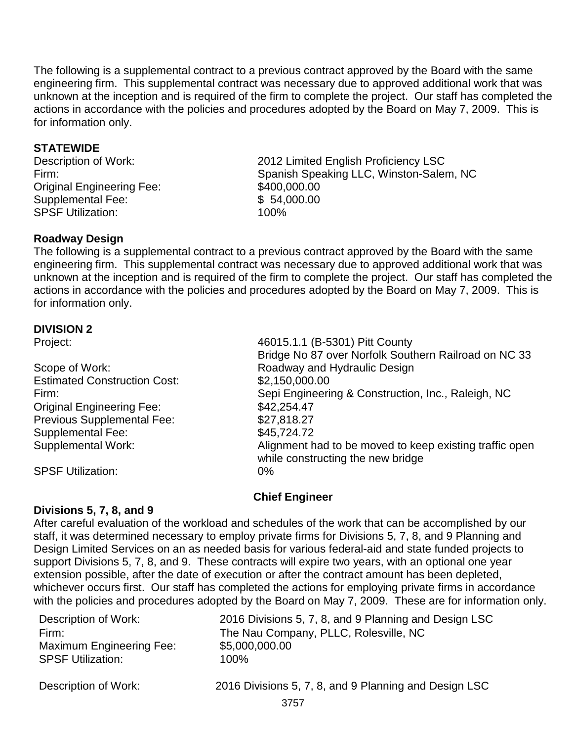The following is a supplemental contract to a previous contract approved by the Board with the same engineering firm. This supplemental contract was necessary due to approved additional work that was unknown at the inception and is required of the firm to complete the project. Our staff has completed the actions in accordance with the policies and procedures adopted by the Board on May 7, 2009. This is for information only.

**STATEWIDE**

| | |
|---|---|
| Description of Work: | 2012 Limited English Proficiency LSC |
| Firm: | Spanish Speaking LLC, Winston-Salem, NC |
| Original Engineering Fee: | $400,000.00 |
| Supplemental Fee: | $ 54,000.00 |
| SPSF Utilization: | 100% |

**Roadway Design**

The following is a supplemental contract to a previous contract approved by the Board with the same engineering firm. This supplemental contract was necessary due to approved additional work that was unknown at the inception and is required of the firm to complete the project. Our staff has completed the actions in accordance with the policies and procedures adopted by the Board on May 7, 2009. This is for information only.

**DIVISION 2**

| | |
|---|---|
| Project: | 46015.1.1 (B-5301) Pitt County<br>Bridge No 87 over Norfolk Southern Railroad on NC 33 |
| Scope of Work: | Roadway and Hydraulic Design |
| Estimated Construction Cost: | $2,150,000.00 |
| Firm: | Sepi Engineering & Construction, Inc., Raleigh, NC |
| Original Engineering Fee: | $42,254.47 |
| Previous Supplemental Fee: | $27,818.27 |
| Supplemental Fee: | $45,724.72 |
| Supplemental Work: | Alignment had to be moved to keep existing traffic open while constructing the new bridge |
| SPSF Utilization: | 0% |

**Chief Engineer**

**Divisions 5, 7, 8, and 9**

After careful evaluation of the workload and schedules of the work that can be accomplished by our staff, it was determined necessary to employ private firms for Divisions 5, 7, 8, and 9 Planning and Design Limited Services on an as needed basis for various federal-aid and state funded projects to support Divisions 5, 7, 8, and 9. These contracts will expire two years, with an optional one year extension possible, after the date of execution or after the contract amount has been depleted, whichever occurs first. Our staff has completed the actions for employing private firms in accordance with the policies and procedures adopted by the Board on May 7, 2009. These are for information only.

| | |
|---|---|
| Description of Work: | 2016 Divisions 5, 7, 8, and 9 Planning and Design LSC |
| Firm: | The Nau Company, PLLC, Rolesville, NC |
| Maximum Engineering Fee: | $5,000,000.00 |
| SPSF Utilization: | 100% |

| | |
|---|---|
| Description of Work: | 2016 Divisions 5, 7, 8, and 9 Planning and Design LSC |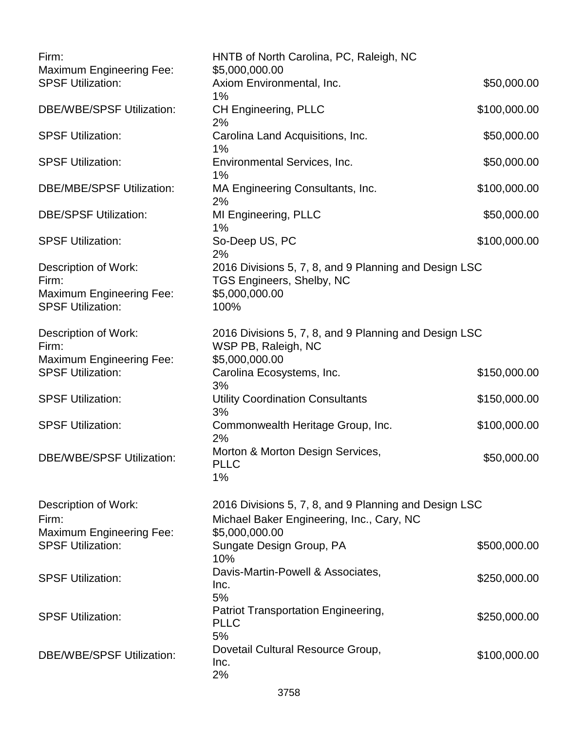| | | |
|---|---|---|
| Firm: | HNTB of North Carolina, PC, Raleigh, NC | |
| Maximum Engineering Fee: | $5,000,000.00 | |
| SPSF Utilization: | Axiom Environmental, Inc.<br>1% | $50,000.00 |
| DBE/WBE/SPSF Utilization: | CH Engineering, PLLC<br>2% | $100,000.00 |
| SPSF Utilization: | Carolina Land Acquisitions, Inc.<br>1% | $50,000.00 |
| SPSF Utilization: | Environmental Services, Inc.<br>1% | $50,000.00 |
| DBE/MBE/SPSF Utilization: | MA Engineering Consultants, Inc.<br>2% | $100,000.00 |
| DBE/SPSF Utilization: | MI Engineering, PLLC<br>1% | $50,000.00 |
| SPSF Utilization: | So-Deep US, PC<br>2% | $100,000.00 |
| Description of Work: | 2016 Divisions 5, 7, 8, and 9 Planning and Design LSC | |
| Firm: | TGS Engineers, Shelby, NC | |
| Maximum Engineering Fee: | $5,000,000.00 | |
| SPSF Utilization: | 100% | |

| | | |
|---|---|---|
| Description of Work: | 2016 Divisions 5, 7, 8, and 9 Planning and Design LSC | |
| Firm: | WSP PB, Raleigh, NC | |
| Maximum Engineering Fee: | $5,000,000.00 | |
| SPSF Utilization: | Carolina Ecosystems, Inc.<br>3% | $150,000.00 |
| SPSF Utilization: | Utility Coordination Consultants<br>3% | $150,000.00 |
| SPSF Utilization: | Commonwealth Heritage Group, Inc.<br>2% | $100,000.00 |
| DBE/WBE/SPSF Utilization: | Morton & Morton Design Services, PLLC<br>1% | $50,000.00 |

| | | |
|---|---|---|
| Description of Work: | 2016 Divisions 5, 7, 8, and 9 Planning and Design LSC | |
| Firm: | Michael Baker Engineering, Inc., Cary, NC | |
| Maximum Engineering Fee: | $5,000,000.00 | |
| SPSF Utilization: | Sungate Design Group, PA<br>10% | $500,000.00 |
| SPSF Utilization: | Davis-Martin-Powell & Associates, Inc.<br>5% | $250,000.00 |
| SPSF Utilization: | Patriot Transportation Engineering, PLLC<br>5% | $250,000.00 |
| DBE/WBE/SPSF Utilization: | Dovetail Cultural Resource Group, Inc.<br>2% | $100,000.00 |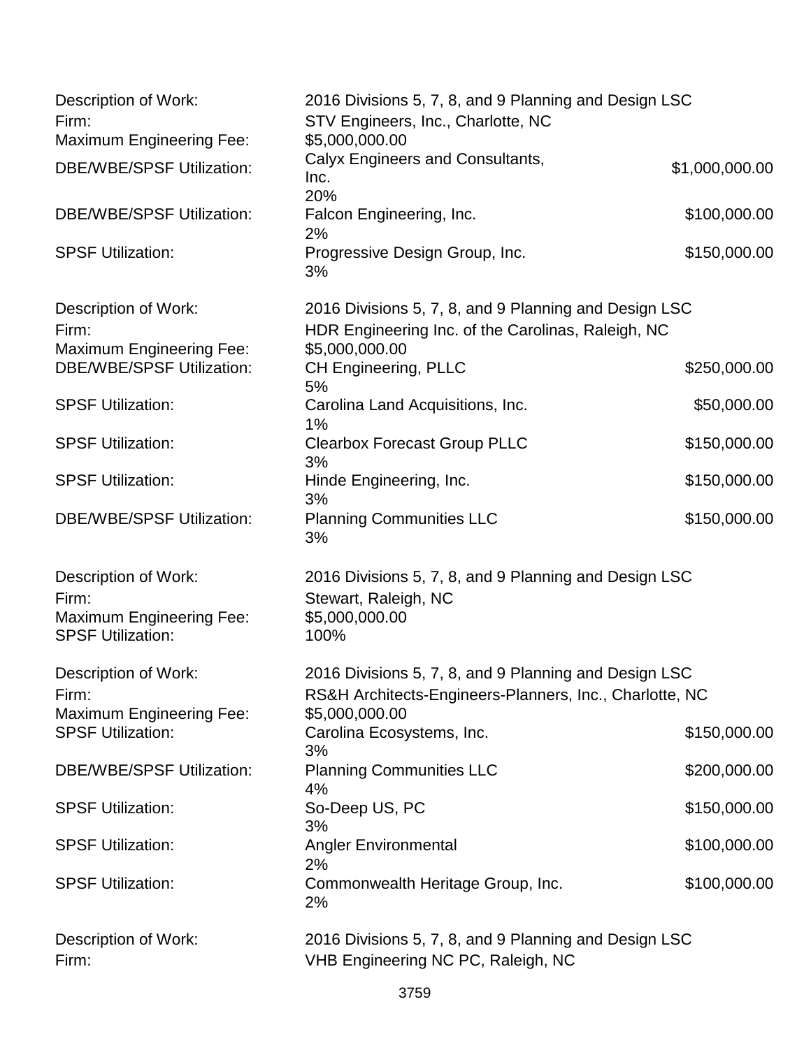Description of Work: 2016 Divisions 5, 7, 8, and 9 Planning and Design LSC
Firm: STV Engineers, Inc., Charlotte, NC
Maximum Engineering Fee: $5,000,000.00
DBE/WBE/SPSF Utilization: Calyx Engineers and Consultants, Inc. 20% $1,000,000.00
DBE/WBE/SPSF Utilization: Falcon Engineering, Inc. 2% $100,000.00
SPSF Utilization: Progressive Design Group, Inc. 3% $150,000.00

Description of Work: 2016 Divisions 5, 7, 8, and 9 Planning and Design LSC
Firm: HDR Engineering Inc. of the Carolinas, Raleigh, NC
Maximum Engineering Fee: $5,000,000.00
DBE/WBE/SPSF Utilization: CH Engineering, PLLC 5% $250,000.00
SPSF Utilization: Carolina Land Acquisitions, Inc. 1% $50,000.00
SPSF Utilization: Clearbox Forecast Group PLLC 3% $150,000.00
SPSF Utilization: Hinde Engineering, Inc. 3% $150,000.00
DBE/WBE/SPSF Utilization: Planning Communities LLC 3% $150,000.00

Description of Work: 2016 Divisions 5, 7, 8, and 9 Planning and Design LSC
Firm: Stewart, Raleigh, NC
Maximum Engineering Fee: $5,000,000.00
SPSF Utilization: 100%

Description of Work: 2016 Divisions 5, 7, 8, and 9 Planning and Design LSC
Firm: RS&H Architects-Engineers-Planners, Inc., Charlotte, NC
Maximum Engineering Fee: $5,000,000.00
SPSF Utilization: Carolina Ecosystems, Inc. 3% $150,000.00
DBE/WBE/SPSF Utilization: Planning Communities LLC 4% $200,000.00
SPSF Utilization: So-Deep US, PC 3% $150,000.00
SPSF Utilization: Angler Environmental 2% $100,000.00
SPSF Utilization: Commonwealth Heritage Group, Inc. 2% $100,000.00

Description of Work: 2016 Divisions 5, 7, 8, and 9 Planning and Design LSC
Firm: VHB Engineering NC PC, Raleigh, NC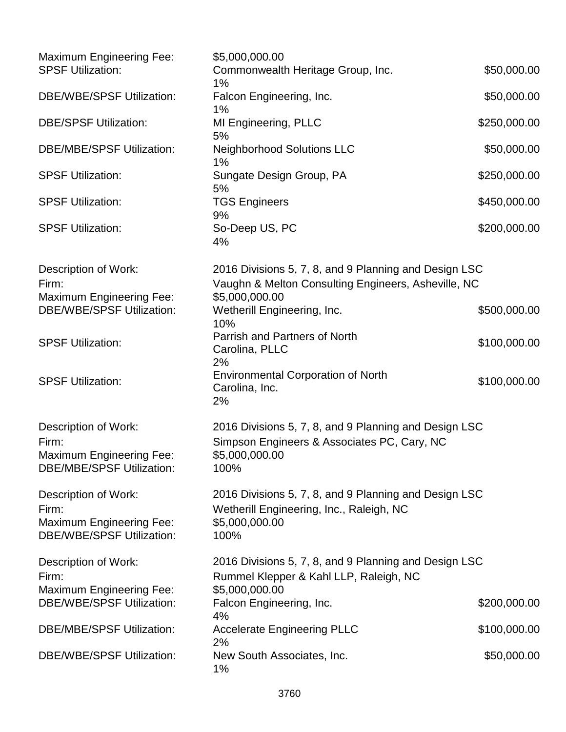Maximum Engineering Fee: $5,000,000.00

SPSF Utilization: Commonwealth Heritage Group, Inc. $50,000.00
1%

DBE/WBE/SPSF Utilization: Falcon Engineering, Inc. $50,000.00
1%

DBE/SPSF Utilization: MI Engineering, PLLC $250,000.00
5%

DBE/MBE/SPSF Utilization: Neighborhood Solutions LLC $50,000.00
1%

SPSF Utilization: Sungate Design Group, PA $250,000.00
5%

SPSF Utilization: TGS Engineers $450,000.00
9%

SPSF Utilization: So-Deep US, PC $200,000.00
4%

Description of Work: 2016 Divisions 5, 7, 8, and 9 Planning and Design LSC
Firm: Vaughn & Melton Consulting Engineers, Asheville, NC
Maximum Engineering Fee: $5,000,000.00

DBE/WBE/SPSF Utilization: Wetherill Engineering, Inc. $500,000.00
10%

SPSF Utilization: Parrish and Partners of North Carolina, PLLC $100,000.00
2%

SPSF Utilization: Environmental Corporation of North Carolina, Inc. $100,000.00
2%

Description of Work: 2016 Divisions 5, 7, 8, and 9 Planning and Design LSC
Firm: Simpson Engineers & Associates PC, Cary, NC
Maximum Engineering Fee: $5,000,000.00
DBE/MBE/SPSF Utilization: 100%

Description of Work: 2016 Divisions 5, 7, 8, and 9 Planning and Design LSC
Firm: Wetherill Engineering, Inc., Raleigh, NC
Maximum Engineering Fee: $5,000,000.00
DBE/WBE/SPSF Utilization: 100%

Description of Work: 2016 Divisions 5, 7, 8, and 9 Planning and Design LSC
Firm: Rummel Klepper & Kahl LLP, Raleigh, NC
Maximum Engineering Fee: $5,000,000.00

DBE/WBE/SPSF Utilization: Falcon Engineering, Inc. $200,000.00
4%

DBE/MBE/SPSF Utilization: Accelerate Engineering PLLC $100,000.00
2%

DBE/WBE/SPSF Utilization: New South Associates, Inc. $50,000.00
1%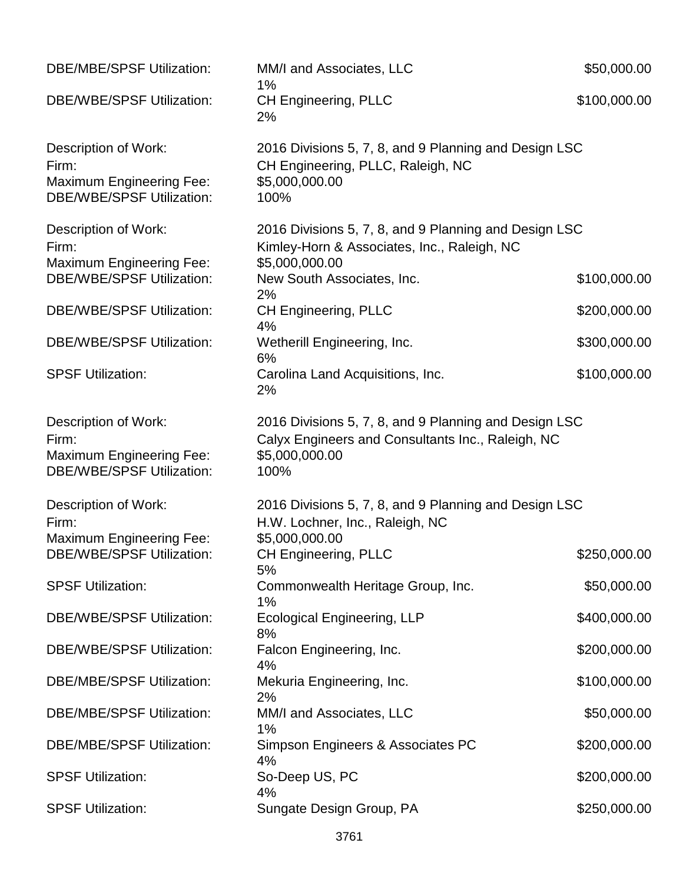DBE/MBE/SPSF Utilization: MM/I and Associates, LLC $50,000.00
1%

DBE/WBE/SPSF Utilization: CH Engineering, PLLC $100,000.00
2%

Description of Work: 2016 Divisions 5, 7, 8, and 9 Planning and Design LSC
Firm: CH Engineering, PLLC, Raleigh, NC
Maximum Engineering Fee: $5,000,000.00
DBE/WBE/SPSF Utilization: 100%

Description of Work: 2016 Divisions 5, 7, 8, and 9 Planning and Design LSC
Firm: Kimley-Horn & Associates, Inc., Raleigh, NC
Maximum Engineering Fee: $5,000,000.00
DBE/WBE/SPSF Utilization: New South Associates, Inc. $100,000.00
2%

DBE/WBE/SPSF Utilization: CH Engineering, PLLC $200,000.00
4%

DBE/WBE/SPSF Utilization: Wetherill Engineering, Inc. $300,000.00
6%

SPSF Utilization: Carolina Land Acquisitions, Inc. $100,000.00
2%

Description of Work: 2016 Divisions 5, 7, 8, and 9 Planning and Design LSC
Firm: Calyx Engineers and Consultants Inc., Raleigh, NC
Maximum Engineering Fee: $5,000,000.00
DBE/WBE/SPSF Utilization: 100%

Description of Work: 2016 Divisions 5, 7, 8, and 9 Planning and Design LSC
Firm: H.W. Lochner, Inc., Raleigh, NC
Maximum Engineering Fee: $5,000,000.00
DBE/WBE/SPSF Utilization: CH Engineering, PLLC $250,000.00
5%

SPSF Utilization: Commonwealth Heritage Group, Inc. $50,000.00
1%

DBE/WBE/SPSF Utilization: Ecological Engineering, LLP $400,000.00
8%

DBE/WBE/SPSF Utilization: Falcon Engineering, Inc. $200,000.00
4%

DBE/MBE/SPSF Utilization: Mekuria Engineering, Inc. $100,000.00
2%

DBE/MBE/SPSF Utilization: MM/I and Associates, LLC $50,000.00
1%

DBE/MBE/SPSF Utilization: Simpson Engineers & Associates PC $200,000.00
4%

SPSF Utilization: So-Deep US, PC $200,000.00
4%

SPSF Utilization: Sungate Design Group, PA $250,000.00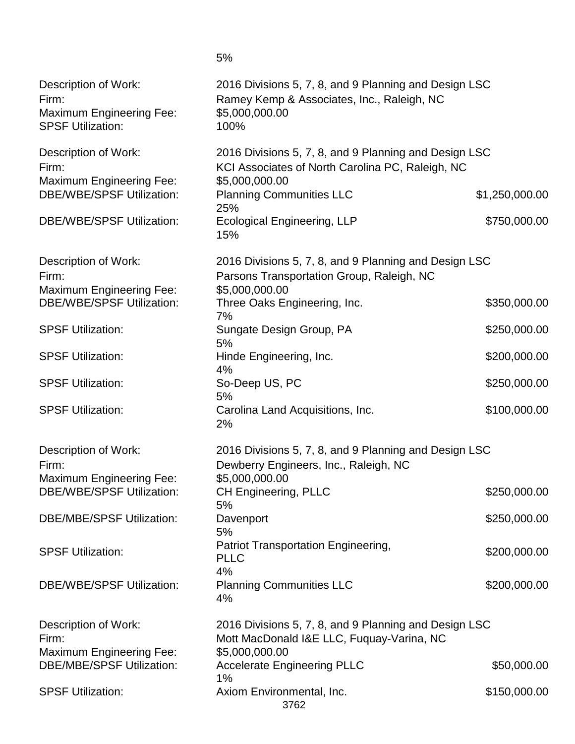5%

Description of Work: 2016 Divisions 5, 7, 8, and 9 Planning and Design LSC
Firm: Ramey Kemp & Associates, Inc., Raleigh, NC
Maximum Engineering Fee: $5,000,000.00
SPSF Utilization: 100%

Description of Work: 2016 Divisions 5, 7, 8, and 9 Planning and Design LSC
Firm: KCI Associates of North Carolina PC, Raleigh, NC
Maximum Engineering Fee: $5,000,000.00
DBE/WBE/SPSF Utilization: Planning Communities LLC $1,250,000.00
25%
DBE/WBE/SPSF Utilization: Ecological Engineering, LLP $750,000.00
15%

Description of Work: 2016 Divisions 5, 7, 8, and 9 Planning and Design LSC
Firm: Parsons Transportation Group, Raleigh, NC
Maximum Engineering Fee: $5,000,000.00
DBE/WBE/SPSF Utilization: Three Oaks Engineering, Inc. $350,000.00
7%
SPSF Utilization: Sungate Design Group, PA $250,000.00
5%
SPSF Utilization: Hinde Engineering, Inc. $200,000.00
4%
SPSF Utilization: So-Deep US, PC $250,000.00
5%
SPSF Utilization: Carolina Land Acquisitions, Inc. $100,000.00
2%

Description of Work: 2016 Divisions 5, 7, 8, and 9 Planning and Design LSC
Firm: Dewberry Engineers, Inc., Raleigh, NC
Maximum Engineering Fee: $5,000,000.00
DBE/WBE/SPSF Utilization: CH Engineering, PLLC $250,000.00
5%
DBE/MBE/SPSF Utilization: Davenport $250,000.00
5%
SPSF Utilization: Patriot Transportation Engineering, PLLC $200,000.00
4%
DBE/WBE/SPSF Utilization: Planning Communities LLC $200,000.00
4%

Description of Work: 2016 Divisions 5, 7, 8, and 9 Planning and Design LSC
Firm: Mott MacDonald I&E LLC, Fuquay-Varina, NC
Maximum Engineering Fee: $5,000,000.00
DBE/MBE/SPSF Utilization: Accelerate Engineering PLLC $50,000.00
1%
SPSF Utilization: Axiom Environmental, Inc. $150,000.00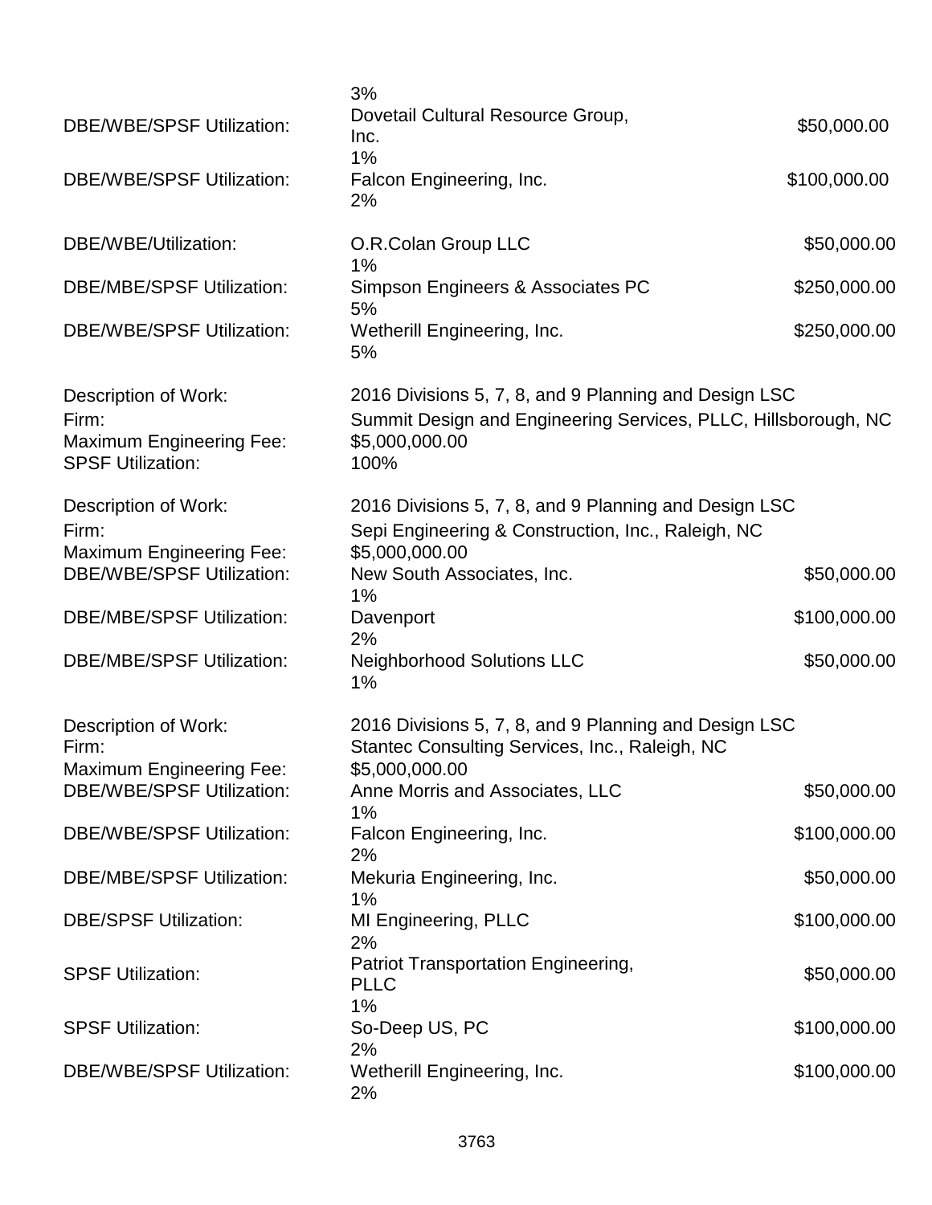| | | |
|---|---|---|
| | 3% | |
| DBE/WBE/SPSF Utilization: | Dovetail Cultural Resource Group, Inc. | $50,000.00 |
| | 1% | |
| DBE/WBE/SPSF Utilization: | Falcon Engineering, Inc. | $100,000.00 |
| | 2% | |
| DBE/WBE/Utilization: | O.R.Colan Group LLC | $50,000.00 |
| | 1% | |
| DBE/MBE/SPSF Utilization: | Simpson Engineers & Associates PC | $250,000.00 |
| | 5% | |
| DBE/WBE/SPSF Utilization: | Wetherill Engineering, Inc. | $250,000.00 |
| | 5% | |

| | | |
|---|---|---|
| Description of Work: | 2016 Divisions 5, 7, 8, and 9 Planning and Design LSC | |
| Firm: | Summit Design and Engineering Services, PLLC, Hillsborough, NC | |
| Maximum Engineering Fee: | $5,000,000.00 | |
| SPSF Utilization: | 100% | |

| | | |
|---|---|---|
| Description of Work: | 2016 Divisions 5, 7, 8, and 9 Planning and Design LSC | |
| Firm: | Sepi Engineering & Construction, Inc., Raleigh, NC | |
| Maximum Engineering Fee: | $5,000,000.00 | |
| DBE/WBE/SPSF Utilization: | New South Associates, Inc. | $50,000.00 |
| | 1% | |
| DBE/MBE/SPSF Utilization: | Davenport | $100,000.00 |
| | 2% | |
| DBE/MBE/SPSF Utilization: | Neighborhood Solutions LLC | $50,000.00 |
| | 1% | |

| | | |
|---|---|---|
| Description of Work: | 2016 Divisions 5, 7, 8, and 9 Planning and Design LSC | |
| Firm: | Stantec Consulting Services, Inc., Raleigh, NC | |
| Maximum Engineering Fee: | $5,000,000.00 | |
| DBE/WBE/SPSF Utilization: | Anne Morris and Associates, LLC | $50,000.00 |
| | 1% | |
| DBE/WBE/SPSF Utilization: | Falcon Engineering, Inc. | $100,000.00 |
| | 2% | |
| DBE/MBE/SPSF Utilization: | Mekuria Engineering, Inc. | $50,000.00 |
| | 1% | |
| DBE/SPSF Utilization: | MI Engineering, PLLC | $100,000.00 |
| | 2% | |
| SPSF Utilization: | Patriot Transportation Engineering, PLLC | $50,000.00 |
| | 1% | |
| SPSF Utilization: | So-Deep US, PC | $100,000.00 |
| | 2% | |
| DBE/WBE/SPSF Utilization: | Wetherill Engineering, Inc. | $100,000.00 |
| | 2% | |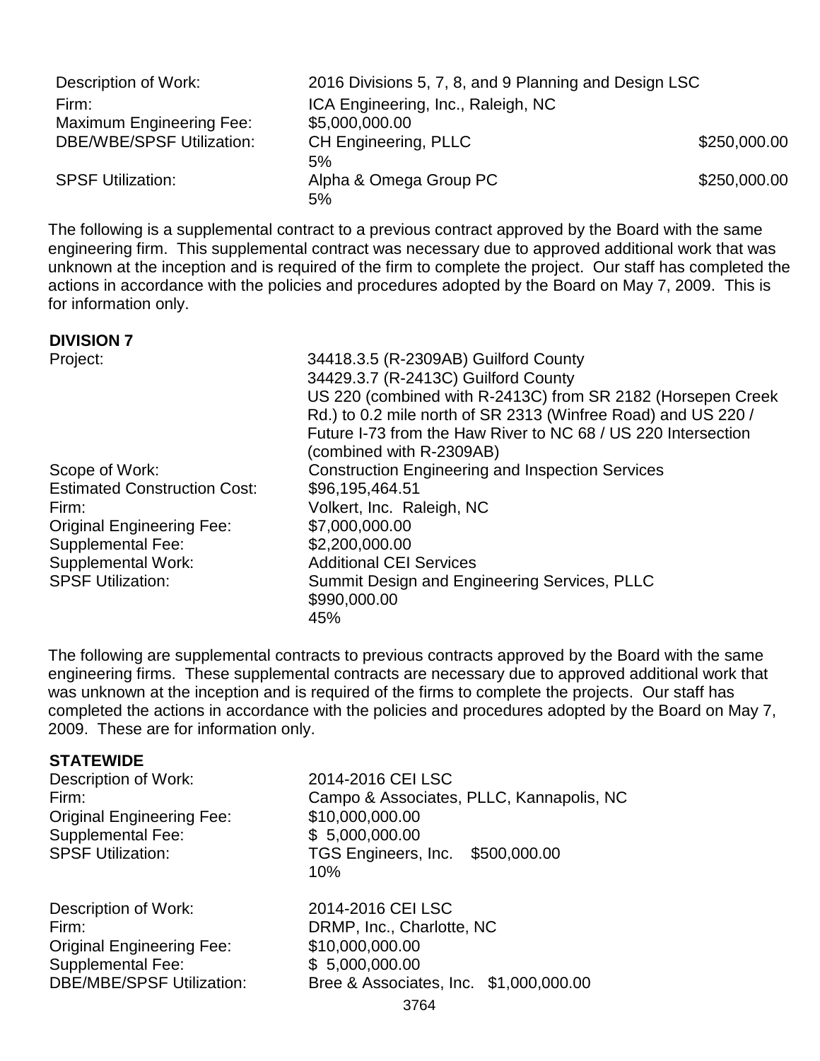| | | |
|---|---|---|
| Description of Work: | 2016 Divisions 5, 7, 8, and 9 Planning and Design LSC | |
| Firm: | ICA Engineering, Inc., Raleigh, NC | |
| Maximum Engineering Fee: | $5,000,000.00 | |
| DBE/WBE/SPSF Utilization: | CH Engineering, PLLC<br>5% | $250,000.00 |
| SPSF Utilization: | Alpha & Omega Group PC<br>5% | $250,000.00 |

The following is a supplemental contract to a previous contract approved by the Board with the same engineering firm. This supplemental contract was necessary due to approved additional work that was unknown at the inception and is required of the firm to complete the project. Our staff has completed the actions in accordance with the policies and procedures adopted by the Board on May 7, 2009. This is for information only.

**DIVISION 7**

| | |
|---|---|
| Project: | 34418.3.5 (R-2309AB) Guilford County<br>34429.3.7 (R-2413C) Guilford County<br>US 220 (combined with R-2413C) from SR 2182 (Horsepen Creek Rd.) to 0.2 mile north of SR 2313 (Winfree Road) and US 220 / Future I-73 from the Haw River to NC 68 / US 220 Intersection (combined with R-2309AB) |
| Scope of Work: | Construction Engineering and Inspection Services |
| Estimated Construction Cost: | $96,195,464.51 |
| Firm: | Volkert, Inc. Raleigh, NC |
| Original Engineering Fee: | $7,000,000.00 |
| Supplemental Fee: | $2,200,000.00 |
| Supplemental Work: | Additional CEI Services |
| SPSF Utilization: | Summit Design and Engineering Services, PLLC<br>$990,000.00<br>45% |

The following are supplemental contracts to previous contracts approved by the Board with the same engineering firms. These supplemental contracts are necessary due to approved additional work that was unknown at the inception and is required of the firms to complete the projects. Our staff has completed the actions in accordance with the policies and procedures adopted by the Board on May 7, 2009. These are for information only.

**STATEWIDE**

| | |
|---|---|
| Description of Work: | 2014-2016 CEI LSC |
| Firm: | Campo & Associates, PLLC, Kannapolis, NC |
| Original Engineering Fee: | $10,000,000.00 |
| Supplemental Fee: | $ 5,000,000.00 |
| SPSF Utilization: | TGS Engineers, Inc. $500,000.00<br>10% |

| | |
|---|---|
| Description of Work: | 2014-2016 CEI LSC |
| Firm: | DRMP, Inc., Charlotte, NC |
| Original Engineering Fee: | $10,000,000.00 |
| Supplemental Fee: | $ 5,000,000.00 |
| DBE/MBE/SPSF Utilization: | Bree & Associates, Inc. $1,000,000.00 |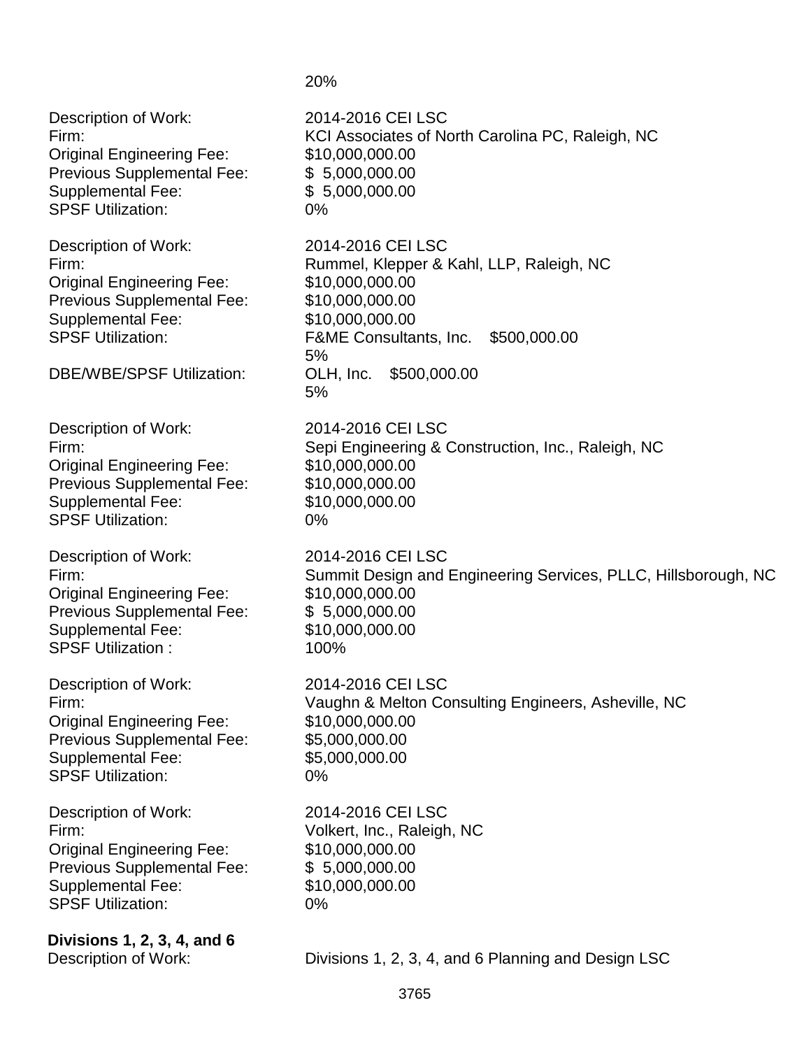20%

Description of Work: 2014-2016 CEI LSC
Firm: KCI Associates of North Carolina PC, Raleigh, NC
Original Engineering Fee: $10,000,000.00
Previous Supplemental Fee: $ 5,000,000.00
Supplemental Fee: $ 5,000,000.00
SPSF Utilization: 0%

Description of Work: 2014-2016 CEI LSC
Firm: Rummel, Klepper & Kahl, LLP, Raleigh, NC
Original Engineering Fee: $10,000,000.00
Previous Supplemental Fee: $10,000,000.00
Supplemental Fee: $10,000,000.00
SPSF Utilization: F&ME Consultants, Inc. $500,000.00
5%
DBE/WBE/SPSF Utilization: OLH, Inc. $500,000.00
5%

Description of Work: 2014-2016 CEI LSC
Firm: Sepi Engineering & Construction, Inc., Raleigh, NC
Original Engineering Fee: $10,000,000.00
Previous Supplemental Fee: $10,000,000.00
Supplemental Fee: $10,000,000.00
SPSF Utilization: 0%

Description of Work: 2014-2016 CEI LSC
Firm: Summit Design and Engineering Services, PLLC, Hillsborough, NC
Original Engineering Fee: $10,000,000.00
Previous Supplemental Fee: $ 5,000,000.00
Supplemental Fee: $10,000,000.00
SPSF Utilization : 100%

Description of Work: 2014-2016 CEI LSC
Firm: Vaughn & Melton Consulting Engineers, Asheville, NC
Original Engineering Fee: $10,000,000.00
Previous Supplemental Fee: $5,000,000.00
Supplemental Fee: $5,000,000.00
SPSF Utilization: 0%

Description of Work: 2014-2016 CEI LSC
Firm: Volkert, Inc., Raleigh, NC
Original Engineering Fee: $10,000,000.00
Previous Supplemental Fee: $ 5,000,000.00
Supplemental Fee: $10,000,000.00
SPSF Utilization: 0%

**Divisions 1, 2, 3, 4, and 6**

Description of Work: Divisions 1, 2, 3, 4, and 6 Planning and Design LSC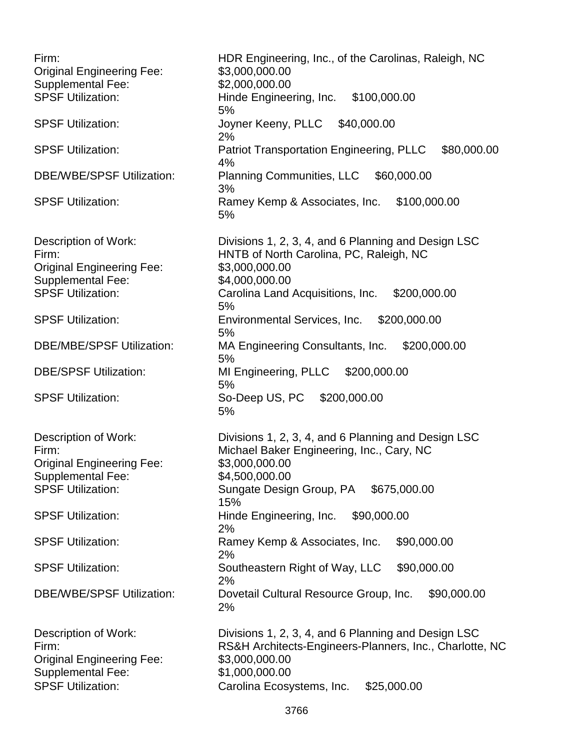Firm: HDR Engineering, Inc., of the Carolinas, Raleigh, NC
Original Engineering Fee: $3,000,000.00
Supplemental Fee: $2,000,000.00
SPSF Utilization: Hinde Engineering, Inc. $100,000.00
5%
SPSF Utilization: Joyner Keeny, PLLC $40,000.00
2%
SPSF Utilization: Patriot Transportation Engineering, PLLC $80,000.00
4%
DBE/WBE/SPSF Utilization: Planning Communities, LLC $60,000.00
3%
SPSF Utilization: Ramey Kemp & Associates, Inc. $100,000.00
5%

Description of Work: Divisions 1, 2, 3, 4, and 6 Planning and Design LSC
Firm: HNTB of North Carolina, PC, Raleigh, NC
Original Engineering Fee: $3,000,000.00
Supplemental Fee: $4,000,000.00
SPSF Utilization: Carolina Land Acquisitions, Inc. $200,000.00
5%
SPSF Utilization: Environmental Services, Inc. $200,000.00
5%
DBE/MBE/SPSF Utilization: MA Engineering Consultants, Inc. $200,000.00
5%
DBE/SPSF Utilization: MI Engineering, PLLC $200,000.00
5%
SPSF Utilization: So-Deep US, PC $200,000.00
5%

Description of Work: Divisions 1, 2, 3, 4, and 6 Planning and Design LSC
Firm: Michael Baker Engineering, Inc., Cary, NC
Original Engineering Fee: $3,000,000.00
Supplemental Fee: $4,500,000.00
SPSF Utilization: Sungate Design Group, PA $675,000.00
15%
SPSF Utilization: Hinde Engineering, Inc. $90,000.00
2%
SPSF Utilization: Ramey Kemp & Associates, Inc. $90,000.00
2%
SPSF Utilization: Southeastern Right of Way, LLC $90,000.00
2%
DBE/WBE/SPSF Utilization: Dovetail Cultural Resource Group, Inc. $90,000.00
2%

Description of Work: Divisions 1, 2, 3, 4, and 6 Planning and Design LSC
Firm: RS&H Architects-Engineers-Planners, Inc., Charlotte, NC
Original Engineering Fee: $3,000,000.00
Supplemental Fee: $1,000,000.00
SPSF Utilization: Carolina Ecosystems, Inc. $25,000.00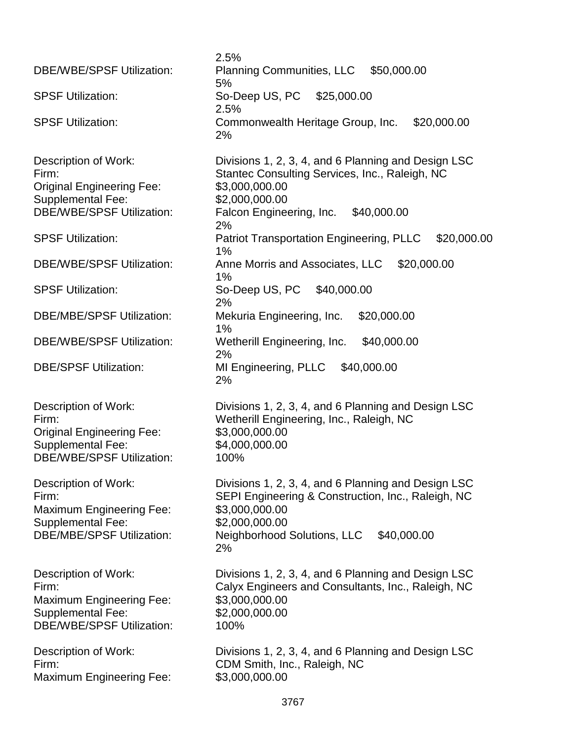2.5%

DBE/WBE/SPSF Utilization: Planning Communities, LLC $50,000.00
5%

SPSF Utilization: So-Deep US, PC $25,000.00
2.5%

SPSF Utilization: Commonwealth Heritage Group, Inc. $20,000.00
2%

Description of Work: Divisions 1, 2, 3, 4, and 6 Planning and Design LSC
Firm: Stantec Consulting Services, Inc., Raleigh, NC
Original Engineering Fee: $3,000,000.00
Supplemental Fee: $2,000,000.00
DBE/WBE/SPSF Utilization: Falcon Engineering, Inc. $40,000.00
2%

SPSF Utilization: Patriot Transportation Engineering, PLLC $20,000.00
1%

DBE/WBE/SPSF Utilization: Anne Morris and Associates, LLC $20,000.00
1%

SPSF Utilization: So-Deep US, PC $40,000.00
2%

DBE/MBE/SPSF Utilization: Mekuria Engineering, Inc. $20,000.00
1%

DBE/WBE/SPSF Utilization: Wetherill Engineering, Inc. $40,000.00
2%

DBE/SPSF Utilization: MI Engineering, PLLC $40,000.00
2%

Description of Work: Divisions 1, 2, 3, 4, and 6 Planning and Design LSC
Firm: Wetherill Engineering, Inc., Raleigh, NC
Original Engineering Fee: $3,000,000.00
Supplemental Fee: $4,000,000.00
DBE/WBE/SPSF Utilization: 100%

Description of Work: Divisions 1, 2, 3, 4, and 6 Planning and Design LSC
Firm: SEPI Engineering & Construction, Inc., Raleigh, NC
Maximum Engineering Fee: $3,000,000.00
Supplemental Fee: $2,000,000.00
DBE/MBE/SPSF Utilization: Neighborhood Solutions, LLC $40,000.00
2%

Description of Work: Divisions 1, 2, 3, 4, and 6 Planning and Design LSC
Firm: Calyx Engineers and Consultants, Inc., Raleigh, NC
Maximum Engineering Fee: $3,000,000.00
Supplemental Fee: $2,000,000.00
DBE/WBE/SPSF Utilization: 100%

Description of Work: Divisions 1, 2, 3, 4, and 6 Planning and Design LSC
Firm: CDM Smith, Inc., Raleigh, NC
Maximum Engineering Fee: $3,000,000.00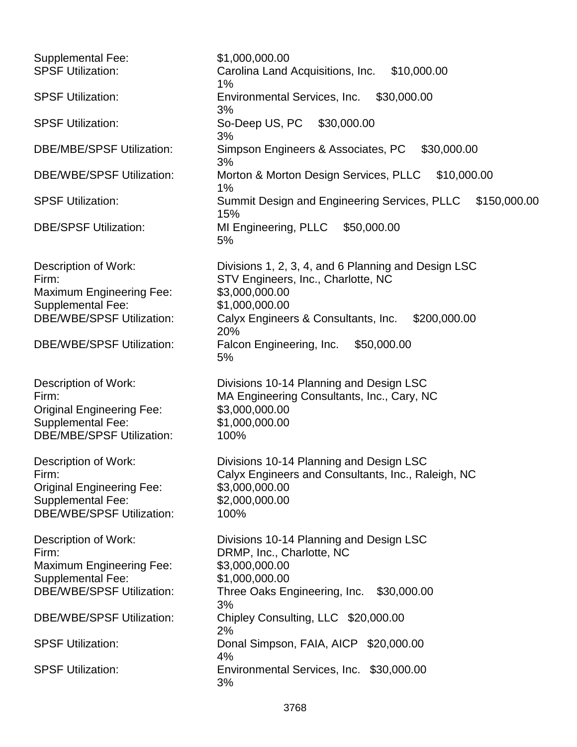Supplemental Fee: $1,000,000.00
SPSF Utilization: Carolina Land Acquisitions, Inc. $10,000.00
1%
SPSF Utilization: Environmental Services, Inc. $30,000.00
3%
SPSF Utilization: So-Deep US, PC $30,000.00
3%
DBE/MBE/SPSF Utilization: Simpson Engineers & Associates, PC $30,000.00
3%
DBE/WBE/SPSF Utilization: Morton & Morton Design Services, PLLC $10,000.00
1%
SPSF Utilization: Summit Design and Engineering Services, PLLC $150,000.00
15%
DBE/SPSF Utilization: MI Engineering, PLLC $50,000.00
5%

Description of Work: Divisions 1, 2, 3, 4, and 6 Planning and Design LSC
Firm: STV Engineers, Inc., Charlotte, NC
Maximum Engineering Fee: $3,000,000.00
Supplemental Fee: $1,000,000.00
DBE/WBE/SPSF Utilization: Calyx Engineers & Consultants, Inc. $200,000.00
20%
DBE/WBE/SPSF Utilization: Falcon Engineering, Inc. $50,000.00
5%

Description of Work: Divisions 10-14 Planning and Design LSC
Firm: MA Engineering Consultants, Inc., Cary, NC
Original Engineering Fee: $3,000,000.00
Supplemental Fee: $1,000,000.00
DBE/MBE/SPSF Utilization: 100%

Description of Work: Divisions 10-14 Planning and Design LSC
Firm: Calyx Engineers and Consultants, Inc., Raleigh, NC
Original Engineering Fee: $3,000,000.00
Supplemental Fee: $2,000,000.00
DBE/WBE/SPSF Utilization: 100%

Description of Work: Divisions 10-14 Planning and Design LSC
Firm: DRMP, Inc., Charlotte, NC
Maximum Engineering Fee: $3,000,000.00
Supplemental Fee: $1,000,000.00
DBE/WBE/SPSF Utilization: Three Oaks Engineering, Inc. $30,000.00
3%
DBE/WBE/SPSF Utilization: Chipley Consulting, LLC $20,000.00
2%
SPSF Utilization: Donal Simpson, FAIA, AICP $20,000.00
4%
SPSF Utilization: Environmental Services, Inc. $30,000.00
3%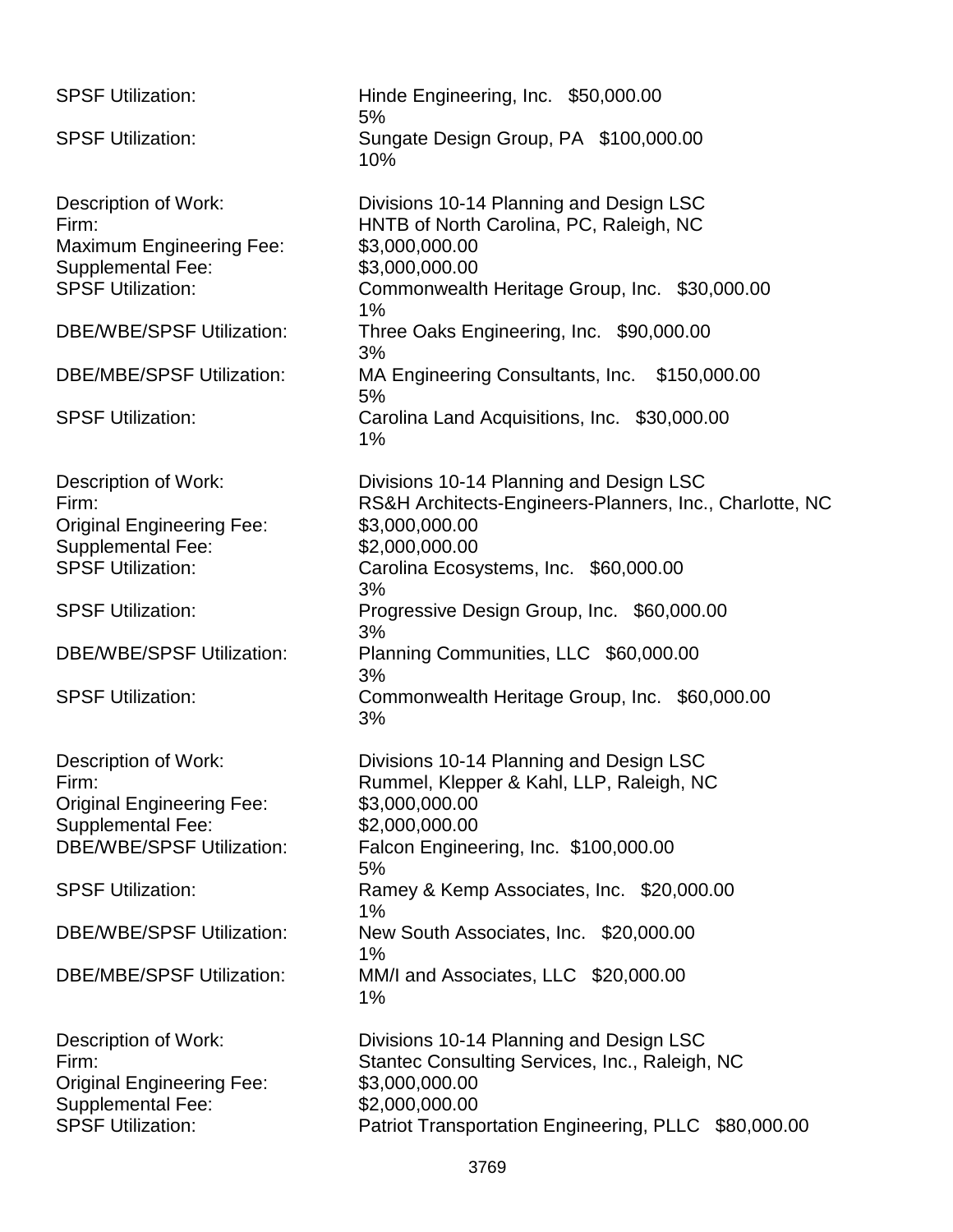SPSF Utilization: Hinde Engineering, Inc. $50,000.00
5%

SPSF Utilization: Sungate Design Group, PA $100,000.00
10%

Description of Work: Divisions 10-14 Planning and Design LSC
Firm: HNTB of North Carolina, PC, Raleigh, NC
Maximum Engineering Fee: $3,000,000.00
Supplemental Fee: $3,000,000.00
SPSF Utilization: Commonwealth Heritage Group, Inc. $30,000.00
1%

DBE/WBE/SPSF Utilization: Three Oaks Engineering, Inc. $90,000.00
3%

DBE/MBE/SPSF Utilization: MA Engineering Consultants, Inc. $150,000.00
5%

SPSF Utilization: Carolina Land Acquisitions, Inc. $30,000.00
1%

Description of Work: Divisions 10-14 Planning and Design LSC
Firm: RS&H Architects-Engineers-Planners, Inc., Charlotte, NC
Original Engineering Fee: $3,000,000.00
Supplemental Fee: $2,000,000.00
SPSF Utilization: Carolina Ecosystems, Inc. $60,000.00
3%

SPSF Utilization: Progressive Design Group, Inc. $60,000.00
3%

DBE/WBE/SPSF Utilization: Planning Communities, LLC $60,000.00
3%

SPSF Utilization: Commonwealth Heritage Group, Inc. $60,000.00
3%

Description of Work: Divisions 10-14 Planning and Design LSC
Firm: Rummel, Klepper & Kahl, LLP, Raleigh, NC
Original Engineering Fee: $3,000,000.00
Supplemental Fee: $2,000,000.00
DBE/WBE/SPSF Utilization: Falcon Engineering, Inc. $100,000.00
5%

SPSF Utilization: Ramey & Kemp Associates, Inc. $20,000.00
1%

DBE/WBE/SPSF Utilization: New South Associates, Inc. $20,000.00
1%

DBE/MBE/SPSF Utilization: MM/I and Associates, LLC $20,000.00
1%

Description of Work: Divisions 10-14 Planning and Design LSC
Firm: Stantec Consulting Services, Inc., Raleigh, NC
Original Engineering Fee: $3,000,000.00
Supplemental Fee: $2,000,000.00
SPSF Utilization: Patriot Transportation Engineering, PLLC $80,000.00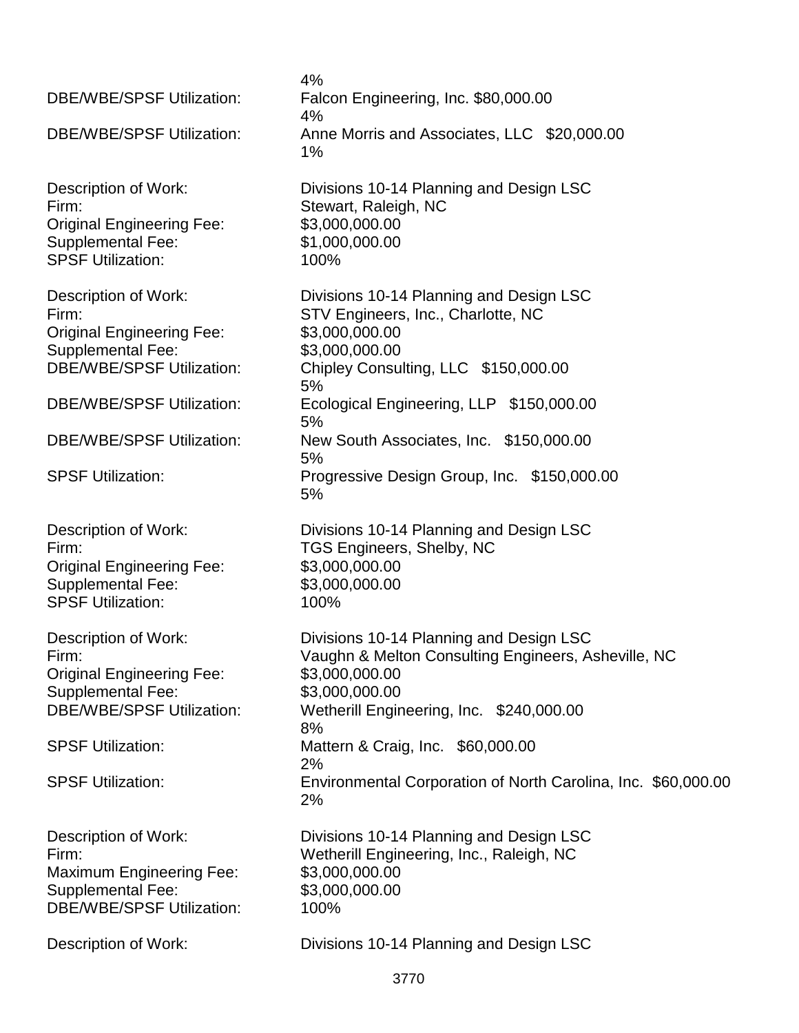4%

DBE/WBE/SPSF Utilization: Falcon Engineering, Inc. $80,000.00
4%

DBE/WBE/SPSF Utilization: Anne Morris and Associates, LLC $20,000.00
1%

Description of Work: Divisions 10-14 Planning and Design LSC
Firm: Stewart, Raleigh, NC
Original Engineering Fee: $3,000,000.00
Supplemental Fee: $1,000,000.00
SPSF Utilization: 100%

Description of Work: Divisions 10-14 Planning and Design LSC
Firm: STV Engineers, Inc., Charlotte, NC
Original Engineering Fee: $3,000,000.00
Supplemental Fee: $3,000,000.00
DBE/WBE/SPSF Utilization: Chipley Consulting, LLC $150,000.00
5%
DBE/WBE/SPSF Utilization: Ecological Engineering, LLP $150,000.00
5%
DBE/WBE/SPSF Utilization: New South Associates, Inc. $150,000.00
5%
SPSF Utilization: Progressive Design Group, Inc. $150,000.00
5%

Description of Work: Divisions 10-14 Planning and Design LSC
Firm: TGS Engineers, Shelby, NC
Original Engineering Fee: $3,000,000.00
Supplemental Fee: $3,000,000.00
SPSF Utilization: 100%

Description of Work: Divisions 10-14 Planning and Design LSC
Firm: Vaughn & Melton Consulting Engineers, Asheville, NC
Original Engineering Fee: $3,000,000.00
Supplemental Fee: $3,000,000.00
DBE/WBE/SPSF Utilization: Wetherill Engineering, Inc. $240,000.00
8%
SPSF Utilization: Mattern & Craig, Inc. $60,000.00
2%
SPSF Utilization: Environmental Corporation of North Carolina, Inc. $60,000.00
2%

Description of Work: Divisions 10-14 Planning and Design LSC
Firm: Wetherill Engineering, Inc., Raleigh, NC
Maximum Engineering Fee: $3,000,000.00
Supplemental Fee: $3,000,000.00
DBE/WBE/SPSF Utilization: 100%

Description of Work: Divisions 10-14 Planning and Design LSC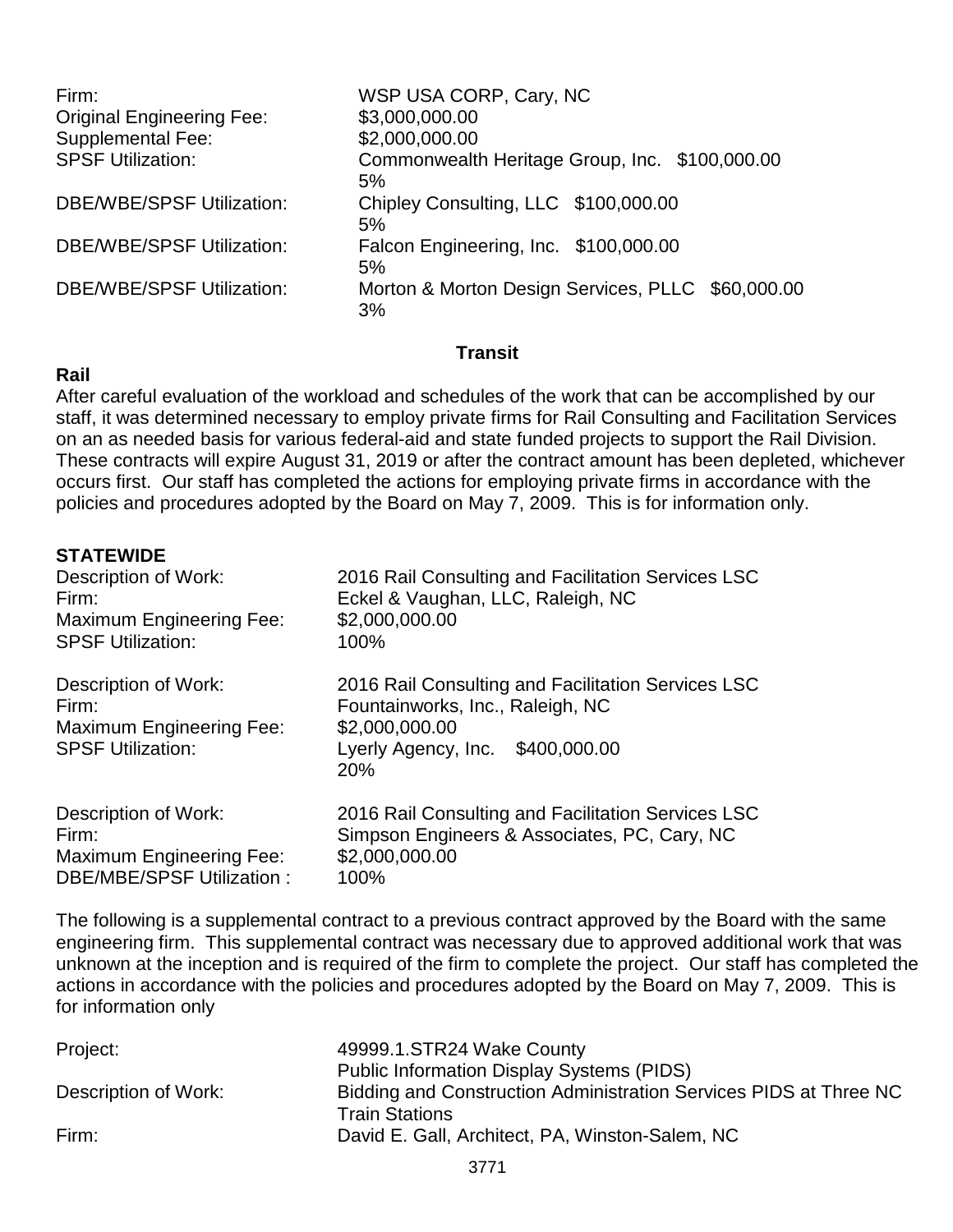Firm: WSP USA CORP, Cary, NC
Original Engineering Fee: $3,000,000.00
Supplemental Fee: $2,000,000.00
SPSF Utilization: Commonwealth Heritage Group, Inc. $100,000.00
5%
DBE/WBE/SPSF Utilization: Chipley Consulting, LLC $100,000.00
5%
DBE/WBE/SPSF Utilization: Falcon Engineering, Inc. $100,000.00
5%
DBE/WBE/SPSF Utilization: Morton & Morton Design Services, PLLC $60,000.00
3%

## Transit

### Rail

After careful evaluation of the workload and schedules of the work that can be accomplished by our staff, it was determined necessary to employ private firms for Rail Consulting and Facilitation Services on an as needed basis for various federal-aid and state funded projects to support the Rail Division. These contracts will expire August 31, 2019 or after the contract amount has been depleted, whichever occurs first. Our staff has completed the actions for employing private firms in accordance with the policies and procedures adopted by the Board on May 7, 2009. This is for information only.

**STATEWIDE**

Description of Work: 2016 Rail Consulting and Facilitation Services LSC
Firm: Eckel & Vaughan, LLC, Raleigh, NC
Maximum Engineering Fee: $2,000,000.00
SPSF Utilization: 100%

Description of Work: 2016 Rail Consulting and Facilitation Services LSC
Firm: Fountainworks, Inc., Raleigh, NC
Maximum Engineering Fee: $2,000,000.00
SPSF Utilization: Lyerly Agency, Inc. $400,000.00
20%

Description of Work: 2016 Rail Consulting and Facilitation Services LSC
Firm: Simpson Engineers & Associates, PC, Cary, NC
Maximum Engineering Fee: $2,000,000.00
DBE/MBE/SPSF Utilization : 100%

The following is a supplemental contract to a previous contract approved by the Board with the same engineering firm. This supplemental contract was necessary due to approved additional work that was unknown at the inception and is required of the firm to complete the project. Our staff has completed the actions in accordance with the policies and procedures adopted by the Board on May 7, 2009. This is for information only

Project: 49999.1.STR24 Wake County
Public Information Display Systems (PIDS)
Description of Work: Bidding and Construction Administration Services PIDS at Three NC Train Stations
Firm: David E. Gall, Architect, PA, Winston-Salem, NC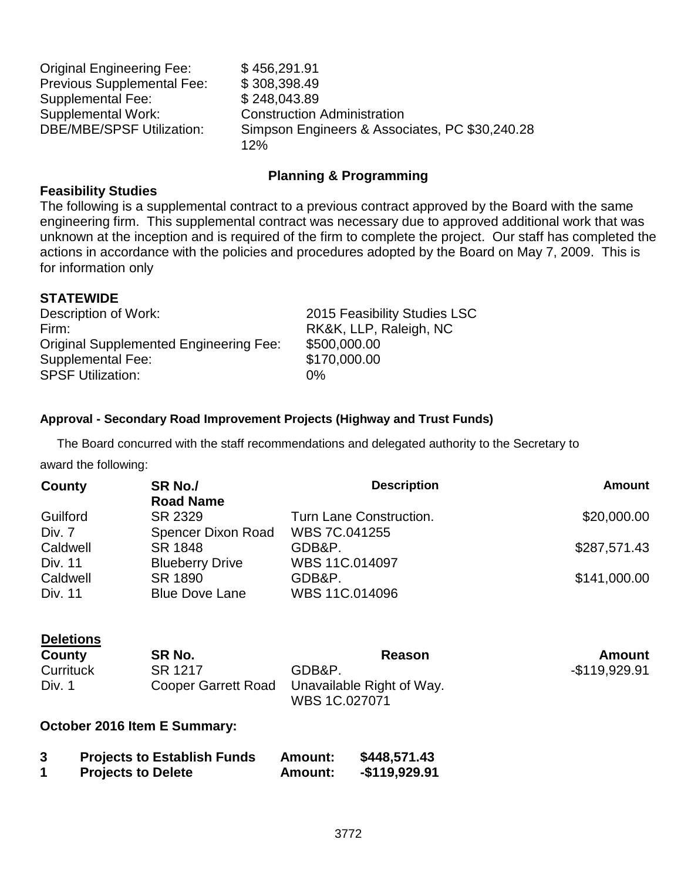Original Engineering Fee: $ 456,291.91
Previous Supplemental Fee: $ 308,398.49
Supplemental Fee: $ 248,043.89
Supplemental Work: Construction Administration
DBE/MBE/SPSF Utilization: Simpson Engineers & Associates, PC $30,240.28
12%

## Planning & Programming

### Feasibility Studies

The following is a supplemental contract to a previous contract approved by the Board with the same engineering firm. This supplemental contract was necessary due to approved additional work that was unknown at the inception and is required of the firm to complete the project. Our staff has completed the actions in accordance with the policies and procedures adopted by the Board on May 7, 2009. This is for information only

**STATEWIDE**

Description of Work: 2015 Feasibility Studies LSC
Firm: RK&K, LLP, Raleigh, NC
Original Supplemented Engineering Fee: $500,000.00
Supplemental Fee: $170,000.00
SPSF Utilization: 0%

### Approval - Secondary Road Improvement Projects (Highway and Trust Funds)

The Board concurred with the staff recommendations and delegated authority to the Secretary to award the following:

| County | SR No./ Road Name | Description | Amount |
|---|---|---|---|
| Guilford Div. 7 | SR 2329 Spencer Dixon Road | Turn Lane Construction. WBS 7C.041255 | $20,000.00 |
| Caldwell Div. 11 | SR 1848 Blueberry Drive | GDB&P. WBS 11C.014097 | $287,571.43 |
| Caldwell Div. 11 | SR 1890 Blue Dove Lane | GDB&P. WBS 11C.014096 | $141,000.00 |

**Deletions**

| County | SR No. | Reason | Amount |
|---|---|---|---|
| Currituck Div. 1 | SR 1217 Cooper Garrett Road | GDB&P. Unavailable Right of Way. WBS 1C.027071 | -$119,929.91 |

**October 2016 Item E Summary:**

| | | | |
|---|---|---|---|
| **3** | **Projects to Establish Funds** | **Amount:** | **$448,571.43** |
| **1** | **Projects to Delete** | **Amount:** | **-$119,929.91** |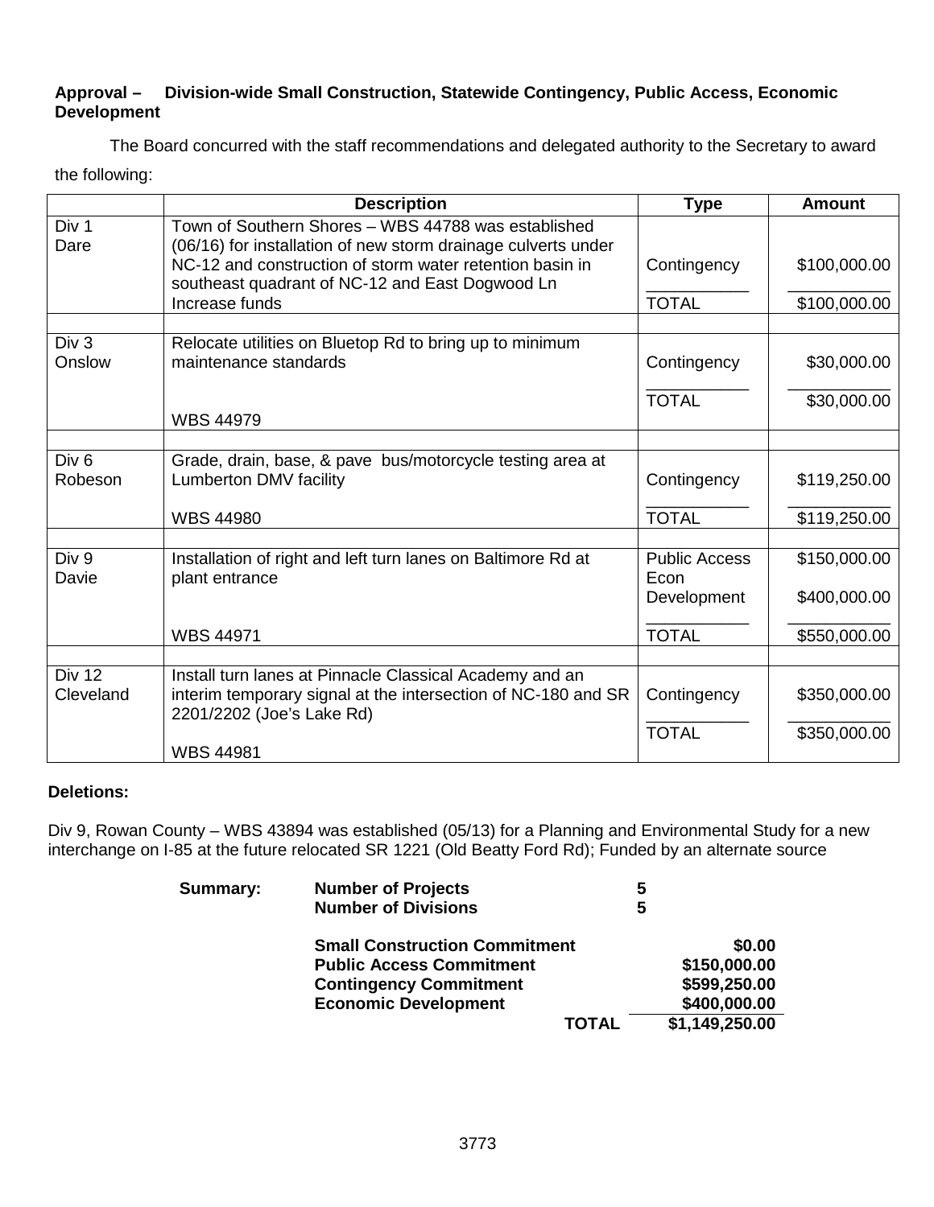**Approval – Division-wide Small Construction, Statewide Contingency, Public Access, Economic Development**

The Board concurred with the staff recommendations and delegated authority to the Secretary to award the following:

| | Description | Type | Amount |
|---|---|---|---|
| Div 1<br>Dare | Town of Southern Shores – WBS 44788 was established (06/16) for installation of new storm drainage culverts under NC-12 and construction of storm water retention basin in southeast quadrant of NC-12 and East Dogwood Ln<br>Increase funds | Contingency<br>TOTAL | \$100,000.00<br>\$100,000.00 |
| | | | |
| Div 3<br>Onslow | Relocate utilities on Bluetop Rd to bring up to minimum maintenance standards<br><br>WBS 44979 | Contingency<br>TOTAL | \$30,000.00<br>\$30,000.00 |
| | | | |
| Div 6<br>Robeson | Grade, drain, base, & pave bus/motorcycle testing area at Lumberton DMV facility<br><br>WBS 44980 | Contingency<br>TOTAL | \$119,250.00<br>\$119,250.00 |
| | | | |
| Div 9<br>Davie | Installation of right and left turn lanes on Baltimore Rd at plant entrance<br><br>WBS 44971 | Public Access<br>Econ Development<br>TOTAL | \$150,000.00<br>\$400,000.00<br>\$550,000.00 |
| | | | |
| Div 12<br>Cleveland | Install turn lanes at Pinnacle Classical Academy and an interim temporary signal at the intersection of NC-180 and SR 2201/2202 (Joe's Lake Rd)<br><br>WBS 44981 | Contingency<br>TOTAL | \$350,000.00<br>\$350,000.00 |

**Deletions:**

Div 9, Rowan County – WBS 43894 was established (05/13) for a Planning and Environmental Study for a new interchange on I-85 at the future relocated SR 1221 (Old Beatty Ford Rd); Funded by an alternate source

| **Summary:** | | |
|---|---|---|
| | **Number of Projects** | **5** |
| | **Number of Divisions** | **5** |
| | **Small Construction Commitment** | **\$0.00** |
| | **Public Access Commitment** | **\$150,000.00** |
| | **Contingency Commitment** | **\$599,250.00** |
| | **Economic Development** | **\$400,000.00** |
| | **TOTAL** | **\$1,149,250.00** |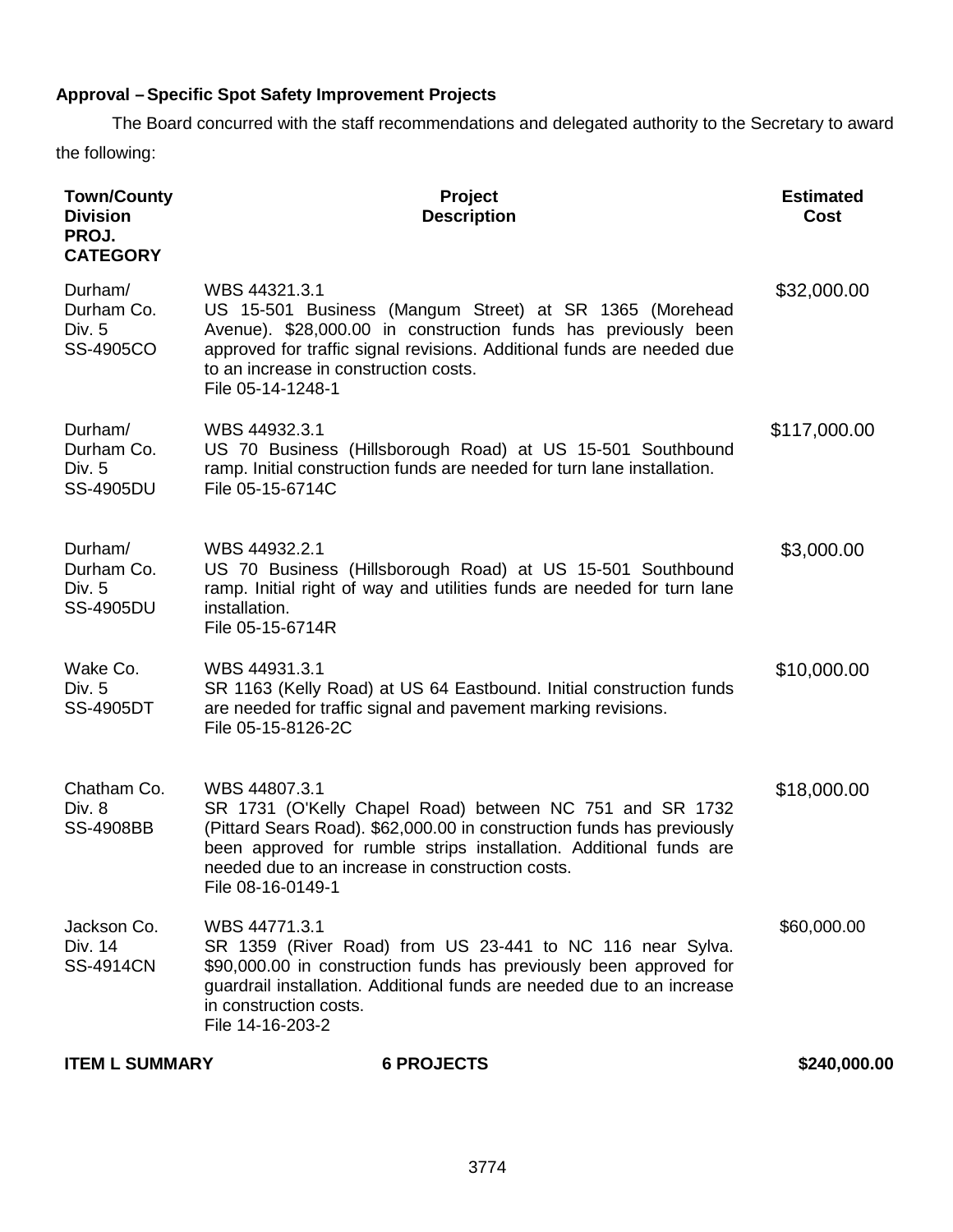**Approval – Specific Spot Safety Improvement Projects**

The Board concurred with the staff recommendations and delegated authority to the Secretary to award the following:

| Town/County Division PROJ. CATEGORY | Project Description | Estimated Cost |
|---|---|---|
| Durham/ Durham Co. Div. 5 SS-4905CO | WBS 44321.3.1 US 15-501 Business (Mangum Street) at SR 1365 (Morehead Avenue). $28,000.00 in construction funds has previously been approved for traffic signal revisions. Additional funds are needed due to an increase in construction costs. File 05-14-1248-1 | $32,000.00 |
| Durham/ Durham Co. Div. 5 SS-4905DU | WBS 44932.3.1 US 70 Business (Hillsborough Road) at US 15-501 Southbound ramp. Initial construction funds are needed for turn lane installation. File 05-15-6714C | $117,000.00 |
| Durham/ Durham Co. Div. 5 SS-4905DU | WBS 44932.2.1 US 70 Business (Hillsborough Road) at US 15-501 Southbound ramp. Initial right of way and utilities funds are needed for turn lane installation. File 05-15-6714R | $3,000.00 |
| Wake Co. Div. 5 SS-4905DT | WBS 44931.3.1 SR 1163 (Kelly Road) at US 64 Eastbound. Initial construction funds are needed for traffic signal and pavement marking revisions. File 05-15-8126-2C | $10,000.00 |
| Chatham Co. Div. 8 SS-4908BB | WBS 44807.3.1 SR 1731 (O'Kelly Chapel Road) between NC 751 and SR 1732 (Pittard Sears Road). $62,000.00 in construction funds has previously been approved for rumble strips installation. Additional funds are needed due to an increase in construction costs. File 08-16-0149-1 | $18,000.00 |
| Jackson Co. Div. 14 SS-4914CN | WBS 44771.3.1 SR 1359 (River Road) from US 23-441 to NC 116 near Sylva. $90,000.00 in construction funds has previously been approved for guardrail installation. Additional funds are needed due to an increase in construction costs. File 14-16-203-2 | $60,000.00 |
| **ITEM L SUMMARY** | **6 PROJECTS** | **$240,000.00** |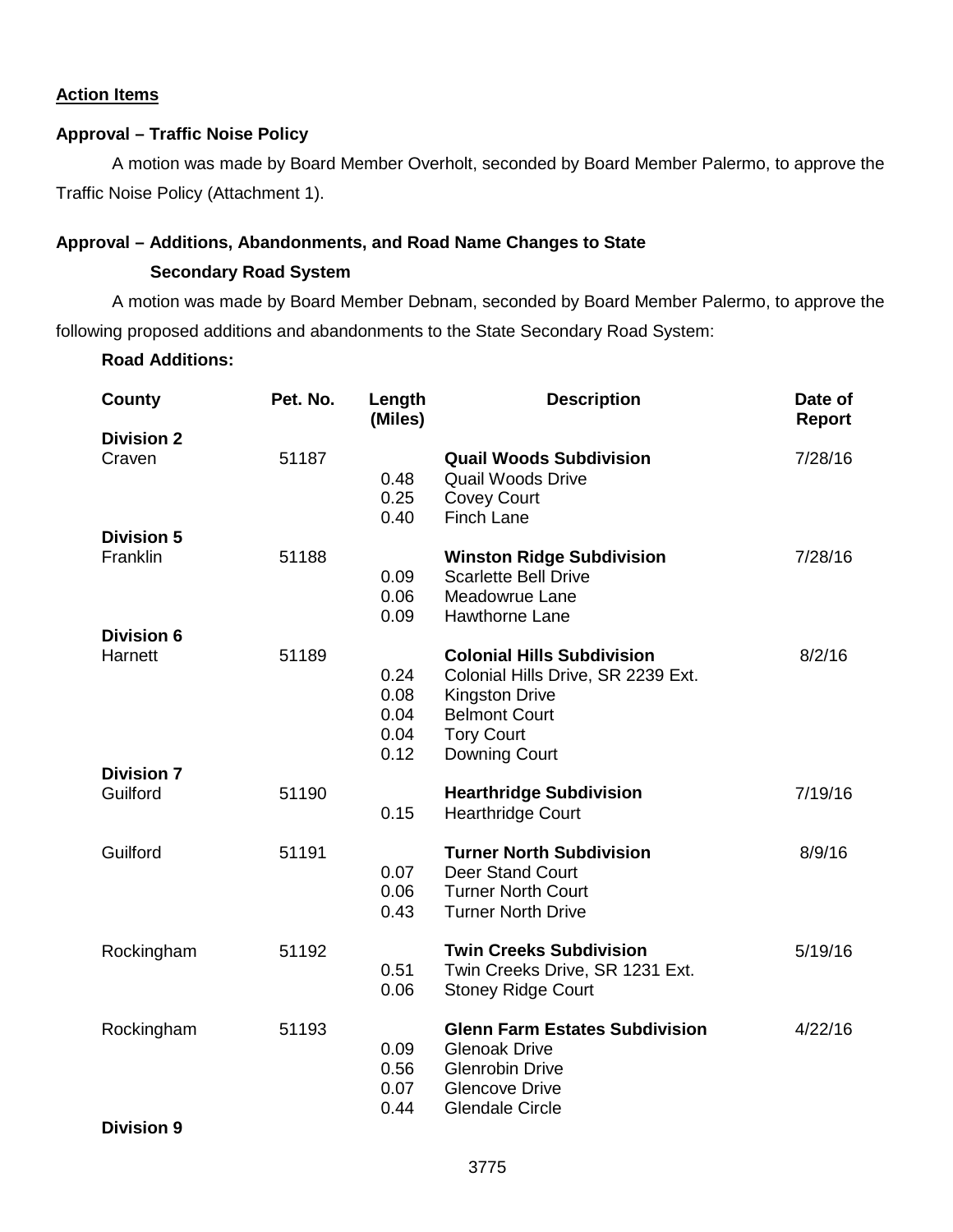## Action Items

### Approval – Traffic Noise Policy

A motion was made by Board Member Overholt, seconded by Board Member Palermo, to approve the Traffic Noise Policy (Attachment 1).

### Approval – Additions, Abandonments, and Road Name Changes to State Secondary Road System

A motion was made by Board Member Debnam, seconded by Board Member Palermo, to approve the following proposed additions and abandonments to the State Secondary Road System:

**Road Additions:**

| County | Pet. No. | Length (Miles) | Description | Date of Report |
|---|---|---|---|---|
| **Division 2** | | | | |
| Craven | 51187 | | **Quail Woods Subdivision** | 7/28/16 |
| | | 0.48 | Quail Woods Drive | |
| | | 0.25 | Covey Court | |
| | | 0.40 | Finch Lane | |
| **Division 5** | | | | |
| Franklin | 51188 | | **Winston Ridge Subdivision** | 7/28/16 |
| | | 0.09 | Scarlette Bell Drive | |
| | | 0.06 | Meadowrue Lane | |
| | | 0.09 | Hawthorne Lane | |
| **Division 6** | | | | |
| Harnett | 51189 | | **Colonial Hills Subdivision** | 8/2/16 |
| | | 0.24 | Colonial Hills Drive, SR 2239 Ext. | |
| | | 0.08 | Kingston Drive | |
| | | 0.04 | Belmont Court | |
| | | 0.04 | Tory Court | |
| | | 0.12 | Downing Court | |
| **Division 7** | | | | |
| Guilford | 51190 | | **Hearthridge Subdivision** | 7/19/16 |
| | | 0.15 | Hearthridge Court | |
| Guilford | 51191 | | **Turner North Subdivision** | 8/9/16 |
| | | 0.07 | Deer Stand Court | |
| | | 0.06 | Turner North Court | |
| | | 0.43 | Turner North Drive | |
| Rockingham | 51192 | | **Twin Creeks Subdivision** | 5/19/16 |
| | | 0.51 | Twin Creeks Drive, SR 1231 Ext. | |
| | | 0.06 | Stoney Ridge Court | |
| Rockingham | 51193 | | **Glenn Farm Estates Subdivision** | 4/22/16 |
| | | 0.09 | Glenoak Drive | |
| | | 0.56 | Glenrobin Drive | |
| | | 0.07 | Glencove Drive | |
| | | 0.44 | Glendale Circle | |
| **Division 9** | | | | |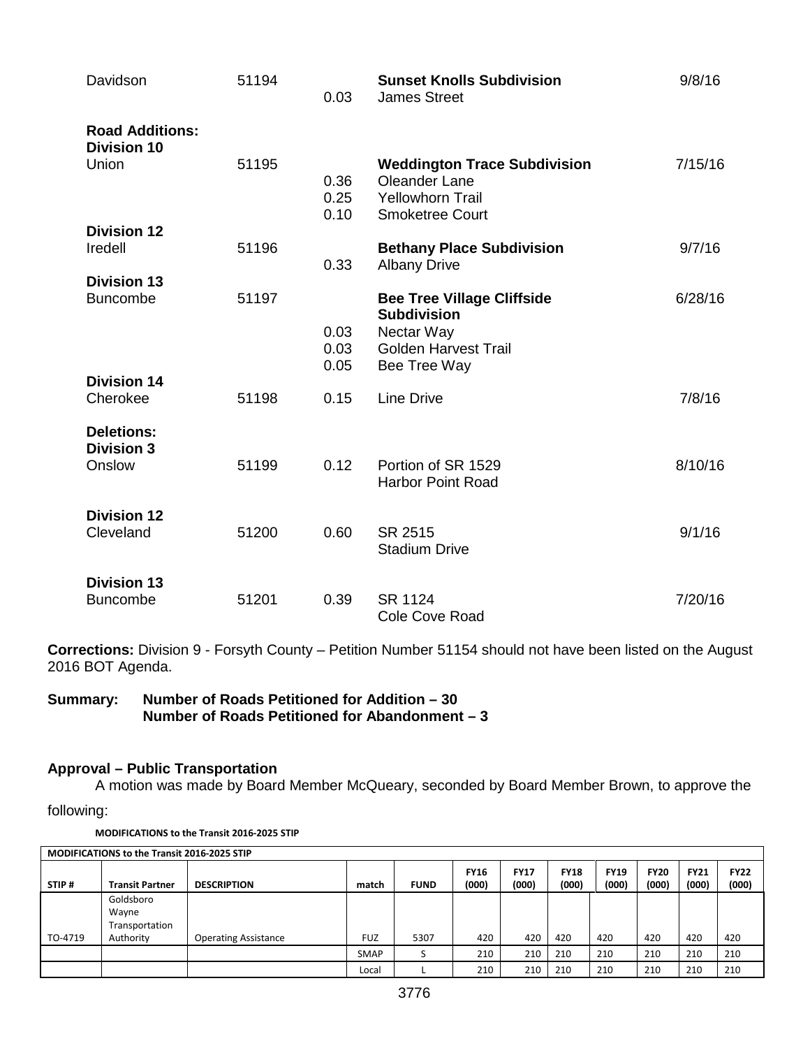| | | | | |
|---|---|---|---|---|
| Davidson | 51194 | 0.03 | **Sunset Knolls Subdivision**<br>James Street | 9/8/16 |
| **Road Additions:**<br>**Division 10** | | | | |
| Union | 51195 | <br>0.36<br>0.25<br>0.10 | **Weddington Trace Subdivision**<br>Oleander Lane<br>Yellowhorn Trail<br>Smoketree Court | 7/15/16 |
| **Division 12** | | | | |
| Iredell | 51196 | 0.33 | **Bethany Place Subdivision**<br>Albany Drive | 9/7/16 |
| **Division 13** | | | | |
| Buncombe | 51197 | <br><br>0.03<br>0.03<br>0.05 | **Bee Tree Village Cliffside Subdivision**<br>Nectar Way<br>Golden Harvest Trail<br>Bee Tree Way | 6/28/16 |
| **Division 14** | | | | |
| Cherokee | 51198 | 0.15 | Line Drive | 7/8/16 |
| **Deletions:**<br>**Division 3** | | | | |
| Onslow | 51199 | 0.12 | Portion of SR 1529<br>Harbor Point Road | 8/10/16 |
| **Division 12** | | | | |
| Cleveland | 51200 | 0.60 | SR 2515<br>Stadium Drive | 9/1/16 |
| **Division 13** | | | | |
| Buncombe | 51201 | 0.39 | SR 1124<br>Cole Cove Road | 7/20/16 |

**Corrections:** Division 9 - Forsyth County – Petition Number 51154 should not have been listed on the August 2016 BOT Agenda.

**Summary: Number of Roads Petitioned for Addition – 30**
**Number of Roads Petitioned for Abandonment – 3**

### Approval – Public Transportation

A motion was made by Board Member McQueary, seconded by Board Member Brown, to approve the following:

**MODIFICATIONS to the Transit 2016-2025 STIP**

| STIP # | Transit Partner | DESCRIPTION | match | FUND | FY16 (000) | FY17 (000) | FY18 (000) | FY19 (000) | FY20 (000) | FY21 (000) | FY22 (000) |
|---|---|---|---|---|---|---|---|---|---|---|---|
| TO-4719 | Goldsboro Wayne Transportation Authority | Operating Assistance | FUZ | 5307 | 420 | 420 | 420 | 420 | 420 | 420 | 420 |
| | | | SMAP | S | 210 | 210 | 210 | 210 | 210 | 210 | 210 |
| | | | Local | L | 210 | 210 | 210 | 210 | 210 | 210 | 210 |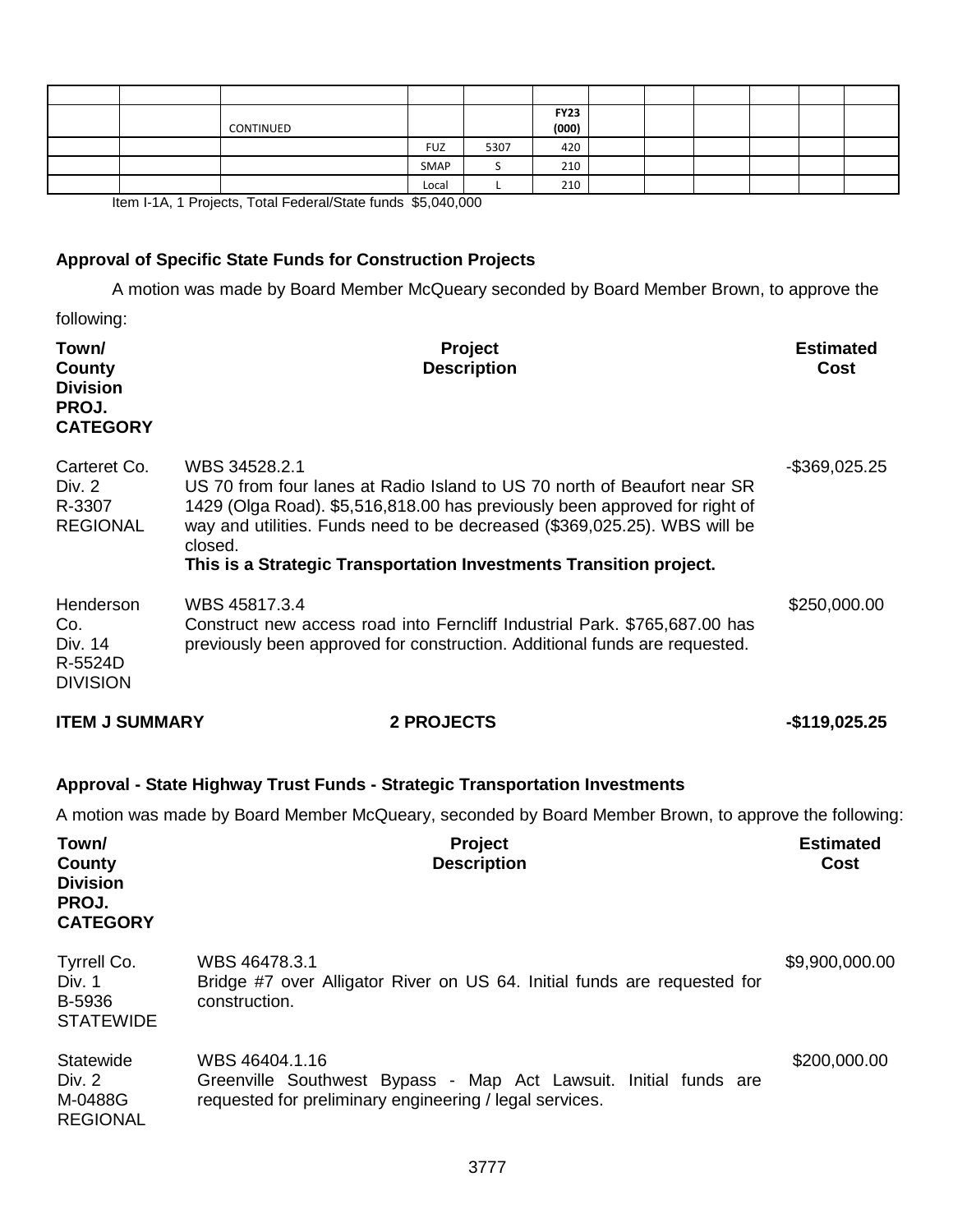| | | | | | | | | | | | |
|---|---|---|---|---|---|---|---|---|---|---|---|
| | | CONTINUED | | | **FY23 (000)** | | | | | | |
| | | | FUZ | 5307 | 420 | | | | | | |
| | | | SMAP | S | 210 | | | | | | |
| | | | Local | L | 210 | | | | | | |

Item I-1A, 1 Projects, Total Federal/State funds $5,040,000

**Approval of Specific State Funds for Construction Projects**

A motion was made by Board Member McQueary seconded by Board Member Brown, to approve the following:

| **Town/ County Division PROJ. CATEGORY** | **Project Description** | **Estimated Cost** |
|---|---|---|
| Carteret Co. Div. 2 R-3307 REGIONAL | WBS 34528.2.1 US 70 from four lanes at Radio Island to US 70 north of Beaufort near SR 1429 (Olga Road). $5,516,818.00 has previously been approved for right of way and utilities. Funds need to be decreased ($369,025.25). WBS will be closed. **This is a Strategic Transportation Investments Transition project.** | -$369,025.25 |
| Henderson Co. Div. 14 R-5524D DIVISION | WBS 45817.3.4 Construct new access road into Ferncliff Industrial Park. $765,687.00 has previously been approved for construction. Additional funds are requested. | $250,000.00 |
| **ITEM J SUMMARY** | **2 PROJECTS** | **-$119,025.25** |

**Approval - State Highway Trust Funds - Strategic Transportation Investments**

A motion was made by Board Member McQueary, seconded by Board Member Brown, to approve the following:

| **Town/ County Division PROJ. CATEGORY** | **Project Description** | **Estimated Cost** |
|---|---|---|
| Tyrrell Co. Div. 1 B-5936 STATEWIDE | WBS 46478.3.1 Bridge #7 over Alligator River on US 64. Initial funds are requested for construction. | $9,900,000.00 |
| Statewide Div. 2 M-0488G REGIONAL | WBS 46404.1.16 Greenville Southwest Bypass - Map Act Lawsuit. Initial funds are requested for preliminary engineering / legal services. | $200,000.00 |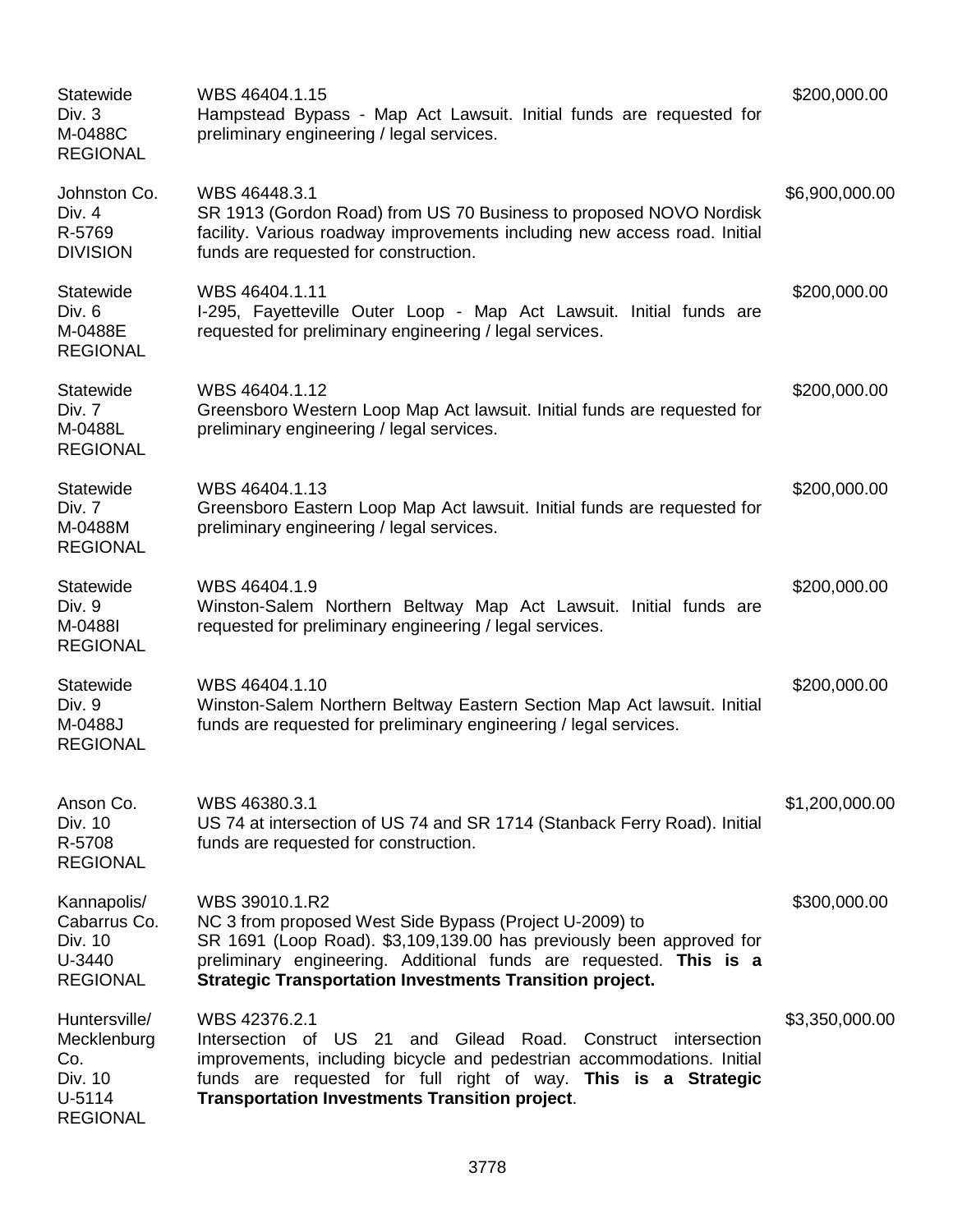| | | |
|---|---|---|
| Statewide<br>Div. 3<br>M-0488C<br>REGIONAL | WBS 46404.1.15<br>Hampstead Bypass - Map Act Lawsuit. Initial funds are requested for preliminary engineering / legal services. | $200,000.00 |
| Johnston Co.<br>Div. 4<br>R-5769<br>DIVISION | WBS 46448.3.1<br>SR 1913 (Gordon Road) from US 70 Business to proposed NOVO Nordisk facility. Various roadway improvements including new access road. Initial funds are requested for construction. | $6,900,000.00 |
| Statewide<br>Div. 6<br>M-0488E<br>REGIONAL | WBS 46404.1.11<br>I-295, Fayetteville Outer Loop - Map Act Lawsuit. Initial funds are requested for preliminary engineering / legal services. | $200,000.00 |
| Statewide<br>Div. 7<br>M-0488L<br>REGIONAL | WBS 46404.1.12<br>Greensboro Western Loop Map Act lawsuit. Initial funds are requested for preliminary engineering / legal services. | $200,000.00 |
| Statewide<br>Div. 7<br>M-0488M<br>REGIONAL | WBS 46404.1.13<br>Greensboro Eastern Loop Map Act lawsuit. Initial funds are requested for preliminary engineering / legal services. | $200,000.00 |
| Statewide<br>Div. 9<br>M-0488I<br>REGIONAL | WBS 46404.1.9<br>Winston-Salem Northern Beltway Map Act Lawsuit. Initial funds are requested for preliminary engineering / legal services. | $200,000.00 |
| Statewide<br>Div. 9<br>M-0488J<br>REGIONAL | WBS 46404.1.10<br>Winston-Salem Northern Beltway Eastern Section Map Act lawsuit. Initial funds are requested for preliminary engineering / legal services. | $200,000.00 |
| Anson Co.<br>Div. 10<br>R-5708<br>REGIONAL | WBS 46380.3.1<br>US 74 at intersection of US 74 and SR 1714 (Stanback Ferry Road). Initial funds are requested for construction. | $1,200,000.00 |
| Kannapolis/<br>Cabarrus Co.<br>Div. 10<br>U-3440<br>REGIONAL | WBS 39010.1.R2<br>NC 3 from proposed West Side Bypass (Project U-2009) to SR 1691 (Loop Road). $3,109,139.00 has previously been approved for preliminary engineering. Additional funds are requested. **This is a Strategic Transportation Investments Transition project.** | $300,000.00 |
| Huntersville/<br>Mecklenburg Co.<br>Div. 10<br>U-5114<br>REGIONAL | WBS 42376.2.1<br>Intersection of US 21 and Gilead Road. Construct intersection improvements, including bicycle and pedestrian accommodations. Initial funds are requested for full right of way. **This is a Strategic Transportation Investments Transition project**. | $3,350,000.00 |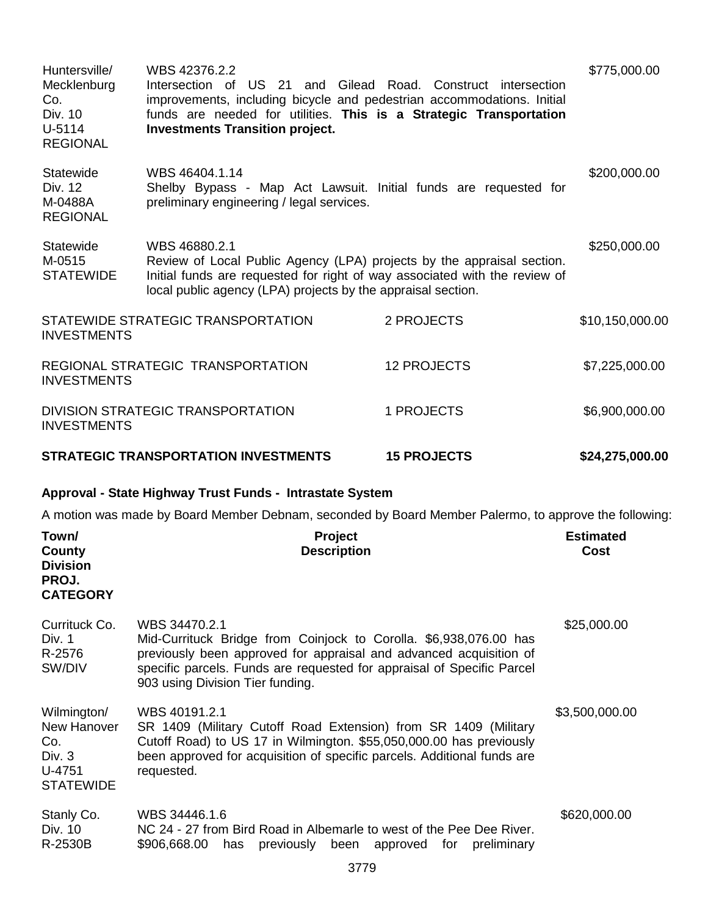| Town/ County Division PROJ. CATEGORY | Project Description | Estimated Cost |
|---|---|---|
| Huntersville/ Mecklenburg Co. Div. 10 U-5114 REGIONAL | WBS 42376.2.2 Intersection of US 21 and Gilead Road. Construct intersection improvements, including bicycle and pedestrian accommodations. Initial funds are needed for utilities. **This is a Strategic Transportation Investments Transition project.** | $775,000.00 |
| Statewide Div. 12 M-0488A REGIONAL | WBS 46404.1.14 Shelby Bypass - Map Act Lawsuit. Initial funds are requested for preliminary engineering / legal services. | $200,000.00 |
| Statewide M-0515 STATEWIDE | WBS 46880.2.1 Review of Local Public Agency (LPA) projects by the appraisal section. Initial funds are requested for right of way associated with the review of local public agency (LPA) projects by the appraisal section. | $250,000.00 |

| | | |
|---|---|---|
| STATEWIDE STRATEGIC TRANSPORTATION INVESTMENTS | 2 PROJECTS | $10,150,000.00 |
| REGIONAL STRATEGIC TRANSPORTATION INVESTMENTS | 12 PROJECTS | $7,225,000.00 |
| DIVISION STRATEGIC TRANSPORTATION INVESTMENTS | 1 PROJECTS | $6,900,000.00 |
| **STRATEGIC TRANSPORTATION INVESTMENTS** | **15 PROJECTS** | **$24,275,000.00** |

**Approval - State Highway Trust Funds - Intrastate System**

A motion was made by Board Member Debnam, seconded by Board Member Palermo, to approve the following:

| Town/ County Division PROJ. CATEGORY | Project Description | Estimated Cost |
|---|---|---|
| Currituck Co. Div. 1 R-2576 SW/DIV | WBS 34470.2.1 Mid-Currituck Bridge from Coinjock to Corolla. $6,938,076.00 has previously been approved for appraisal and advanced acquisition of specific parcels. Funds are requested for appraisal of Specific Parcel 903 using Division Tier funding. | $25,000.00 |
| Wilmington/ New Hanover Co. Div. 3 U-4751 STATEWIDE | WBS 40191.2.1 SR 1409 (Military Cutoff Road Extension) from SR 1409 (Military Cutoff Road) to US 17 in Wilmington. $55,050,000.00 has previously been approved for acquisition of specific parcels. Additional funds are requested. | $3,500,000.00 |
| Stanly Co. Div. 10 R-2530B | WBS 34446.1.6 NC 24 - 27 from Bird Road in Albemarle to west of the Pee Dee River. $906,668.00 has previously been approved for preliminary | $620,000.00 |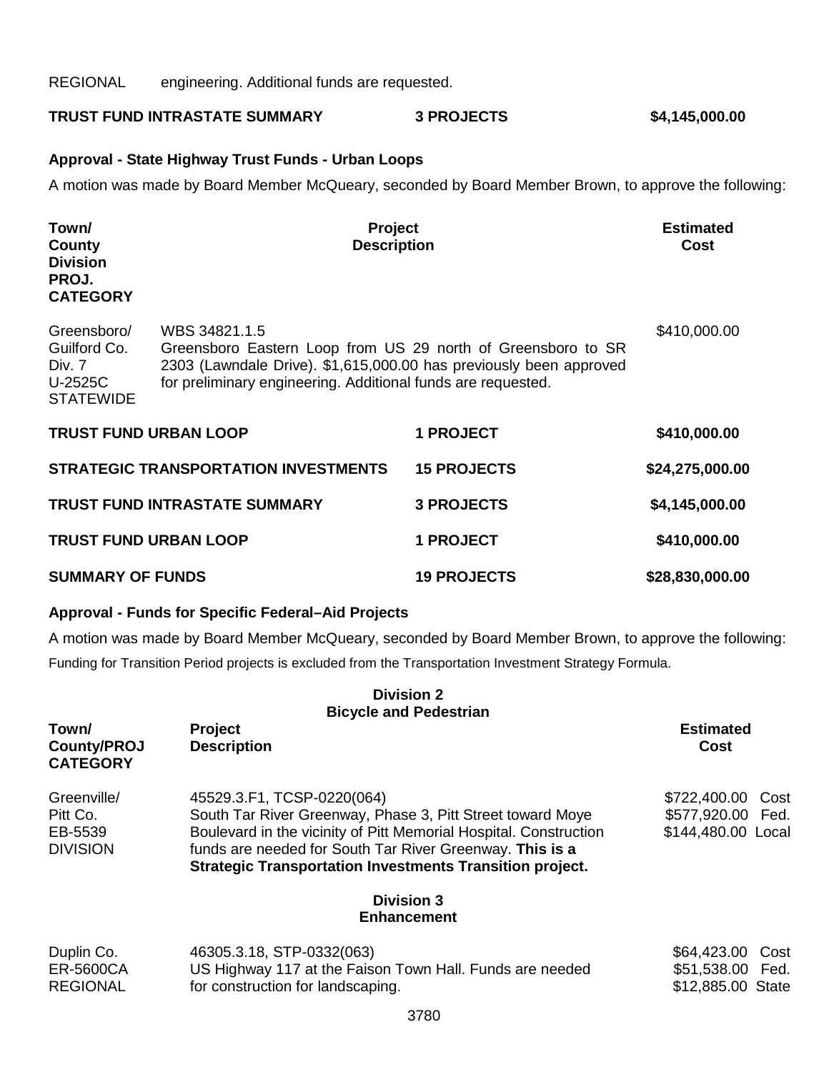| | | |
|---|---|---|
| REGIONAL | engineering. Additional funds are requested. | |

| TRUST FUND INTRASTATE SUMMARY | 3 PROJECTS | $4,145,000.00 |
|---|---|---|

**Approval - State Highway Trust Funds - Urban Loops**

A motion was made by Board Member McQueary, seconded by Board Member Brown, to approve the following:

| Town/ County Division PROJ. CATEGORY | Project Description | Estimated Cost |
|---|---|---|
| Greensboro/ Guilford Co. Div. 7 U-2525C STATEWIDE | WBS 34821.1.5 Greensboro Eastern Loop from US 29 north of Greensboro to SR 2303 (Lawndale Drive). $1,615,000.00 has previously been approved for preliminary engineering. Additional funds are requested. | $410,000.00 |

| | | |
|---|---|---|
| **TRUST FUND URBAN LOOP** | **1 PROJECT** | **$410,000.00** |
| **STRATEGIC TRANSPORTATION INVESTMENTS** | **15 PROJECTS** | **$24,275,000.00** |
| **TRUST FUND INTRASTATE SUMMARY** | **3 PROJECTS** | **$4,145,000.00** |
| **TRUST FUND URBAN LOOP** | **1 PROJECT** | **$410,000.00** |
| **SUMMARY OF FUNDS** | **19 PROJECTS** | **$28,830,000.00** |

**Approval - Funds for Specific Federal–Aid Projects**

A motion was made by Board Member McQueary, seconded by Board Member Brown, to approve the following:

Funding for Transition Period projects is excluded from the Transportation Investment Strategy Formula.

**Division 2**
**Bicycle and Pedestrian**

| Town/ County/PROJ CATEGORY | Project Description | Estimated Cost |
|---|---|---|
| Greenville/ Pitt Co. EB-5539 DIVISION | 45529.3.F1, TCSP-0220(064) South Tar River Greenway, Phase 3, Pitt Street toward Moye Boulevard in the vicinity of Pitt Memorial Hospital. Construction funds are needed for South Tar River Greenway. **This is a Strategic Transportation Investments Transition project.** | $722,400.00 Cost<br>$577,920.00 Fed.<br>$144,480.00 Local |

**Division 3**
**Enhancement**

| | | |
|---|---|---|
| Duplin Co. ER-5600CA REGIONAL | 46305.3.18, STP-0332(063) US Highway 117 at the Faison Town Hall. Funds are needed for construction for landscaping. | $64,423.00 Cost<br>$51,538.00 Fed.<br>$12,885.00 State |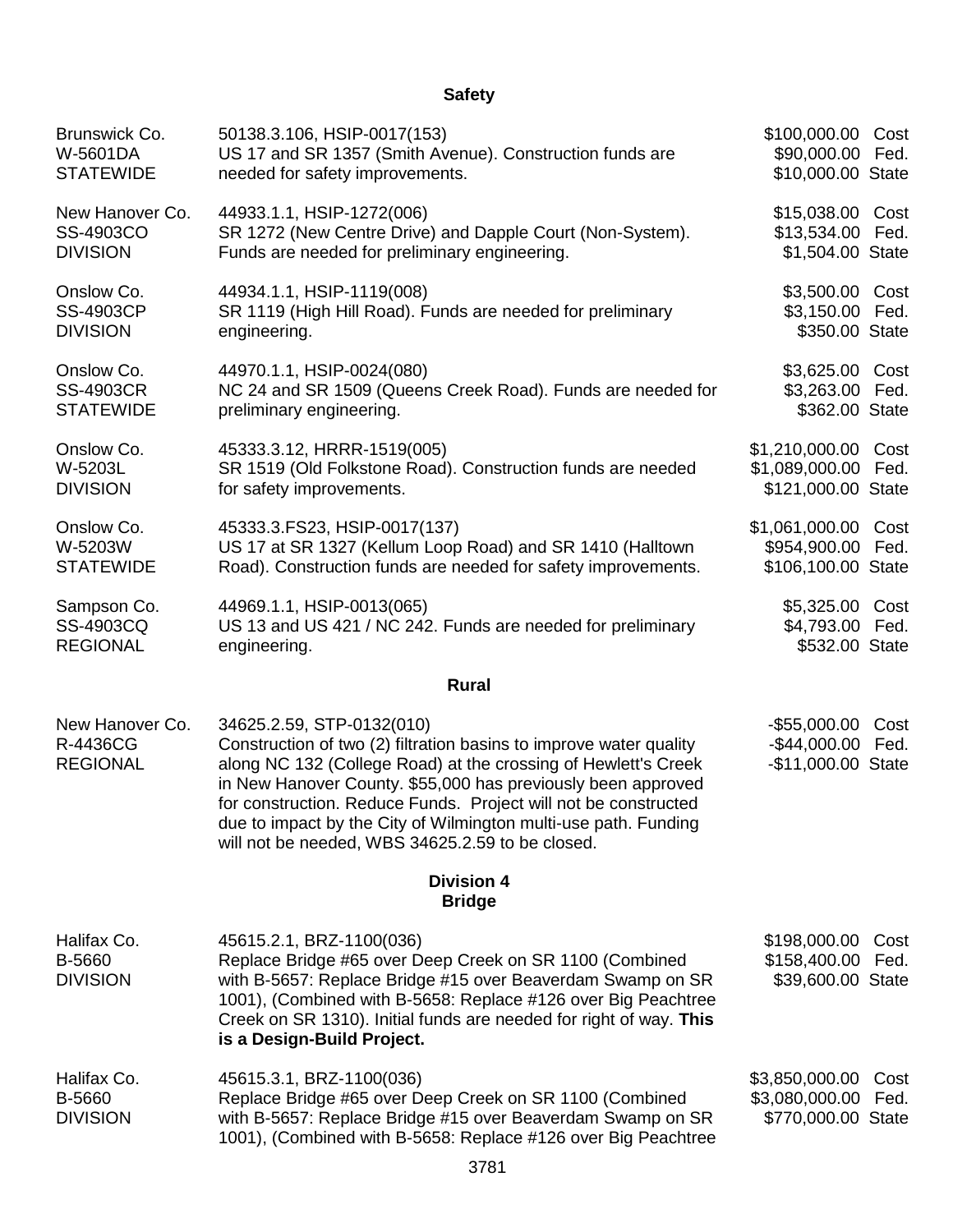## Safety

| | | |
|---|---|---|
| Brunswick Co.<br>W-5601DA<br>STATEWIDE | 50138.3.106, HSIP-0017(153)<br>US 17 and SR 1357 (Smith Avenue). Construction funds are needed for safety improvements. | $100,000.00 Cost<br>$90,000.00 Fed.<br>$10,000.00 State |
| New Hanover Co.<br>SS-4903CO<br>DIVISION | 44933.1.1, HSIP-1272(006)<br>SR 1272 (New Centre Drive) and Dapple Court (Non-System). Funds are needed for preliminary engineering. | $15,038.00 Cost<br>$13,534.00 Fed.<br>$1,504.00 State |
| Onslow Co.<br>SS-4903CP<br>DIVISION | 44934.1.1, HSIP-1119(008)<br>SR 1119 (High Hill Road). Funds are needed for preliminary engineering. | $3,500.00 Cost<br>$3,150.00 Fed.<br>$350.00 State |
| Onslow Co.<br>SS-4903CR<br>STATEWIDE | 44970.1.1, HSIP-0024(080)<br>NC 24 and SR 1509 (Queens Creek Road). Funds are needed for preliminary engineering. | $3,625.00 Cost<br>$3,263.00 Fed.<br>$362.00 State |
| Onslow Co.<br>W-5203L<br>DIVISION | 45333.3.12, HRRR-1519(005)<br>SR 1519 (Old Folkstone Road). Construction funds are needed for safety improvements. | $1,210,000.00 Cost<br>$1,089,000.00 Fed.<br>$121,000.00 State |
| Onslow Co.<br>W-5203W<br>STATEWIDE | 45333.3.FS23, HSIP-0017(137)<br>US 17 at SR 1327 (Kellum Loop Road) and SR 1410 (Halltown Road). Construction funds are needed for safety improvements. | $1,061,000.00 Cost<br>$954,900.00 Fed.<br>$106,100.00 State |
| Sampson Co.<br>SS-4903CQ<br>REGIONAL | 44969.1.1, HSIP-0013(065)<br>US 13 and US 421 / NC 242. Funds are needed for preliminary engineering. | $5,325.00 Cost<br>$4,793.00 Fed.<br>$532.00 State |

## Rural

| | | |
|---|---|---|
| New Hanover Co.<br>R-4436CG<br>REGIONAL | 34625.2.59, STP-0132(010)<br>Construction of two (2) filtration basins to improve water quality along NC 132 (College Road) at the crossing of Hewlett's Creek in New Hanover County. $55,000 has previously been approved for construction. Reduce Funds. Project will not be constructed due to impact by the City of Wilmington multi-use path. Funding will not be needed, WBS 34625.2.59 to be closed. | -$55,000.00 Cost<br>-$44,000.00 Fed.<br>-$11,000.00 State |

## Division 4
## Bridge

| | | |
|---|---|---|
| Halifax Co.<br>B-5660<br>DIVISION | 45615.2.1, BRZ-1100(036)<br>Replace Bridge #65 over Deep Creek on SR 1100 (Combined with B-5657: Replace Bridge #15 over Beaverdam Swamp on SR 1001), (Combined with B-5658: Replace #126 over Big Peachtree Creek on SR 1310). Initial funds are needed for right of way. **This is a Design-Build Project.** | $198,000.00 Cost<br>$158,400.00 Fed.<br>$39,600.00 State |
| Halifax Co.<br>B-5660<br>DIVISION | 45615.3.1, BRZ-1100(036)<br>Replace Bridge #65 over Deep Creek on SR 1100 (Combined with B-5657: Replace Bridge #15 over Beaverdam Swamp on SR 1001), (Combined with B-5658: Replace #126 over Big Peachtree | $3,850,000.00 Cost<br>$3,080,000.00 Fed.<br>$770,000.00 State |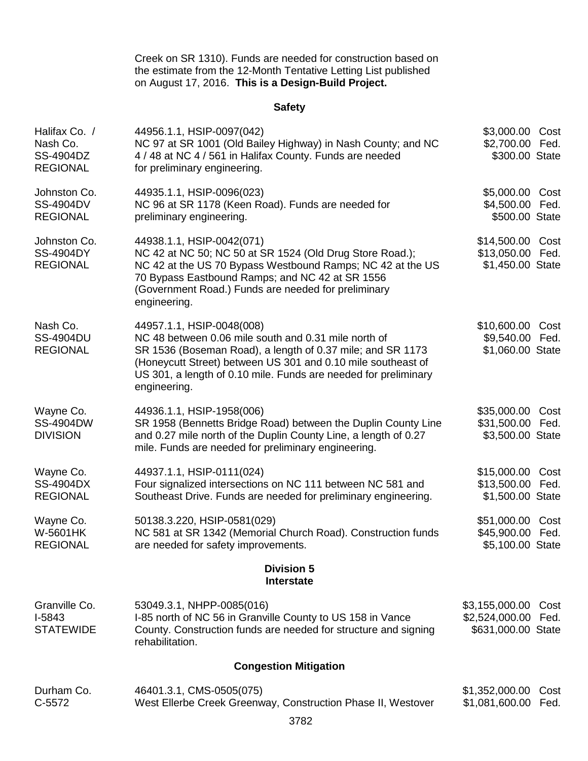Creek on SR 1310). Funds are needed for construction based on the estimate from the 12-Month Tentative Letting List published on August 17, 2016. **This is a Design-Build Project.**

**Safety**

| | | |
|---|---|---|
| Halifax Co. / Nash Co. SS-4904DZ REGIONAL | 44956.1.1, HSIP-0097(042) NC 97 at SR 1001 (Old Bailey Highway) in Nash County; and NC 4 / 48 at NC 4 / 561 in Halifax County. Funds are needed for preliminary engineering. | $3,000.00 Cost<br>$2,700.00 Fed.<br>$300.00 State |
| Johnston Co. SS-4904DV REGIONAL | 44935.1.1, HSIP-0096(023) NC 96 at SR 1178 (Keen Road). Funds are needed for preliminary engineering. | $5,000.00 Cost<br>$4,500.00 Fed.<br>$500.00 State |
| Johnston Co. SS-4904DY REGIONAL | 44938.1.1, HSIP-0042(071) NC 42 at NC 50; NC 50 at SR 1524 (Old Drug Store Road.); NC 42 at the US 70 Bypass Westbound Ramps; NC 42 at the US 70 Bypass Eastbound Ramps; and NC 42 at SR 1556 (Government Road.) Funds are needed for preliminary engineering. | $14,500.00 Cost<br>$13,050.00 Fed.<br>$1,450.00 State |
| Nash Co. SS-4904DU REGIONAL | 44957.1.1, HSIP-0048(008) NC 48 between 0.06 mile south and 0.31 mile north of SR 1536 (Boseman Road), a length of 0.37 mile; and SR 1173 (Honeycutt Street) between US 301 and 0.10 mile southeast of US 301, a length of 0.10 mile. Funds are needed for preliminary engineering. | $10,600.00 Cost<br>$9,540.00 Fed.<br>$1,060.00 State |
| Wayne Co. SS-4904DW DIVISION | 44936.1.1, HSIP-1958(006) SR 1958 (Bennetts Bridge Road) between the Duplin County Line and 0.27 mile north of the Duplin County Line, a length of 0.27 mile. Funds are needed for preliminary engineering. | $35,000.00 Cost<br>$31,500.00 Fed.<br>$3,500.00 State |
| Wayne Co. SS-4904DX REGIONAL | 44937.1.1, HSIP-0111(024) Four signalized intersections on NC 111 between NC 581 and Southeast Drive. Funds are needed for preliminary engineering. | $15,000.00 Cost<br>$13,500.00 Fed.<br>$1,500.00 State |
| Wayne Co. W-5601HK REGIONAL | 50138.3.220, HSIP-0581(029) NC 581 at SR 1342 (Memorial Church Road). Construction funds are needed for safety improvements. | $51,000.00 Cost<br>$45,900.00 Fed.<br>$5,100.00 State |

**Division 5**
**Interstate**

| | | |
|---|---|---|
| Granville Co. I-5843 STATEWIDE | 53049.3.1, NHPP-0085(016) I-85 north of NC 56 in Granville County to US 158 in Vance County. Construction funds are needed for structure and signing rehabilitation. | $3,155,000.00 Cost<br>$2,524,000.00 Fed.<br>$631,000.00 State |

**Congestion Mitigation**

| | | |
|---|---|---|
| Durham Co. C-5572 | 46401.3.1, CMS-0505(075) West Ellerbe Creek Greenway, Construction Phase II, Westover | $1,352,000.00 Cost<br>$1,081,600.00 Fed. |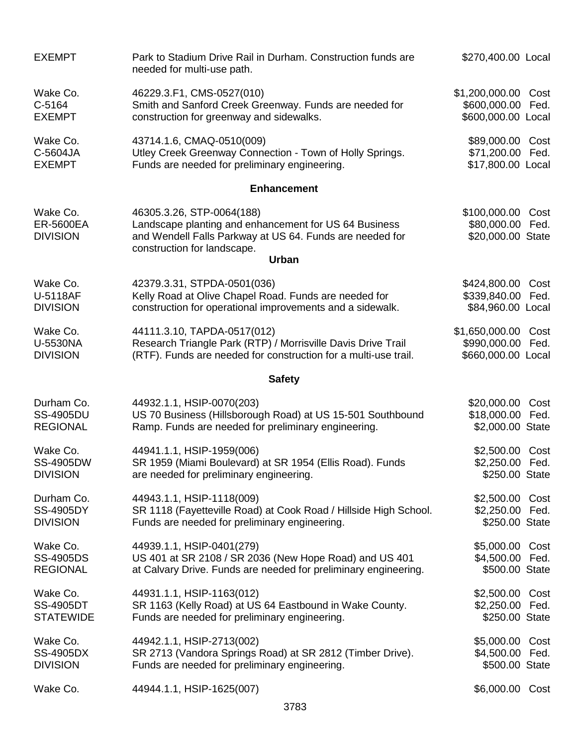| | | |
|---|---|---|
| EXEMPT | Park to Stadium Drive Rail in Durham. Construction funds are needed for multi-use path. | $270,400.00 Local |
| Wake Co.<br>C-5164<br>EXEMPT | 46229.3.F1, CMS-0527(010)<br>Smith and Sanford Creek Greenway. Funds are needed for construction for greenway and sidewalks. | $1,200,000.00 Cost<br>$600,000.00 Fed.<br>$600,000.00 Local |
| Wake Co.<br>C-5604JA<br>EXEMPT | 43714.1.6, CMAQ-0510(009)<br>Utley Creek Greenway Connection - Town of Holly Springs. Funds are needed for preliminary engineering. | $89,000.00 Cost<br>$71,200.00 Fed.<br>$17,800.00 Local |

**Enhancement**

| | | |
|---|---|---|
| Wake Co.<br>ER-5600EA<br>DIVISION | 46305.3.26, STP-0064(188)<br>Landscape planting and enhancement for US 64 Business and Wendell Falls Parkway at US 64. Funds are needed for construction for landscape. | $100,000.00 Cost<br>$80,000.00 Fed.<br>$20,000.00 State |

**Urban**

| | | |
|---|---|---|
| Wake Co.<br>U-5118AF<br>DIVISION | 42379.3.31, STPDA-0501(036)<br>Kelly Road at Olive Chapel Road. Funds are needed for construction for operational improvements and a sidewalk. | $424,800.00 Cost<br>$339,840.00 Fed.<br>$84,960.00 Local |
| Wake Co.<br>U-5530NA<br>DIVISION | 44111.3.10, TAPDA-0517(012)<br>Research Triangle Park (RTP) / Morrisville Davis Drive Trail (RTF). Funds are needed for construction for a multi-use trail. | $1,650,000.00 Cost<br>$990,000.00 Fed.<br>$660,000.00 Local |

**Safety**

| | | |
|---|---|---|
| Durham Co.<br>SS-4905DU<br>REGIONAL | 44932.1.1, HSIP-0070(203)<br>US 70 Business (Hillsborough Road) at US 15-501 Southbound Ramp. Funds are needed for preliminary engineering. | $20,000.00 Cost<br>$18,000.00 Fed.<br>$2,000.00 State |
| Wake Co.<br>SS-4905DW<br>DIVISION | 44941.1.1, HSIP-1959(006)<br>SR 1959 (Miami Boulevard) at SR 1954 (Ellis Road). Funds are needed for preliminary engineering. | $2,500.00 Cost<br>$2,250.00 Fed.<br>$250.00 State |
| Durham Co.<br>SS-4905DY<br>DIVISION | 44943.1.1, HSIP-1118(009)<br>SR 1118 (Fayetteville Road) at Cook Road / Hillside High School. Funds are needed for preliminary engineering. | $2,500.00 Cost<br>$2,250.00 Fed.<br>$250.00 State |
| Wake Co.<br>SS-4905DS<br>REGIONAL | 44939.1.1, HSIP-0401(279)<br>US 401 at SR 2108 / SR 2036 (New Hope Road) and US 401 at Calvary Drive. Funds are needed for preliminary engineering. | $5,000.00 Cost<br>$4,500.00 Fed.<br>$500.00 State |
| Wake Co.<br>SS-4905DT<br>STATEWIDE | 44931.1.1, HSIP-1163(012)<br>SR 1163 (Kelly Road) at US 64 Eastbound in Wake County. Funds are needed for preliminary engineering. | $2,500.00 Cost<br>$2,250.00 Fed.<br>$250.00 State |
| Wake Co.<br>SS-4905DX<br>DIVISION | 44942.1.1, HSIP-2713(002)<br>SR 2713 (Vandora Springs Road) at SR 2812 (Timber Drive). Funds are needed for preliminary engineering. | $5,000.00 Cost<br>$4,500.00 Fed.<br>$500.00 State |
| Wake Co. | 44944.1.1, HSIP-1625(007) | $6,000.00 Cost |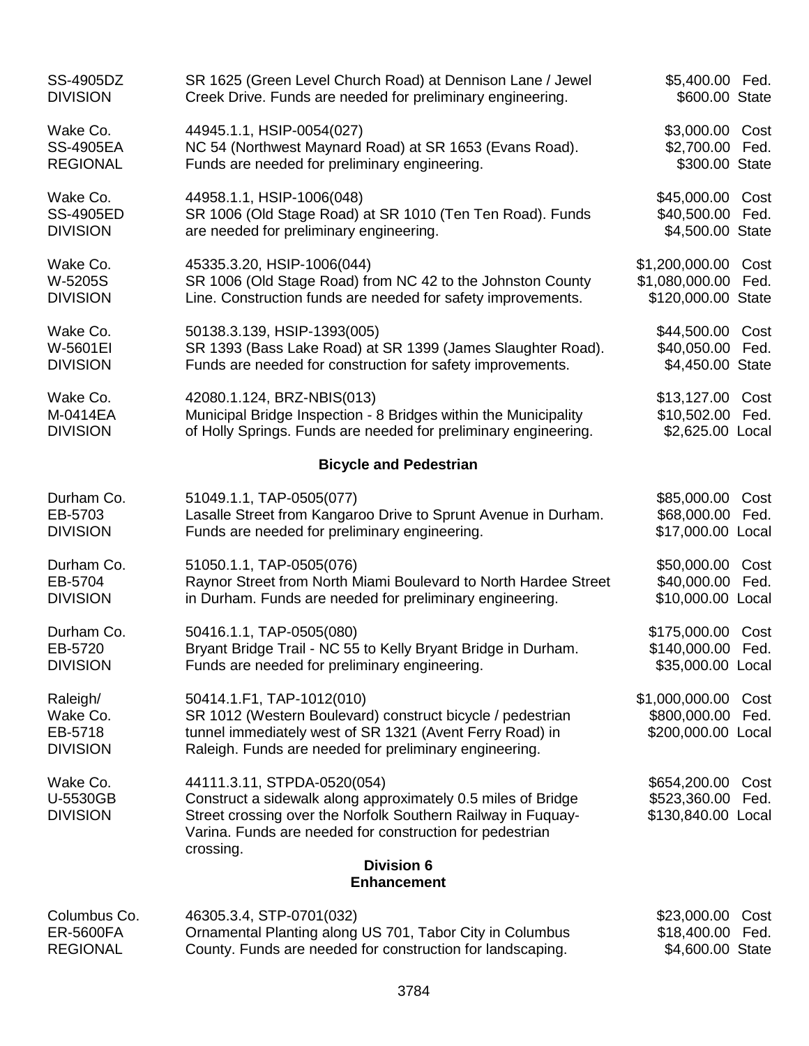| | | | |
|---|---|---|---|
| SS-4905DZ<br>DIVISION | SR 1625 (Green Level Church Road) at Dennison Lane / Jewel Creek Drive. Funds are needed for preliminary engineering. | $5,400.00<br>$600.00 | Fed.<br>State |
| Wake Co.<br>SS-4905EA<br>REGIONAL | 44945.1.1, HSIP-0054(027)<br>NC 54 (Northwest Maynard Road) at SR 1653 (Evans Road). Funds are needed for preliminary engineering. | $3,000.00<br>$2,700.00<br>$300.00 | Cost<br>Fed.<br>State |
| Wake Co.<br>SS-4905ED<br>DIVISION | 44958.1.1, HSIP-1006(048)<br>SR 1006 (Old Stage Road) at SR 1010 (Ten Ten Road). Funds are needed for preliminary engineering. | $45,000.00<br>$40,500.00<br>$4,500.00 | Cost<br>Fed.<br>State |
| Wake Co.<br>W-5205S<br>DIVISION | 45335.3.20, HSIP-1006(044)<br>SR 1006 (Old Stage Road) from NC 42 to the Johnston County Line. Construction funds are needed for safety improvements. | $1,200,000.00<br>$1,080,000.00<br>$120,000.00 | Cost<br>Fed.<br>State |
| Wake Co.<br>W-5601EI<br>DIVISION | 50138.3.139, HSIP-1393(005)<br>SR 1393 (Bass Lake Road) at SR 1399 (James Slaughter Road). Funds are needed for construction for safety improvements. | $44,500.00<br>$40,050.00<br>$4,450.00 | Cost<br>Fed.<br>State |
| Wake Co.<br>M-0414EA<br>DIVISION | 42080.1.124, BRZ-NBIS(013)<br>Municipal Bridge Inspection - 8 Bridges within the Municipality of Holly Springs. Funds are needed for preliminary engineering. | $13,127.00<br>$10,502.00<br>$2,625.00 | Cost<br>Fed.<br>Local |

**Bicycle and Pedestrian**

| | | | |
|---|---|---|---|
| Durham Co.<br>EB-5703<br>DIVISION | 51049.1.1, TAP-0505(077)<br>Lasalle Street from Kangaroo Drive to Sprunt Avenue in Durham. Funds are needed for preliminary engineering. | $85,000.00<br>$68,000.00<br>$17,000.00 | Cost<br>Fed.<br>Local |
| Durham Co.<br>EB-5704<br>DIVISION | 51050.1.1, TAP-0505(076)<br>Raynor Street from North Miami Boulevard to North Hardee Street in Durham. Funds are needed for preliminary engineering. | $50,000.00<br>$40,000.00<br>$10,000.00 | Cost<br>Fed.<br>Local |
| Durham Co.<br>EB-5720<br>DIVISION | 50416.1.1, TAP-0505(080)<br>Bryant Bridge Trail - NC 55 to Kelly Bryant Bridge in Durham. Funds are needed for preliminary engineering. | $175,000.00<br>$140,000.00<br>$35,000.00 | Cost<br>Fed.<br>Local |
| Raleigh/<br>Wake Co.<br>EB-5718<br>DIVISION | 50414.1.F1, TAP-1012(010)<br>SR 1012 (Western Boulevard) construct bicycle / pedestrian tunnel immediately west of SR 1321 (Avent Ferry Road) in Raleigh. Funds are needed for preliminary engineering. | $1,000,000.00<br>$800,000.00<br>$200,000.00 | Cost<br>Fed.<br>Local |
| Wake Co.<br>U-5530GB<br>DIVISION | 44111.3.11, STPDA-0520(054)<br>Construct a sidewalk along approximately 0.5 miles of Bridge Street crossing over the Norfolk Southern Railway in Fuquay-Varina. Funds are needed for construction for pedestrian crossing. | $654,200.00<br>$523,360.00<br>$130,840.00 | Cost<br>Fed.<br>Local |

**Division 6**

**Enhancement**

| | | | |
|---|---|---|---|
| Columbus Co.<br>ER-5600FA<br>REGIONAL | 46305.3.4, STP-0701(032)<br>Ornamental Planting along US 701, Tabor City in Columbus County. Funds are needed for construction for landscaping. | $23,000.00<br>$18,400.00<br>$4,600.00 | Cost<br>Fed.<br>State |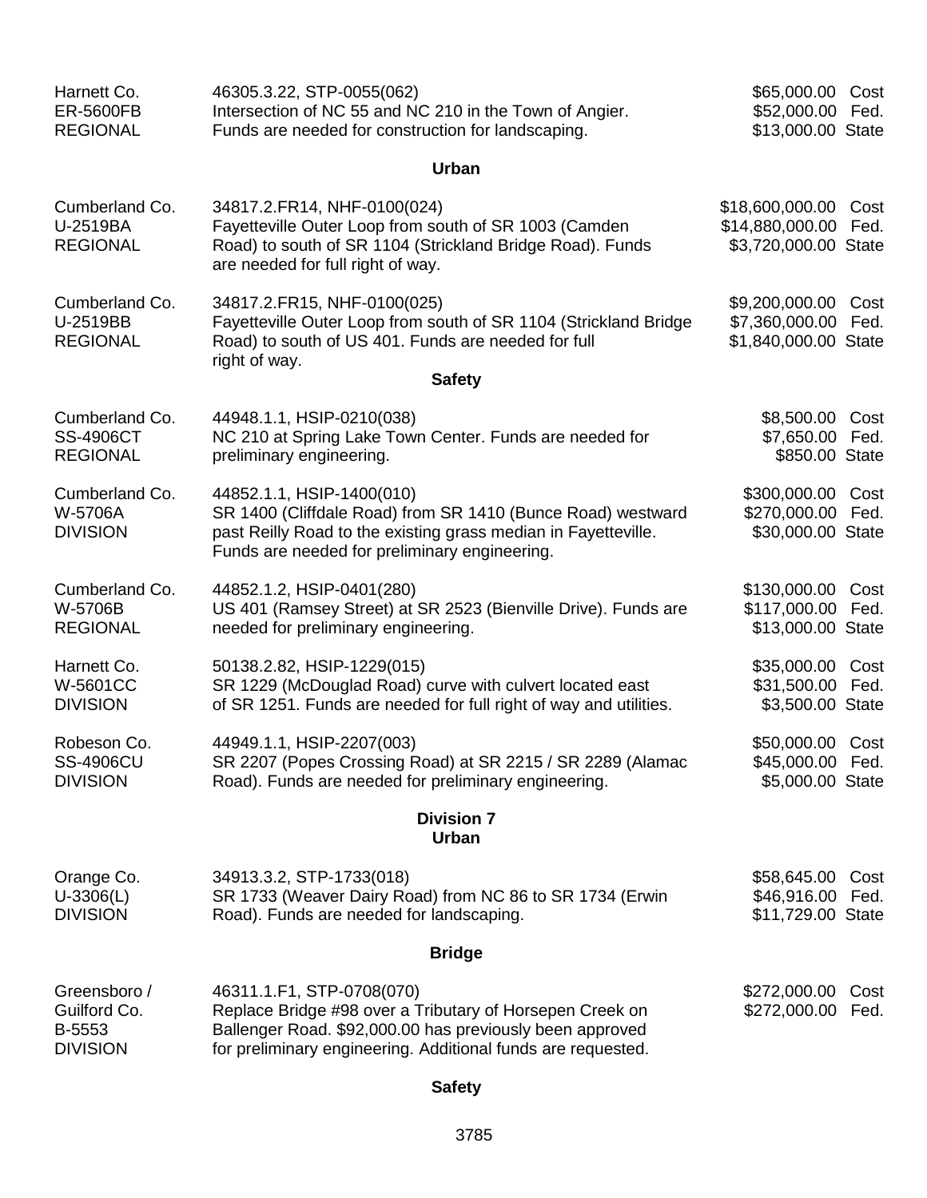| | | |
|---|---|---|
| Harnett Co.<br>ER-5600FB<br>REGIONAL | 46305.3.22, STP-0055(062)<br>Intersection of NC 55 and NC 210 in the Town of Angier. Funds are needed for construction for landscaping. | $65,000.00 Cost<br>$52,000.00 Fed.<br>$13,000.00 State |

**Urban**

| | | |
|---|---|---|
| Cumberland Co.<br>U-2519BA<br>REGIONAL | 34817.2.FR14, NHF-0100(024)<br>Fayetteville Outer Loop from south of SR 1003 (Camden Road) to south of SR 1104 (Strickland Bridge Road). Funds are needed for full right of way. | $18,600,000.00 Cost<br>$14,880,000.00 Fed.<br>$3,720,000.00 State |
| Cumberland Co.<br>U-2519BB<br>REGIONAL | 34817.2.FR15, NHF-0100(025)<br>Fayetteville Outer Loop from south of SR 1104 (Strickland Bridge Road) to south of US 401. Funds are needed for full right of way. | $9,200,000.00 Cost<br>$7,360,000.00 Fed.<br>$1,840,000.00 State |

**Safety**

| | | |
|---|---|---|
| Cumberland Co.<br>SS-4906CT<br>REGIONAL | 44948.1.1, HSIP-0210(038)<br>NC 210 at Spring Lake Town Center. Funds are needed for preliminary engineering. | $8,500.00 Cost<br>$7,650.00 Fed.<br>$850.00 State |
| Cumberland Co.<br>W-5706A<br>DIVISION | 44852.1.1, HSIP-1400(010)<br>SR 1400 (Cliffdale Road) from SR 1410 (Bunce Road) westward past Reilly Road to the existing grass median in Fayetteville. Funds are needed for preliminary engineering. | $300,000.00 Cost<br>$270,000.00 Fed.<br>$30,000.00 State |
| Cumberland Co.<br>W-5706B<br>REGIONAL | 44852.1.2, HSIP-0401(280)<br>US 401 (Ramsey Street) at SR 2523 (Bienville Drive). Funds are needed for preliminary engineering. | $130,000.00 Cost<br>$117,000.00 Fed.<br>$13,000.00 State |
| Harnett Co.<br>W-5601CC<br>DIVISION | 50138.2.82, HSIP-1229(015)<br>SR 1229 (McDouglad Road) curve with culvert located east of SR 1251. Funds are needed for full right of way and utilities. | $35,000.00 Cost<br>$31,500.00 Fed.<br>$3,500.00 State |
| Robeson Co.<br>SS-4906CU<br>DIVISION | 44949.1.1, HSIP-2207(003)<br>SR 2207 (Popes Crossing Road) at SR 2215 / SR 2289 (Alamac Road). Funds are needed for preliminary engineering. | $50,000.00 Cost<br>$45,000.00 Fed.<br>$5,000.00 State |

**Division 7**
**Urban**

| | | |
|---|---|---|
| Orange Co.<br>U-3306(L)<br>DIVISION | 34913.3.2, STP-1733(018)<br>SR 1733 (Weaver Dairy Road) from NC 86 to SR 1734 (Erwin Road). Funds are needed for landscaping. | $58,645.00 Cost<br>$46,916.00 Fed.<br>$11,729.00 State |

**Bridge**

| | | |
|---|---|---|
| Greensboro /<br>Guilford Co.<br>B-5553<br>DIVISION | 46311.1.F1, STP-0708(070)<br>Replace Bridge #98 over a Tributary of Horsepen Creek on Ballenger Road. $92,000.00 has previously been approved for preliminary engineering. Additional funds are requested. | $272,000.00 Cost<br>$272,000.00 Fed. |

**Safety**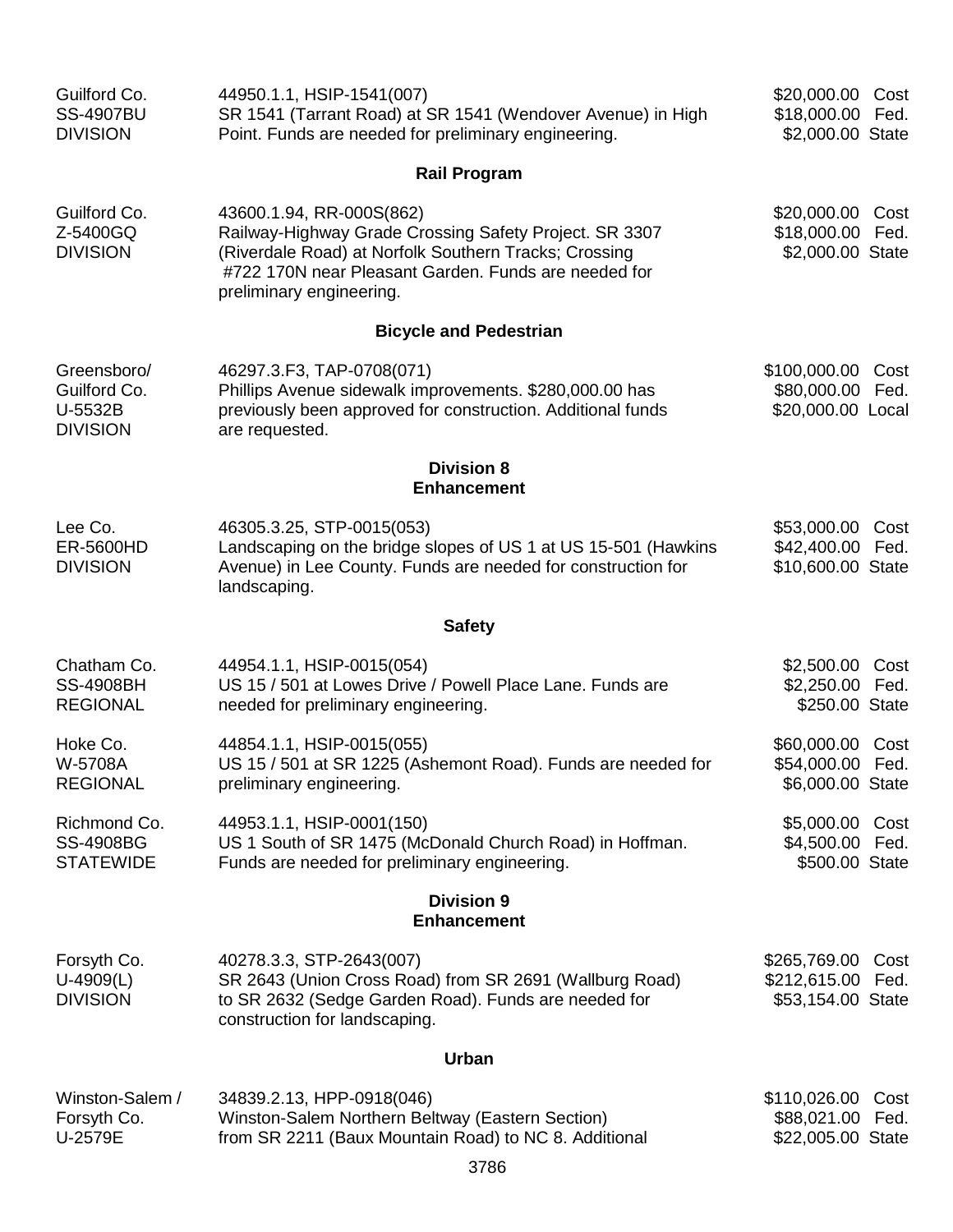| | | |
|---|---|---|
| Guilford Co.<br>SS-4907BU<br>DIVISION | 44950.1.1, HSIP-1541(007)<br>SR 1541 (Tarrant Road) at SR 1541 (Wendover Avenue) in High Point. Funds are needed for preliminary engineering. | \$20,000.00 Cost<br>\$18,000.00 Fed.<br>\$2,000.00 State |

**Rail Program**

| | | |
|---|---|---|
| Guilford Co.<br>Z-5400GQ<br>DIVISION | 43600.1.94, RR-000S(862)<br>Railway-Highway Grade Crossing Safety Project. SR 3307 (Riverdale Road) at Norfolk Southern Tracks; Crossing #722 170N near Pleasant Garden. Funds are needed for preliminary engineering. | \$20,000.00 Cost<br>\$18,000.00 Fed.<br>\$2,000.00 State |

**Bicycle and Pedestrian**

| | | |
|---|---|---|
| Greensboro/<br>Guilford Co.<br>U-5532B<br>DIVISION | 46297.3.F3, TAP-0708(071)<br>Phillips Avenue sidewalk improvements. \$280,000.00 has previously been approved for construction. Additional funds are requested. | \$100,000.00 Cost<br>\$80,000.00 Fed.<br>\$20,000.00 Local |

## Division 8
### Enhancement

| | | |
|---|---|---|
| Lee Co.<br>ER-5600HD<br>DIVISION | 46305.3.25, STP-0015(053)<br>Landscaping on the bridge slopes of US 1 at US 15-501 (Hawkins Avenue) in Lee County. Funds are needed for construction for landscaping. | \$53,000.00 Cost<br>\$42,400.00 Fed.<br>\$10,600.00 State |

**Safety**

| | | |
|---|---|---|
| Chatham Co.<br>SS-4908BH<br>REGIONAL | 44954.1.1, HSIP-0015(054)<br>US 15 / 501 at Lowes Drive / Powell Place Lane. Funds are needed for preliminary engineering. | \$2,500.00 Cost<br>\$2,250.00 Fed.<br>\$250.00 State |
| Hoke Co.<br>W-5708A<br>REGIONAL | 44854.1.1, HSIP-0015(055)<br>US 15 / 501 at SR 1225 (Ashemont Road). Funds are needed for preliminary engineering. | \$60,000.00 Cost<br>\$54,000.00 Fed.<br>\$6,000.00 State |
| Richmond Co.<br>SS-4908BG<br>STATEWIDE | 44953.1.1, HSIP-0001(150)<br>US 1 South of SR 1475 (McDonald Church Road) in Hoffman. Funds are needed for preliminary engineering. | \$5,000.00 Cost<br>\$4,500.00 Fed.<br>\$500.00 State |

## Division 9
### Enhancement

| | | |
|---|---|---|
| Forsyth Co.<br>U-4909(L)<br>DIVISION | 40278.3.3, STP-2643(007)<br>SR 2643 (Union Cross Road) from SR 2691 (Wallburg Road) to SR 2632 (Sedge Garden Road). Funds are needed for construction for landscaping. | \$265,769.00 Cost<br>\$212,615.00 Fed.<br>\$53,154.00 State |

**Urban**

| | | |
|---|---|---|
| Winston-Salem /<br>Forsyth Co.<br>U-2579E | 34839.2.13, HPP-0918(046)<br>Winston-Salem Northern Beltway (Eastern Section) from SR 2211 (Baux Mountain Road) to NC 8. Additional | \$110,026.00 Cost<br>\$88,021.00 Fed.<br>\$22,005.00 State |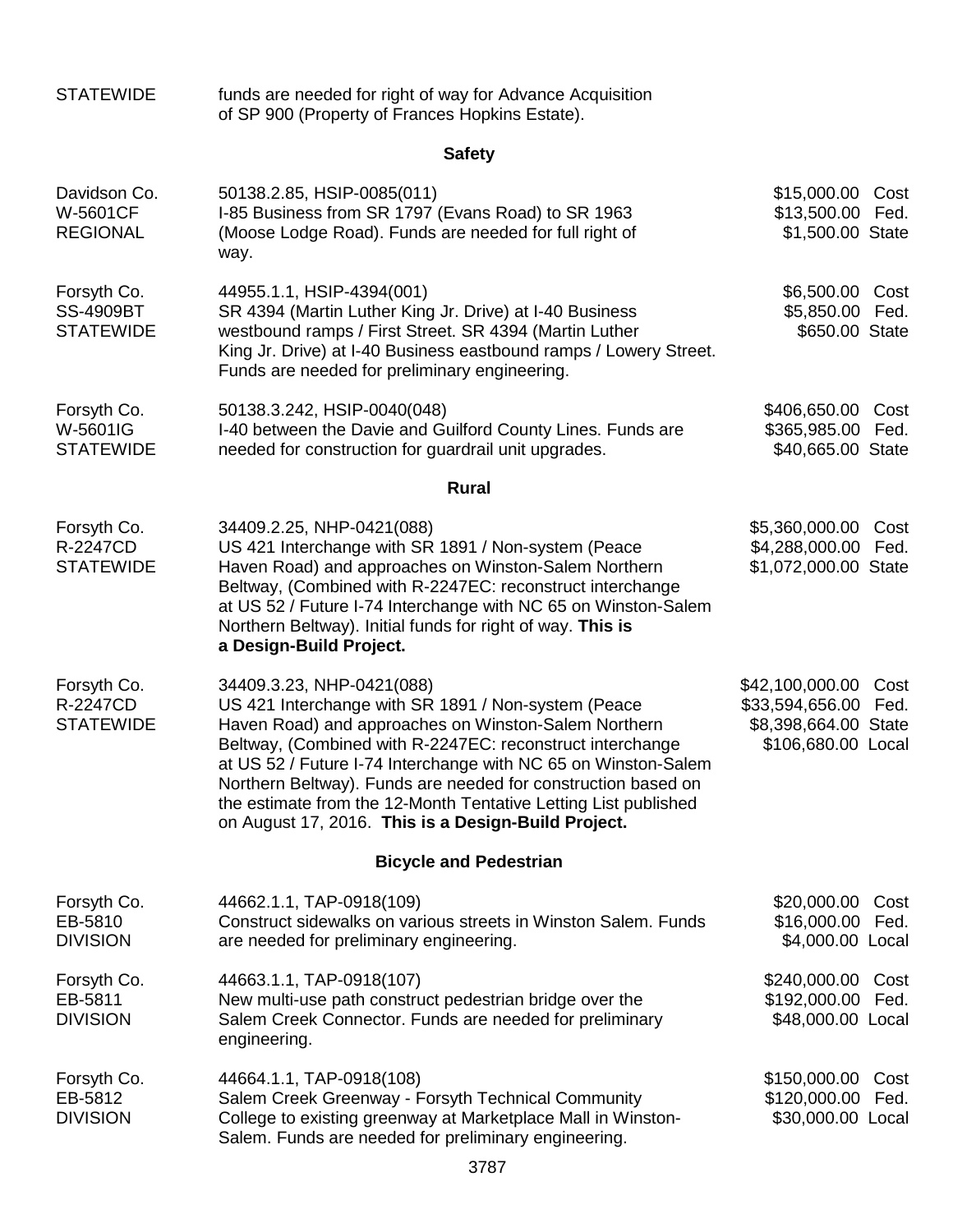| | | |
|---|---|---|
| STATEWIDE | funds are needed for right of way for Advance Acquisition of SP 900 (Property of Frances Hopkins Estate). | |

### Safety

| | | |
|---|---|---|
| Davidson Co.<br>W-5601CF<br>REGIONAL | 50138.2.85, HSIP-0085(011)<br>I-85 Business from SR 1797 (Evans Road) to SR 1963 (Moose Lodge Road). Funds are needed for full right of way. | $15,000.00 Cost<br>$13,500.00 Fed.<br>$1,500.00 State |
| Forsyth Co.<br>SS-4909BT<br>STATEWIDE | 44955.1.1, HSIP-4394(001)<br>SR 4394 (Martin Luther King Jr. Drive) at I-40 Business westbound ramps / First Street. SR 4394 (Martin Luther King Jr. Drive) at I-40 Business eastbound ramps / Lowery Street. Funds are needed for preliminary engineering. | $6,500.00 Cost<br>$5,850.00 Fed.<br>$650.00 State |
| Forsyth Co.<br>W-5601IG<br>STATEWIDE | 50138.3.242, HSIP-0040(048)<br>I-40 between the Davie and Guilford County Lines. Funds are needed for construction for guardrail unit upgrades. | $406,650.00 Cost<br>$365,985.00 Fed.<br>$40,665.00 State |

### Rural

| | | |
|---|---|---|
| Forsyth Co.<br>R-2247CD<br>STATEWIDE | 34409.2.25, NHP-0421(088)<br>US 421 Interchange with SR 1891 / Non-system (Peace Haven Road) and approaches on Winston-Salem Northern Beltway, (Combined with R-2247EC: reconstruct interchange at US 52 / Future I-74 Interchange with NC 65 on Winston-Salem Northern Beltway). Initial funds for right of way. **This is a Design-Build Project.** | $5,360,000.00 Cost<br>$4,288,000.00 Fed.<br>$1,072,000.00 State |
| Forsyth Co.<br>R-2247CD<br>STATEWIDE | 34409.3.23, NHP-0421(088)<br>US 421 Interchange with SR 1891 / Non-system (Peace Haven Road) and approaches on Winston-Salem Northern Beltway, (Combined with R-2247EC: reconstruct interchange at US 52 / Future I-74 Interchange with NC 65 on Winston-Salem Northern Beltway). Funds are needed for construction based on the estimate from the 12-Month Tentative Letting List published on August 17, 2016. **This is a Design-Build Project.** | $42,100,000.00 Cost<br>$33,594,656.00 Fed.<br>$8,398,664.00 State<br>$106,680.00 Local |

### Bicycle and Pedestrian

| | | |
|---|---|---|
| Forsyth Co.<br>EB-5810<br>DIVISION | 44662.1.1, TAP-0918(109)<br>Construct sidewalks on various streets in Winston Salem. Funds are needed for preliminary engineering. | $20,000.00 Cost<br>$16,000.00 Fed.<br>$4,000.00 Local |
| Forsyth Co.<br>EB-5811<br>DIVISION | 44663.1.1, TAP-0918(107)<br>New multi-use path construct pedestrian bridge over the Salem Creek Connector. Funds are needed for preliminary engineering. | $240,000.00 Cost<br>$192,000.00 Fed.<br>$48,000.00 Local |
| Forsyth Co.<br>EB-5812<br>DIVISION | 44664.1.1, TAP-0918(108)<br>Salem Creek Greenway - Forsyth Technical Community College to existing greenway at Marketplace Mall in Winston-Salem. Funds are needed for preliminary engineering. | $150,000.00 Cost<br>$120,000.00 Fed.<br>$30,000.00 Local |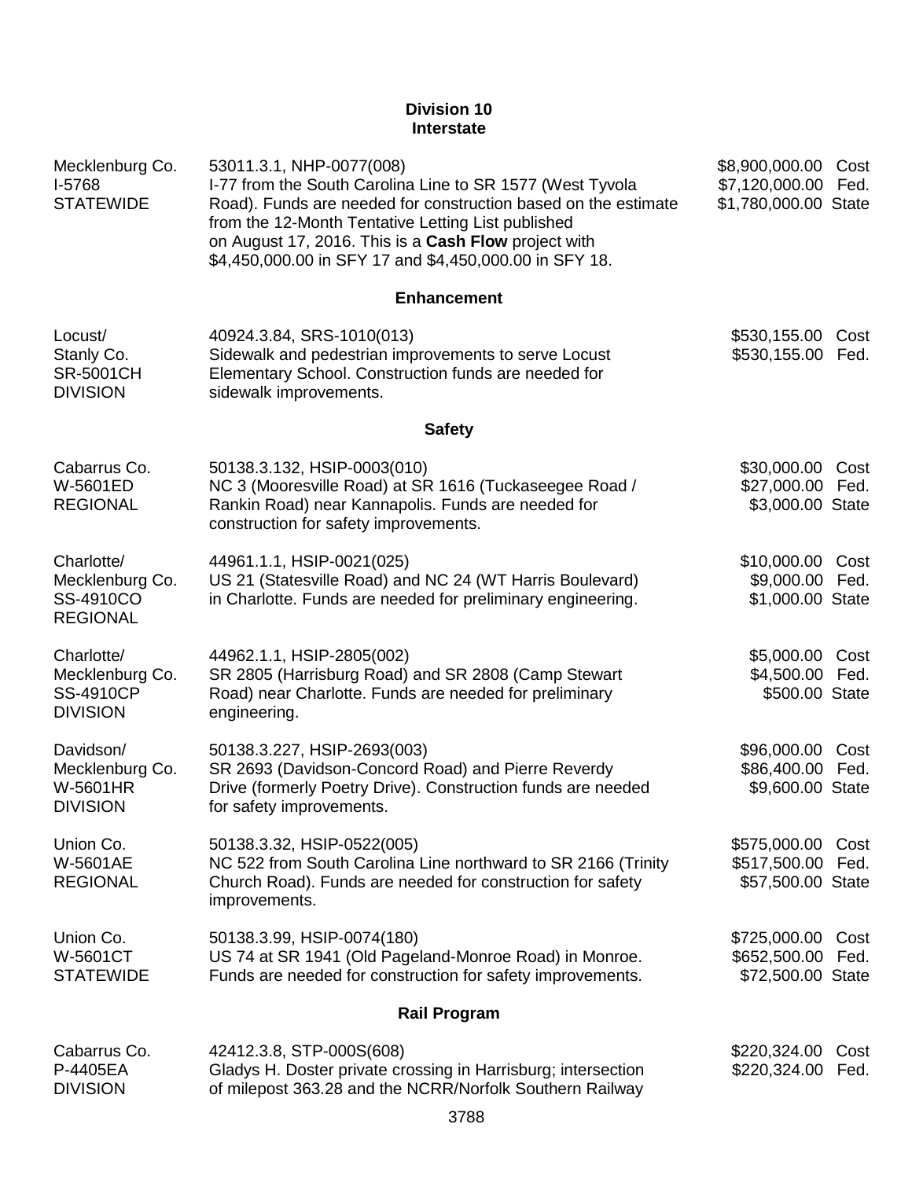## Division 10
### Interstate

| Location | Description | Amount |
|---|---|---|
| Mecklenburg Co.<br>I-5768<br>STATEWIDE | 53011.3.1, NHP-0077(008)<br>I-77 from the South Carolina Line to SR 1577 (West Tyvola Road). Funds are needed for construction based on the estimate from the 12-Month Tentative Letting List published on August 17, 2016. This is a **Cash Flow** project with $4,450,000.00 in SFY 17 and $4,450,000.00 in SFY 18. | $8,900,000.00 Cost<br>$7,120,000.00 Fed.<br>$1,780,000.00 State |

### Enhancement

| Location | Description | Amount |
|---|---|---|
| Locust/<br>Stanly Co.<br>SR-5001CH<br>DIVISION | 40924.3.84, SRS-1010(013)<br>Sidewalk and pedestrian improvements to serve Locust Elementary School. Construction funds are needed for sidewalk improvements. | $530,155.00 Cost<br>$530,155.00 Fed. |

### Safety

| Location | Description | Amount |
|---|---|---|
| Cabarrus Co.<br>W-5601ED<br>REGIONAL | 50138.3.132, HSIP-0003(010)<br>NC 3 (Mooresville Road) at SR 1616 (Tuckaseegee Road / Rankin Road) near Kannapolis. Funds are needed for construction for safety improvements. | $30,000.00 Cost<br>$27,000.00 Fed.<br>$3,000.00 State |
| Charlotte/<br>Mecklenburg Co.<br>SS-4910CO<br>REGIONAL | 44961.1.1, HSIP-0021(025)<br>US 21 (Statesville Road) and NC 24 (WT Harris Boulevard) in Charlotte. Funds are needed for preliminary engineering. | $10,000.00 Cost<br>$9,000.00 Fed.<br>$1,000.00 State |
| Charlotte/<br>Mecklenburg Co.<br>SS-4910CP<br>DIVISION | 44962.1.1, HSIP-2805(002)<br>SR 2805 (Harrisburg Road) and SR 2808 (Camp Stewart Road) near Charlotte. Funds are needed for preliminary engineering. | $5,000.00 Cost<br>$4,500.00 Fed.<br>$500.00 State |
| Davidson/<br>Mecklenburg Co.<br>W-5601HR<br>DIVISION | 50138.3.227, HSIP-2693(003)<br>SR 2693 (Davidson-Concord Road) and Pierre Reverdy Drive (formerly Poetry Drive). Construction funds are needed for safety improvements. | $96,000.00 Cost<br>$86,400.00 Fed.<br>$9,600.00 State |
| Union Co.<br>W-5601AE<br>REGIONAL | 50138.3.32, HSIP-0522(005)<br>NC 522 from South Carolina Line northward to SR 2166 (Trinity Church Road). Funds are needed for construction for safety improvements. | $575,000.00 Cost<br>$517,500.00 Fed.<br>$57,500.00 State |
| Union Co.<br>W-5601CT<br>STATEWIDE | 50138.3.99, HSIP-0074(180)<br>US 74 at SR 1941 (Old Pageland-Monroe Road) in Monroe. Funds are needed for construction for safety improvements. | $725,000.00 Cost<br>$652,500.00 Fed.<br>$72,500.00 State |

### Rail Program

| Location | Description | Amount |
|---|---|---|
| Cabarrus Co.<br>P-4405EA<br>DIVISION | 42412.3.8, STP-000S(608)<br>Gladys H. Doster private crossing in Harrisburg; intersection of milepost 363.28 and the NCRR/Norfolk Southern Railway | $220,324.00 Cost<br>$220,324.00 Fed. |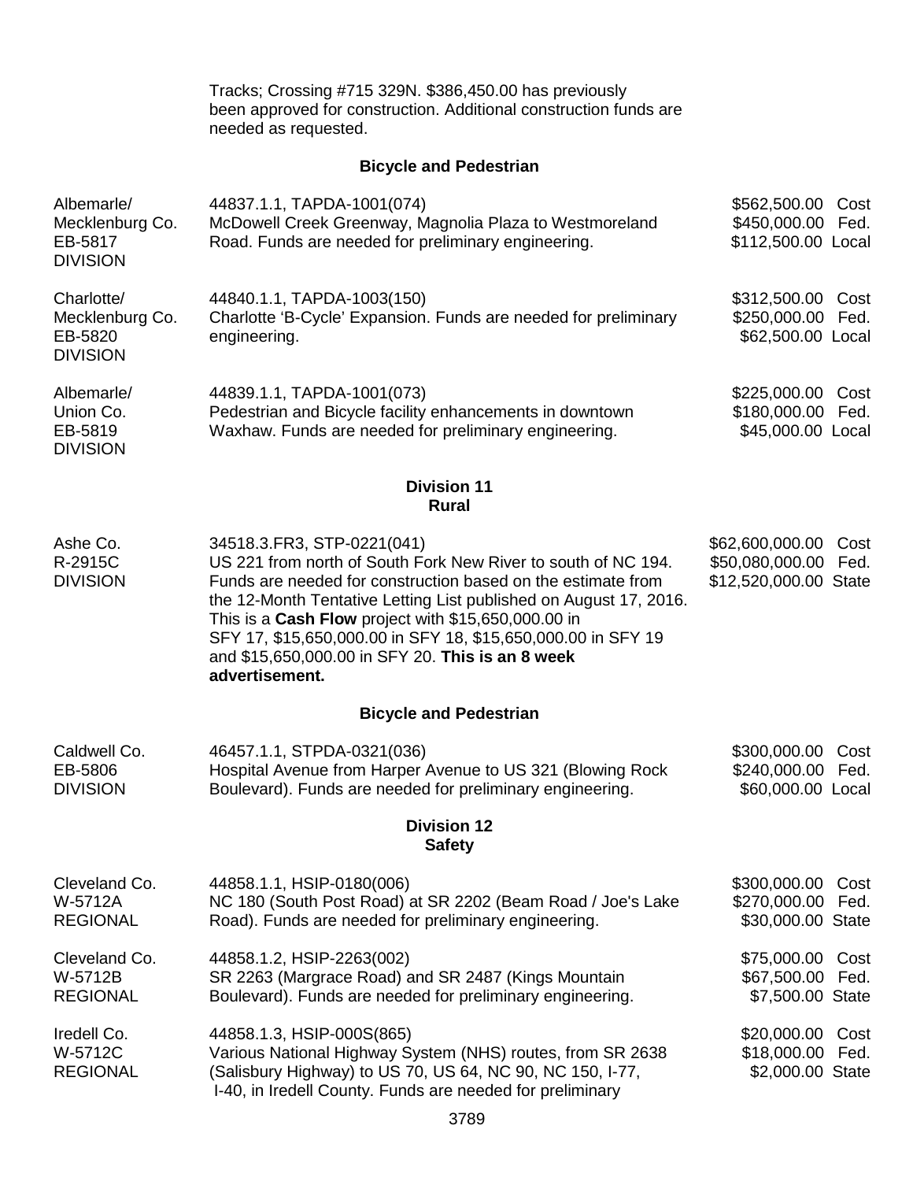Tracks; Crossing #715 329N. $386,450.00 has previously been approved for construction. Additional construction funds are needed as requested.

### Bicycle and Pedestrian

| | | |
|---|---|---|
| Albemarle/<br>Mecklenburg Co.<br>EB-5817<br>DIVISION | 44837.1.1, TAPDA-1001(074)<br>McDowell Creek Greenway, Magnolia Plaza to Westmoreland Road. Funds are needed for preliminary engineering. | $562,500.00 Cost<br>$450,000.00 Fed.<br>$112,500.00 Local |
| Charlotte/<br>Mecklenburg Co.<br>EB-5820<br>DIVISION | 44840.1.1, TAPDA-1003(150)<br>Charlotte 'B-Cycle' Expansion. Funds are needed for preliminary engineering. | $312,500.00 Cost<br>$250,000.00 Fed.<br>$62,500.00 Local |
| Albemarle/<br>Union Co.<br>EB-5819<br>DIVISION | 44839.1.1, TAPDA-1001(073)<br>Pedestrian and Bicycle facility enhancements in downtown Waxhaw. Funds are needed for preliminary engineering. | $225,000.00 Cost<br>$180,000.00 Fed.<br>$45,000.00 Local |

## Division 11
### Rural

| | | |
|---|---|---|
| Ashe Co.<br>R-2915C<br>DIVISION | 34518.3.FR3, STP-0221(041)<br>US 221 from north of South Fork New River to south of NC 194. Funds are needed for construction based on the estimate from the 12-Month Tentative Letting List published on August 17, 2016. This is a **Cash Flow** project with $15,650,000.00 in SFY 17, $15,650,000.00 in SFY 18, $15,650,000.00 in SFY 19 and $15,650,000.00 in SFY 20. **This is an 8 week advertisement.** | $62,600,000.00 Cost<br>$50,080,000.00 Fed.<br>$12,520,000.00 State |

### Bicycle and Pedestrian

| | | |
|---|---|---|
| Caldwell Co.<br>EB-5806<br>DIVISION | 46457.1.1, STPDA-0321(036)<br>Hospital Avenue from Harper Avenue to US 321 (Blowing Rock Boulevard). Funds are needed for preliminary engineering. | $300,000.00 Cost<br>$240,000.00 Fed.<br>$60,000.00 Local |

## Division 12
### Safety

| | | |
|---|---|---|
| Cleveland Co.<br>W-5712A<br>REGIONAL | 44858.1.1, HSIP-0180(006)<br>NC 180 (South Post Road) at SR 2202 (Beam Road / Joe's Lake Road). Funds are needed for preliminary engineering. | $300,000.00 Cost<br>$270,000.00 Fed.<br>$30,000.00 State |
| Cleveland Co.<br>W-5712B<br>REGIONAL | 44858.1.2, HSIP-2263(002)<br>SR 2263 (Margrace Road) and SR 2487 (Kings Mountain Boulevard). Funds are needed for preliminary engineering. | $75,000.00 Cost<br>$67,500.00 Fed.<br>$7,500.00 State |
| Iredell Co.<br>W-5712C<br>REGIONAL | 44858.1.3, HSIP-000S(865)<br>Various National Highway System (NHS) routes, from SR 2638 (Salisbury Highway) to US 70, US 64, NC 90, NC 150, I-77, I-40, in Iredell County. Funds are needed for preliminary | $20,000.00 Cost<br>$18,000.00 Fed.<br>$2,000.00 State |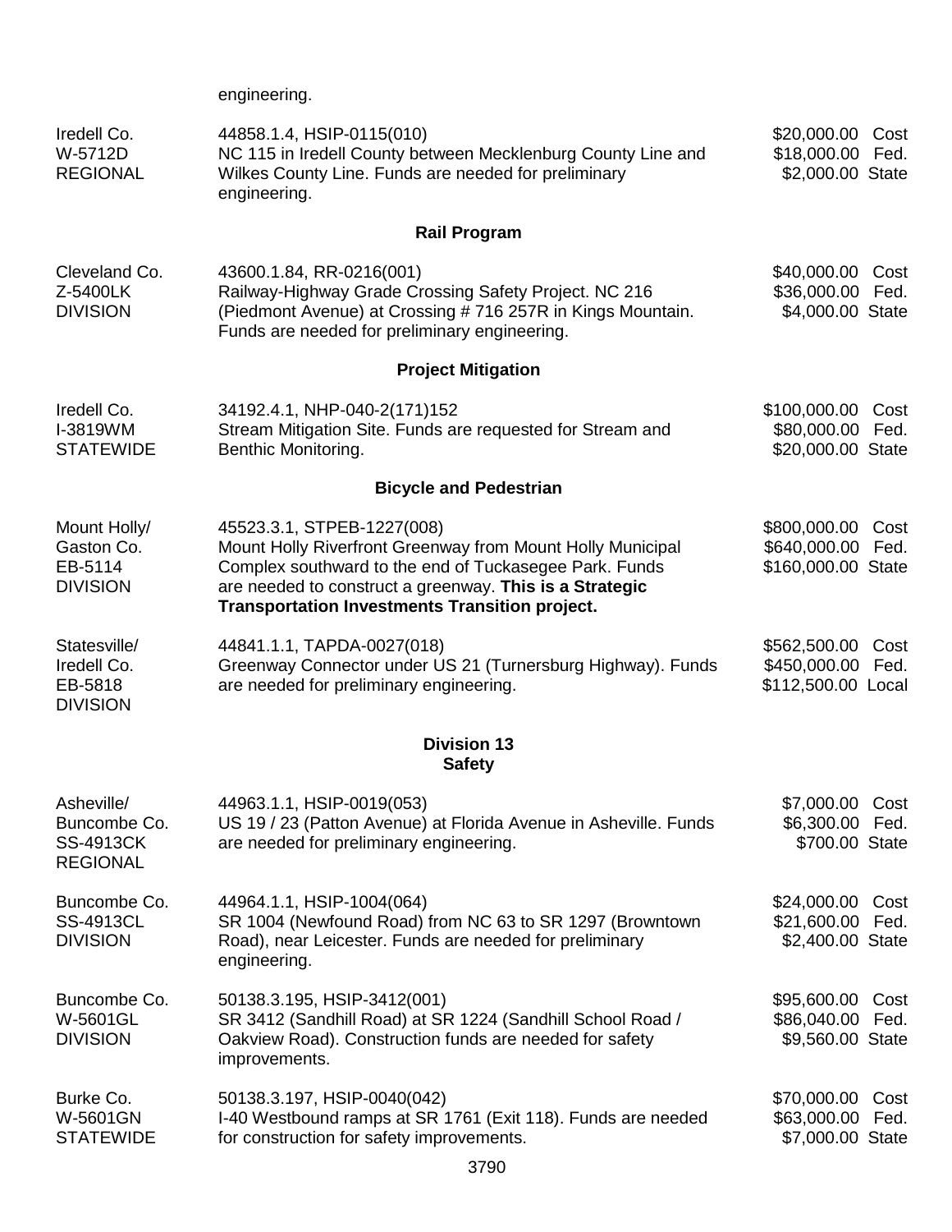engineering.

| | | |
|---|---|---|
| Iredell Co.<br>W-5712D<br>REGIONAL | 44858.1.4, HSIP-0115(010)<br>NC 115 in Iredell County between Mecklenburg County Line and Wilkes County Line. Funds are needed for preliminary engineering. | $20,000.00 Cost<br>$18,000.00 Fed.<br>$2,000.00 State |

### Rail Program

| | | |
|---|---|---|
| Cleveland Co.<br>Z-5400LK<br>DIVISION | 43600.1.84, RR-0216(001)<br>Railway-Highway Grade Crossing Safety Project. NC 216 (Piedmont Avenue) at Crossing # 716 257R in Kings Mountain. Funds are needed for preliminary engineering. | $40,000.00 Cost<br>$36,000.00 Fed.<br>$4,000.00 State |

### Project Mitigation

| | | |
|---|---|---|
| Iredell Co.<br>I-3819WM<br>STATEWIDE | 34192.4.1, NHP-040-2(171)152<br>Stream Mitigation Site. Funds are requested for Stream and Benthic Monitoring. | $100,000.00 Cost<br>$80,000.00 Fed.<br>$20,000.00 State |

### Bicycle and Pedestrian

| | | |
|---|---|---|
| Mount Holly/<br>Gaston Co.<br>EB-5114<br>DIVISION | 45523.3.1, STPEB-1227(008)<br>Mount Holly Riverfront Greenway from Mount Holly Municipal Complex southward to the end of Tuckasegee Park. Funds are needed to construct a greenway. **This is a Strategic Transportation Investments Transition project.** | $800,000.00 Cost<br>$640,000.00 Fed.<br>$160,000.00 State |
| Statesville/<br>Iredell Co.<br>EB-5818<br>DIVISION | 44841.1.1, TAPDA-0027(018)<br>Greenway Connector under US 21 (Turnersburg Highway). Funds are needed for preliminary engineering. | $562,500.00 Cost<br>$450,000.00 Fed.<br>$112,500.00 Local |

## Division 13
### Safety

| | | |
|---|---|---|
| Asheville/<br>Buncombe Co.<br>SS-4913CK<br>REGIONAL | 44963.1.1, HSIP-0019(053)<br>US 19 / 23 (Patton Avenue) at Florida Avenue in Asheville. Funds are needed for preliminary engineering. | $7,000.00 Cost<br>$6,300.00 Fed.<br>$700.00 State |
| Buncombe Co.<br>SS-4913CL<br>DIVISION | 44964.1.1, HSIP-1004(064)<br>SR 1004 (Newfound Road) from NC 63 to SR 1297 (Browntown Road), near Leicester. Funds are needed for preliminary engineering. | $24,000.00 Cost<br>$21,600.00 Fed.<br>$2,400.00 State |
| Buncombe Co.<br>W-5601GL<br>DIVISION | 50138.3.195, HSIP-3412(001)<br>SR 3412 (Sandhill Road) at SR 1224 (Sandhill School Road / Oakview Road). Construction funds are needed for safety improvements. | $95,600.00 Cost<br>$86,040.00 Fed.<br>$9,560.00 State |
| Burke Co.<br>W-5601GN<br>STATEWIDE | 50138.3.197, HSIP-0040(042)<br>I-40 Westbound ramps at SR 1761 (Exit 118). Funds are needed for construction for safety improvements. | $70,000.00 Cost<br>$63,000.00 Fed.<br>$7,000.00 State |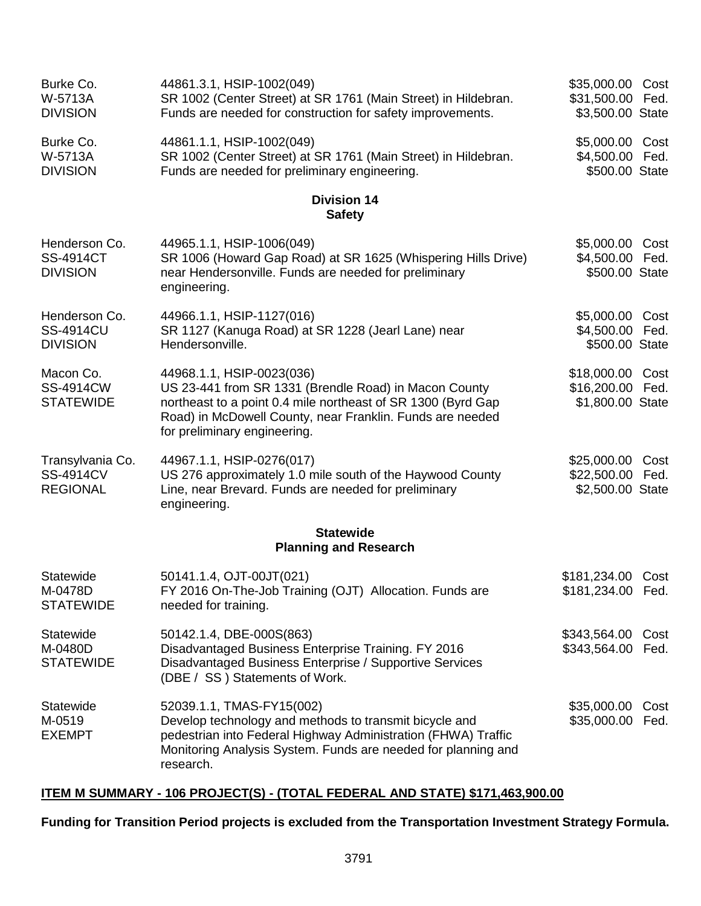| | | |
|---|---|---|
| Burke Co.<br>W-5713A<br>DIVISION | 44861.3.1, HSIP-1002(049)<br>SR 1002 (Center Street) at SR 1761 (Main Street) in Hildebran. Funds are needed for construction for safety improvements. | $35,000.00 Cost<br>$31,500.00 Fed.<br>$3,500.00 State |
| Burke Co.<br>W-5713A<br>DIVISION | 44861.1.1, HSIP-1002(049)<br>SR 1002 (Center Street) at SR 1761 (Main Street) in Hildebran. Funds are needed for preliminary engineering. | $5,000.00 Cost<br>$4,500.00 Fed.<br>$500.00 State |

**Division 14**
**Safety**

| | | |
|---|---|---|
| Henderson Co.<br>SS-4914CT<br>DIVISION | 44965.1.1, HSIP-1006(049)<br>SR 1006 (Howard Gap Road) at SR 1625 (Whispering Hills Drive) near Hendersonville. Funds are needed for preliminary engineering. | $5,000.00 Cost<br>$4,500.00 Fed.<br>$500.00 State |
| Henderson Co.<br>SS-4914CU<br>DIVISION | 44966.1.1, HSIP-1127(016)<br>SR 1127 (Kanuga Road) at SR 1228 (Jearl Lane) near Hendersonville. | $5,000.00 Cost<br>$4,500.00 Fed.<br>$500.00 State |
| Macon Co.<br>SS-4914CW<br>STATEWIDE | 44968.1.1, HSIP-0023(036)<br>US 23-441 from SR 1331 (Brendle Road) in Macon County northeast to a point 0.4 mile northeast of SR 1300 (Byrd Gap Road) in McDowell County, near Franklin. Funds are needed for preliminary engineering. | $18,000.00 Cost<br>$16,200.00 Fed.<br>$1,800.00 State |
| Transylvania Co.<br>SS-4914CV<br>REGIONAL | 44967.1.1, HSIP-0276(017)<br>US 276 approximately 1.0 mile south of the Haywood County Line, near Brevard. Funds are needed for preliminary engineering. | $25,000.00 Cost<br>$22,500.00 Fed.<br>$2,500.00 State |

**Statewide**
**Planning and Research**

| | | |
|---|---|---|
| Statewide<br>M-0478D<br>STATEWIDE | 50141.1.4, OJT-00JT(021)<br>FY 2016 On-The-Job Training (OJT) Allocation. Funds are needed for training. | $181,234.00 Cost<br>$181,234.00 Fed. |
| Statewide<br>M-0480D<br>STATEWIDE | 50142.1.4, DBE-000S(863)<br>Disadvantaged Business Enterprise Training. FY 2016 Disadvantaged Business Enterprise / Supportive Services (DBE / SS ) Statements of Work. | $343,564.00 Cost<br>$343,564.00 Fed. |
| Statewide<br>M-0519<br>EXEMPT | 52039.1.1, TMAS-FY15(002)<br>Develop technology and methods to transmit bicycle and pedestrian into Federal Highway Administration (FHWA) Traffic Monitoring Analysis System. Funds are needed for planning and research. | $35,000.00 Cost<br>$35,000.00 Fed. |

**ITEM M SUMMARY - 106 PROJECT(S) - (TOTAL FEDERAL AND STATE) $171,463,900.00**

**Funding for Transition Period projects is excluded from the Transportation Investment Strategy Formula.**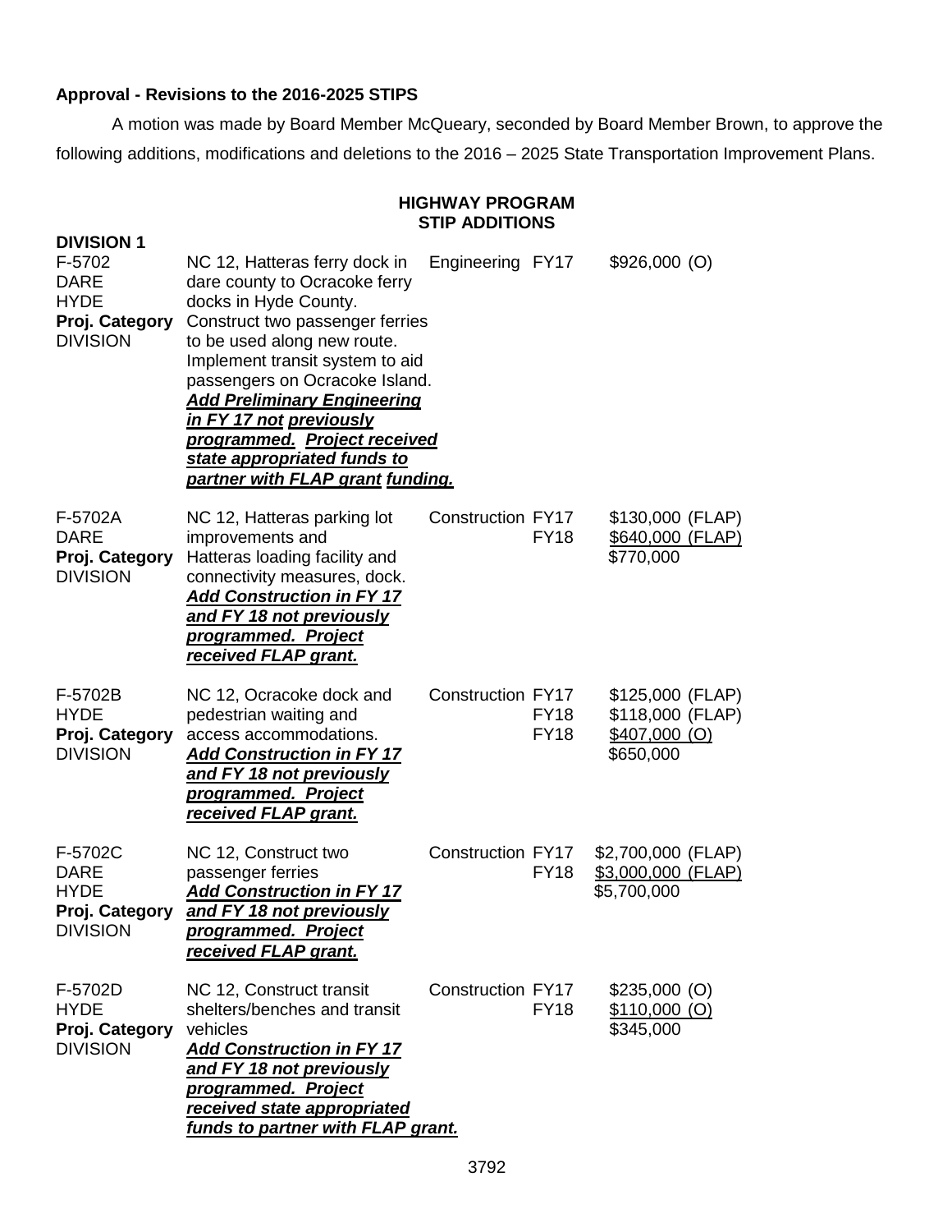**Approval - Revisions to the 2016-2025 STIPS**

A motion was made by Board Member McQueary, seconded by Board Member Brown, to approve the following additions, modifications and deletions to the 2016 – 2025 State Transportation Improvement Plans.

**HIGHWAY PROGRAM**
**STIP ADDITIONS**

**DIVISION 1**

| Project | Description | Work | Year | Amount |
|---|---|---|---|---|
| F-5702<br>DARE<br>HYDE<br>**Proj. Category**<br>DIVISION | NC 12, Hatteras ferry dock in dare county to Ocracoke ferry docks in Hyde County. Construct two passenger ferries to be used along new route. Implement transit system to aid passengers on Ocracoke Island.<br>***Add Preliminary Engineering in FY 17 not previously programmed. Project received state appropriated funds to partner with FLAP grant funding.*** | Engineering | FY17 | $926,000 (O) |
| F-5702A<br>DARE<br>**Proj. Category**<br>DIVISION | NC 12, Hatteras parking lot improvements and Hatteras loading facility and connectivity measures, dock.<br>***Add Construction in FY 17 and FY 18 not previously programmed. Project received FLAP grant.*** | Construction | FY17<br>FY18 | $130,000 (FLAP)<br>$640,000 (FLAP)<br>$770,000 |
| F-5702B<br>HYDE<br>**Proj. Category**<br>DIVISION | NC 12, Ocracoke dock and pedestrian waiting and access accommodations.<br>***Add Construction in FY 17 and FY 18 not previously programmed. Project received FLAP grant.*** | Construction | FY17<br>FY18<br>FY18 | $125,000 (FLAP)<br>$118,000 (FLAP)<br>$407,000 (O)<br>$650,000 |
| F-5702C<br>DARE<br>HYDE<br>**Proj. Category**<br>DIVISION | NC 12, Construct two passenger ferries<br>***Add Construction in FY 17 and FY 18 not previously programmed. Project received FLAP grant.*** | Construction | FY17<br>FY18 | $2,700,000 (FLAP)<br>$3,000,000 (FLAP)<br>$5,700,000 |
| F-5702D<br>HYDE<br>**Proj. Category**<br>DIVISION | NC 12, Construct transit shelters/benches and transit vehicles<br>***Add Construction in FY 17 and FY 18 not previously programmed. Project received state appropriated funds to partner with FLAP grant.*** | Construction | FY17<br>FY18 | $235,000 (O)<br>$110,000 (O)<br>$345,000 |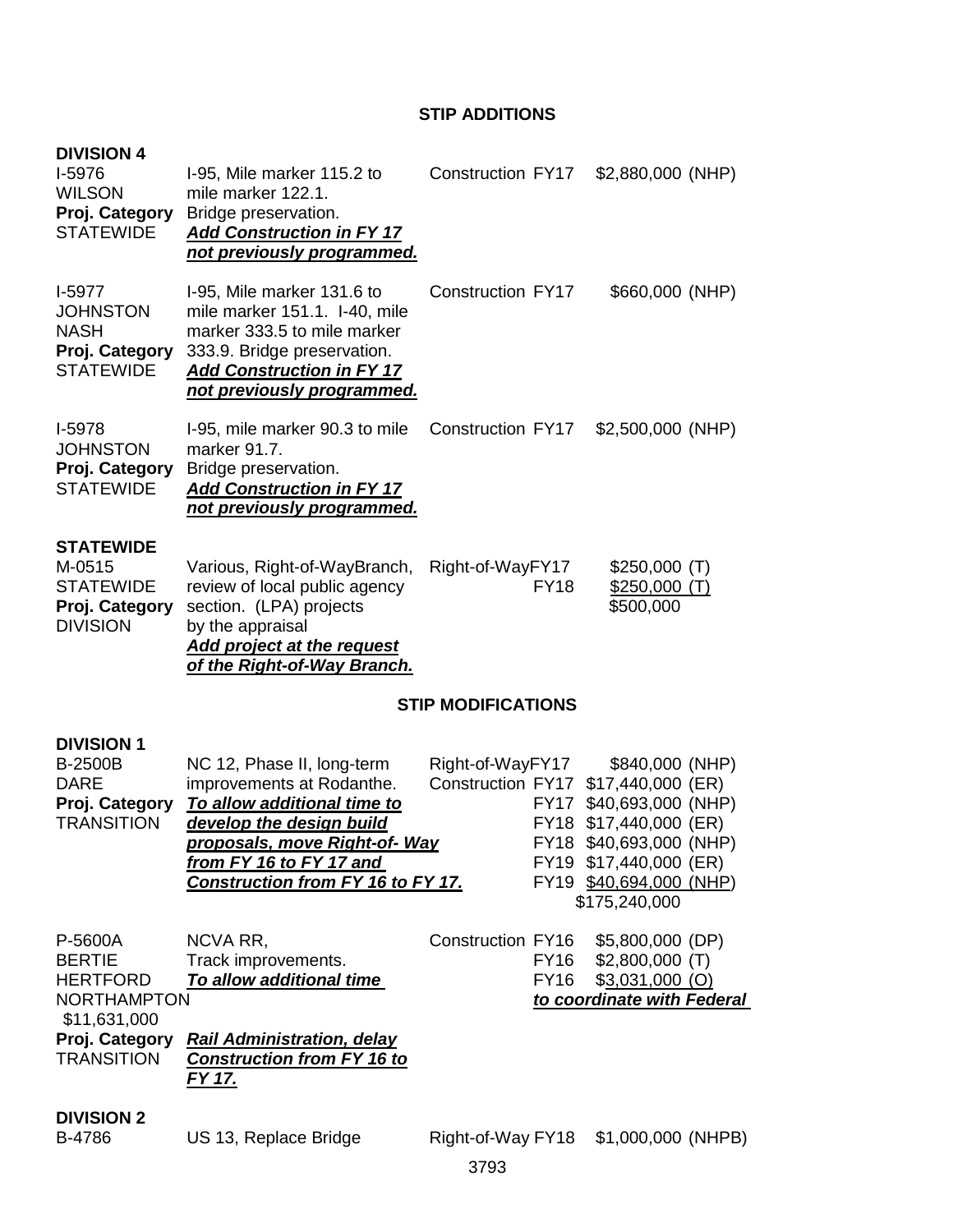## STIP ADDITIONS

**DIVISION 4**

| | | | |
|---|---|---|---|
| I-5976<br>WILSON<br>**Proj. Category**<br>STATEWIDE | I-95, Mile marker 115.2 to mile marker 122.1.<br>Bridge preservation.<br>***Add Construction in FY 17 not previously programmed.*** | Construction FY17 | \$2,880,000 (NHP) |
| I-5977<br>JOHNSTON<br>NASH<br>**Proj. Category**<br>STATEWIDE | I-95, Mile marker 131.6 to mile marker 151.1. I-40, mile marker 333.5 to mile marker 333.9. Bridge preservation.<br>***Add Construction in FY 17 not previously programmed.*** | Construction FY17 | \$660,000 (NHP) |
| I-5978<br>JOHNSTON<br>**Proj. Category**<br>STATEWIDE | I-95, mile marker 90.3 to mile marker 91.7.<br>Bridge preservation.<br>***Add Construction in FY 17 not previously programmed.*** | Construction FY17 | \$2,500,000 (NHP) |

**STATEWIDE**

| | | | |
|---|---|---|---|
| M-0515<br>STATEWIDE<br>**Proj. Category**<br>DIVISION | Various, Right-of-WayBranch, review of local public agency section. (LPA) projects by the appraisal<br>***Add project at the request of the Right-of-Way Branch.*** | Right-of-WayFY17<br>FY18 | \$250,000 (T)<br>\$250,000 (T)<br>\$500,000 |

## STIP MODIFICATIONS

**DIVISION 1**

| | | | |
|---|---|---|---|
| B-2500B<br>DARE<br>**Proj. Category**<br>TRANSITION | NC 12, Phase II, long-term improvements at Rodanthe.<br>***To allow additional time to develop the design build proposals, move Right-of- Way from FY 16 to FY 17 and Construction from FY 16 to FY 17.*** | Right-of-WayFY17<br>Construction FY17<br>FY17<br>FY18<br>FY18<br>FY19<br>FY19 | \$840,000 (NHP)<br>\$17,440,000 (ER)<br>\$40,693,000 (NHP)<br>\$17,440,000 (ER)<br>\$40,693,000 (NHP)<br>\$17,440,000 (ER)<br>\$40,694,000 (NHP)<br>\$175,240,000 |
| P-5600A<br>BERTIE<br>HERTFORD<br>NORTHAMPTON<br>\$11,631,000<br>**Proj. Category**<br>TRANSITION | NCVA RR,<br>Track improvements.<br>***To allow additional time to coordinate with Federal Rail Administration, delay Construction from FY 16 to FY 17.*** | Construction FY16<br>FY16<br>FY16 | \$5,800,000 (DP)<br>\$2,800,000 (T)<br>\$3,031,000 (O) |

**DIVISION 2**

| | | | |
|---|---|---|---|
| B-4786 | US 13, Replace Bridge | Right-of-Way FY18 | \$1,000,000 (NHPB) |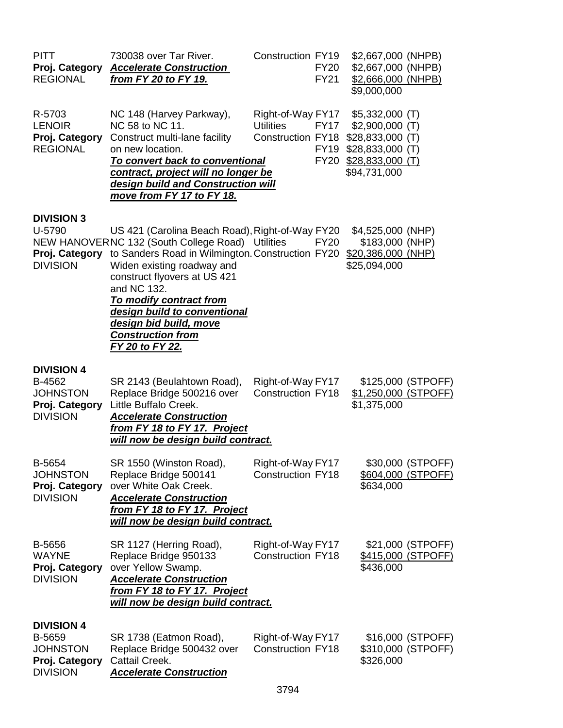| | | | |
|---|---|---|---|
| PITT<br>**Proj. Category**<br>REGIONAL | 730038 over Tar River.<br>***Accelerate Construction from FY 20 to FY 19.*** | Construction FY19<br>FY20<br>FY21 | $2,667,000 (NHPB)<br>$2,667,000 (NHPB)<br>$2,666,000 (NHPB)<br>$9,000,000 |
| R-5703<br>LENOIR<br>**Proj. Category**<br>REGIONAL | NC 148 (Harvey Parkway), NC 58 to NC 11. Construct multi-lane facility on new location.<br>***To convert back to conventional contract, project will no longer be design build and Construction will move from FY 17 to FY 18.*** | Right-of-Way FY17<br>Utilities FY17<br>Construction FY18<br>FY19<br>FY20 | $5,332,000 (T)<br>$2,900,000 (T)<br>$28,833,000 (T)<br>$28,833,000 (T)<br>$28,833,000 (T)<br>$94,731,000 |

**DIVISION 3**

| | | | |
|---|---|---|---|
| U-5790<br>NEW HANOVER<br>**Proj. Category**<br>DIVISION | US 421 (Carolina Beach Road), NC 132 (South College Road) to Sanders Road in Wilmington. Widen existing roadway and construct flyovers at US 421 and NC 132.<br>***To modify contract from design build to conventional design bid build, move Construction from FY 20 to FY 22.*** | Right-of-Way FY20<br>Utilities FY20<br>Construction FY20 | $4,525,000 (NHP)<br>$183,000 (NHP)<br>$20,386,000 (NHP)<br>$25,094,000 |

**DIVISION 4**

| | | | |
|---|---|---|---|
| B-4562<br>JOHNSTON<br>**Proj. Category**<br>DIVISION | SR 2143 (Beulahtown Road), Replace Bridge 500216 over Little Buffalo Creek.<br>***Accelerate Construction from FY 18 to FY 17. Project will now be design build contract.*** | Right-of-Way FY17<br>Construction FY18 | $125,000 (STPOFF)<br>$1,250,000 (STPOFF)<br>$1,375,000 |
| B-5654<br>JOHNSTON<br>**Proj. Category**<br>DIVISION | SR 1550 (Winston Road), Replace Bridge 500141 over White Oak Creek.<br>***Accelerate Construction from FY 18 to FY 17. Project will now be design build contract.*** | Right-of-Way FY17<br>Construction FY18 | $30,000 (STPOFF)<br>$604,000 (STPOFF)<br>$634,000 |
| B-5656<br>WAYNE<br>**Proj. Category**<br>DIVISION | SR 1127 (Herring Road), Replace Bridge 950133 over Yellow Swamp.<br>***Accelerate Construction from FY 18 to FY 17. Project will now be design build contract.*** | Right-of-Way FY17<br>Construction FY18 | $21,000 (STPOFF)<br>$415,000 (STPOFF)<br>$436,000 |

**DIVISION 4**

| | | | |
|---|---|---|---|
| B-5659<br>JOHNSTON<br>**Proj. Category**<br>DIVISION | SR 1738 (Eatmon Road), Replace Bridge 500432 over Cattail Creek.<br>***Accelerate Construction*** | Right-of-Way FY17<br>Construction FY18 | $16,000 (STPOFF)<br>$310,000 (STPOFF)<br>$326,000 |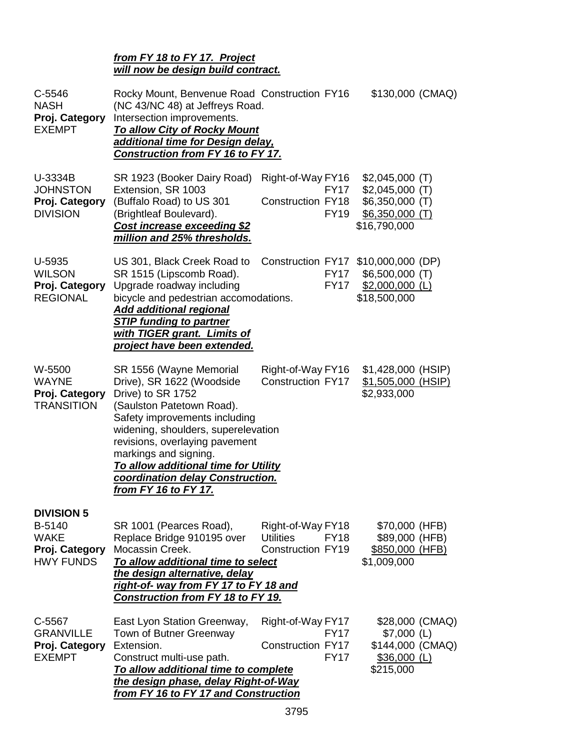***from FY 18 to FY 17. Project will now be design build contract.***

| Project | Description | Phase | FY | Amount |
|---|---|---|---|---|
| C-5546<br>NASH<br>**Proj. Category**<br>EXEMPT | Rocky Mount, Benvenue Road (NC 43/NC 48) at Jeffreys Road. Intersection improvements.<br>***To allow City of Rocky Mount additional time for Design delay, Construction from FY 16 to FY 17.*** | Construction | FY16 | $130,000 (CMAQ) |
| U-3334B<br>JOHNSTON<br>**Proj. Category**<br>DIVISION | SR 1923 (Booker Dairy Road) Extension, SR 1003 (Buffalo Road) to US 301 (Brightleaf Boulevard).<br>***Cost increase exceeding $2 million and 25% thresholds.*** | Right-of-Way<br><br>Construction | FY16<br>FY17<br>FY18<br>FY19 | $2,045,000 (T)<br>$2,045,000 (T)<br>$6,350,000 (T)<br>$6,350,000 (T)<br>$16,790,000 |
| U-5935<br>WILSON<br>**Proj. Category**<br>REGIONAL | US 301, Black Creek Road to SR 1515 (Lipscomb Road). Upgrade roadway including bicycle and pedestrian accomodations.<br>***Add additional regional STIP funding to partner with TIGER grant. Limits of project have been extended.*** | Construction | FY17<br>FY17<br>FY17 | $10,000,000 (DP)<br>$6,500,000 (T)<br>$2,000,000 (L)<br>$18,500,000 |
| W-5500<br>WAYNE<br>**Proj. Category**<br>TRANSITION | SR 1556 (Wayne Memorial Drive), SR 1622 (Woodside Drive) to SR 1752 (Saulston Patetown Road). Safety improvements including widening, shoulders, superelevation revisions, overlaying pavement markings and signing.<br>***To allow additional time for Utility coordination delay Construction. from FY 16 to FY 17.*** | Right-of-Way<br>Construction | FY16<br>FY17 | $1,428,000 (HSIP)<br>$1,505,000 (HSIP)<br>$2,933,000 |

**DIVISION 5**

| Project | Description | Phase | FY | Amount |
|---|---|---|---|---|
| B-5140<br>WAKE<br>**Proj. Category**<br>HWY FUNDS | SR 1001 (Pearces Road), Replace Bridge 910195 over Mocassin Creek.<br>***To allow additional time to select the design alternative, delay right-of- way from FY 17 to FY 18 and Construction from FY 18 to FY 19.*** | Right-of-Way<br>Utilities<br>Construction | FY18<br>FY18<br>FY19 | $70,000 (HFB)<br>$89,000 (HFB)<br>$850,000 (HFB)<br>$1,009,000 |
| C-5567<br>GRANVILLE<br>**Proj. Category**<br>EXEMPT | East Lyon Station Greenway, Town of Butner Greenway Extension. Construct multi-use path.<br>***To allow additional time to complete the design phase, delay Right-of-Way from FY 16 to FY 17 and Construction*** | Right-of-Way<br><br>Construction | FY17<br>FY17<br>FY17<br>FY17 | $28,000 (CMAQ)<br>$7,000 (L)<br>$144,000 (CMAQ)<br>$36,000 (L)<br>$215,000 |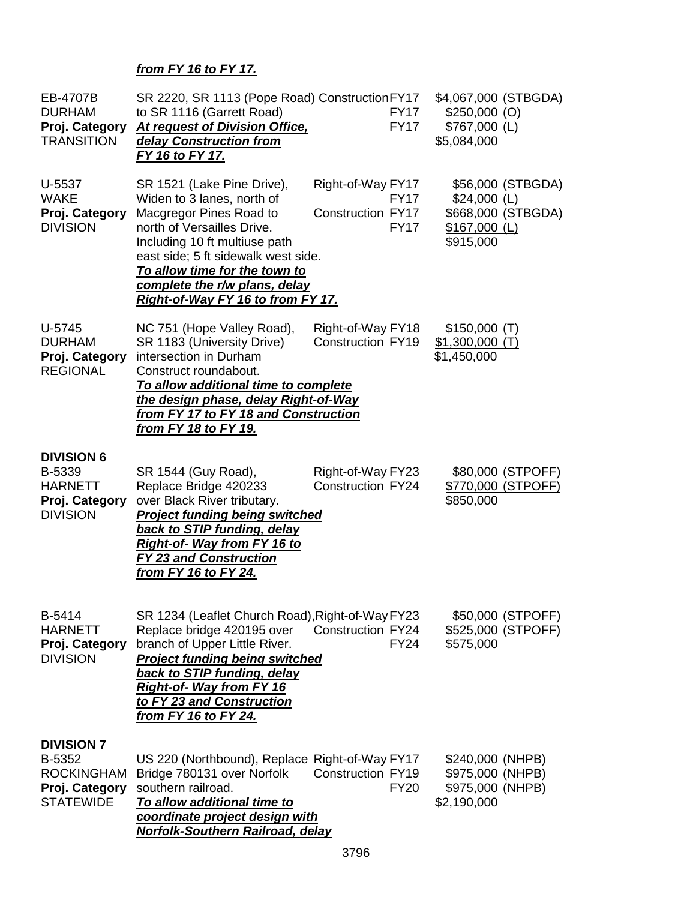***from FY 16 to FY 17.***

| | | | | |
|---|---|---|---|---|
| EB-4707B<br>DURHAM<br>**Proj. Category**<br>TRANSITION | SR 2220, SR 1113 (Pope Road) to SR 1116 (Garrett Road)<br>***At request of Division Office, delay Construction from FY 16 to FY 17.*** | Construction | FY17<br>FY17<br>FY17 | \$4,067,000 (STBGDA)<br>\$250,000 (O)<br>\$767,000 (L)<br>\$5,084,000 |
| U-5537<br>WAKE<br>**Proj. Category**<br>DIVISION | SR 1521 (Lake Pine Drive), Widen to 3 lanes, north of Macgregor Pines Road to north of Versailles Drive. Including 10 ft multiuse path east side; 5 ft sidewalk west side.<br>***To allow time for the town to complete the r/w plans, delay Right-of-Way FY 16 to from FY 17.*** | Right-of-Way<br><br>Construction | FY17<br>FY17<br>FY17<br>FY17 | \$56,000 (STBGDA)<br>\$24,000 (L)<br>\$668,000 (STBGDA)<br>\$167,000 (L)<br>\$915,000 |
| U-5745<br>DURHAM<br>**Proj. Category**<br>REGIONAL | NC 751 (Hope Valley Road), SR 1183 (University Drive) intersection in Durham Construct roundabout.<br>***To allow additional time to complete the design phase, delay Right-of-Way from FY 17 to FY 18 and Construction from FY 18 to FY 19.*** | Right-of-Way<br>Construction | FY18<br>FY19 | \$150,000 (T)<br>\$1,300,000 (T)<br>\$1,450,000 |

**DIVISION 6**

| | | | | |
|---|---|---|---|---|
| B-5339<br>HARNETT<br>**Proj. Category**<br>DIVISION | SR 1544 (Guy Road), Replace Bridge 420233 over Black River tributary.<br>***Project funding being switched back to STIP funding, delay Right-of- Way from FY 16 to FY 23 and Construction from FY 16 to FY 24.*** | Right-of-Way<br>Construction | FY23<br>FY24 | \$80,000 (STPOFF)<br>\$770,000 (STPOFF)<br>\$850,000 |
| B-5414<br>HARNETT<br>**Proj. Category**<br>DIVISION | SR 1234 (Leaflet Church Road), Replace bridge 420195 over branch of Upper Little River.<br>***Project funding being switched back to STIP funding, delay Right-of- Way from FY 16 to FY 23 and Construction from FY 16 to FY 24.*** | Right-of-Way<br>Construction | FY23<br>FY24<br>FY24 | \$50,000 (STPOFF)<br>\$525,000 (STPOFF)<br>\$575,000 |

**DIVISION 7**

| | | | | |
|---|---|---|---|---|
| B-5352<br>ROCKINGHAM<br>**Proj. Category**<br>STATEWIDE | US 220 (Northbound), Replace Bridge 780131 over Norfolk southern railroad.<br>***To allow additional time to coordinate project design with Norfolk-Southern Railroad, delay*** | Right-of-Way<br>Construction | FY17<br>FY19<br>FY20 | \$240,000 (NHPB)<br>\$975,000 (NHPB)<br>\$975,000 (NHPB)<br>\$2,190,000 |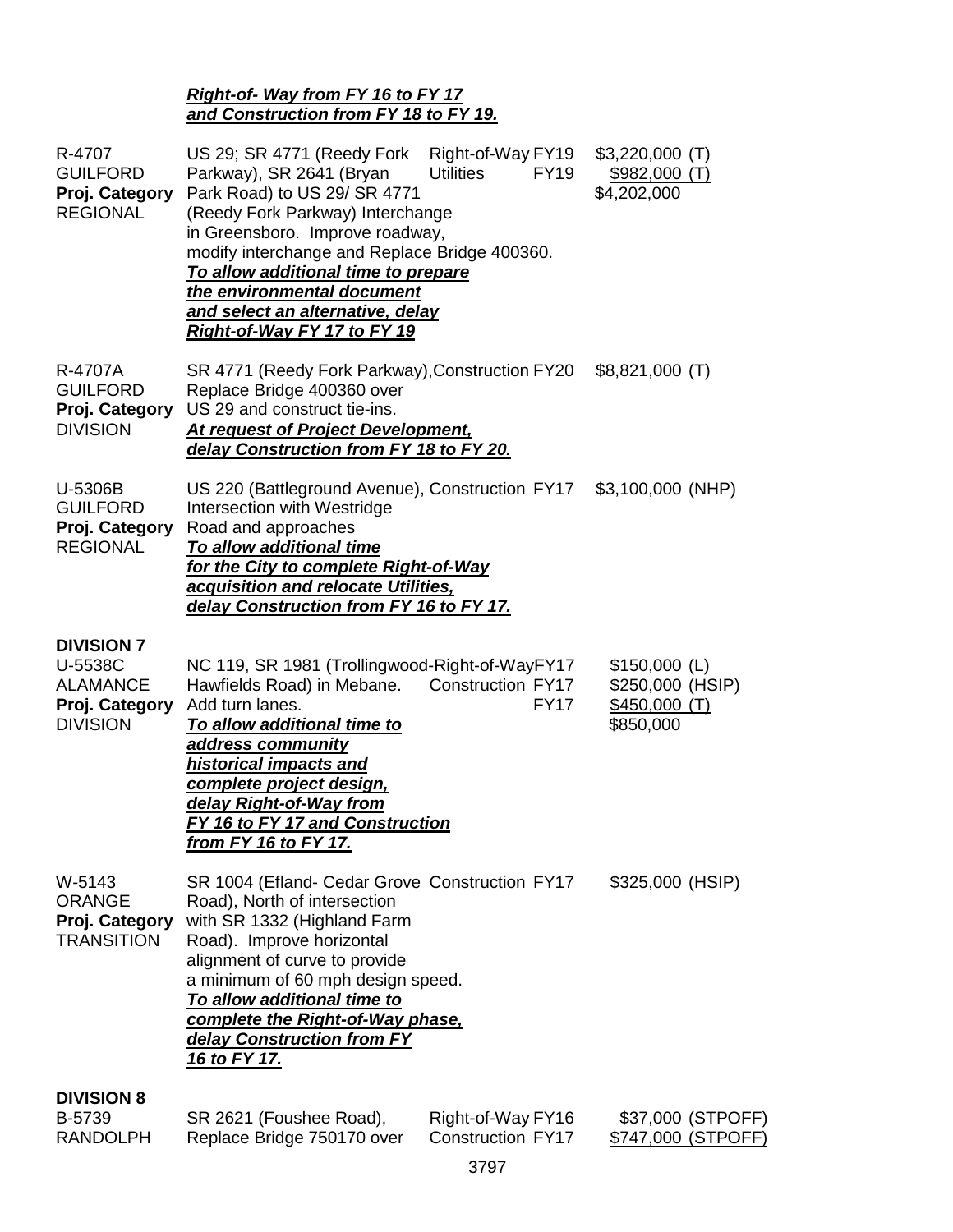***Right-of- Way from FY 16 to FY 17 and Construction from FY 18 to FY 19.***

| | | | |
|---|---|---|---|
| R-4707<br>GUILFORD<br>**Proj. Category**<br>REGIONAL | US 29; SR 4771 (Reedy Fork Parkway), SR 2641 (Bryan Park Road) to US 29/ SR 4771 (Reedy Fork Parkway) Interchange in Greensboro. Improve roadway, modify interchange and Replace Bridge 400360.<br>***To allow additional time to prepare the environmental document and select an alternative, delay Right-of-Way FY 17 to FY 19*** | Right-of-Way FY19<br>Utilities FY19 | $3,220,000 (T)<br>$982,000 (T)<br>$4,202,000 |
| R-4707A<br>GUILFORD<br>**Proj. Category**<br>DIVISION | SR 4771 (Reedy Fork Parkway), Replace Bridge 400360 over US 29 and construct tie-ins.<br>***At request of Project Development, delay Construction from FY 18 to FY 20.*** | Construction FY20 | $8,821,000 (T) |
| U-5306B<br>GUILFORD<br>**Proj. Category**<br>REGIONAL | US 220 (Battleground Avenue), Intersection with Westridge Road and approaches<br>***To allow additional time for the City to complete Right-of-Way acquisition and relocate Utilities, delay Construction from FY 16 to FY 17.*** | Construction FY17 | $3,100,000 (NHP) |

**DIVISION 7**

| | | | |
|---|---|---|---|
| U-5538C<br>ALAMANCE<br>**Proj. Category**<br>DIVISION | NC 119, SR 1981 (Trollingwood-Hawfields Road) in Mebane. Add turn lanes.<br>***To allow additional time to address community historical impacts and complete project design, delay Right-of-Way from FY 16 to FY 17 and Construction from FY 16 to FY 17.*** | Right-of-Way FY17<br>Construction FY17<br>FY17 | $150,000 (L)<br>$250,000 (HSIP)<br>$450,000 (T)<br>$850,000 |
| W-5143<br>ORANGE<br>**Proj. Category**<br>TRANSITION | SR 1004 (Efland- Cedar Grove Road), North of intersection with SR 1332 (Highland Farm Road). Improve horizontal alignment of curve to provide a minimum of 60 mph design speed.<br>***To allow additional time to complete the Right-of-Way phase, delay Construction from FY 16 to FY 17.*** | Construction FY17 | $325,000 (HSIP) |

**DIVISION 8**

| | | | |
|---|---|---|---|
| B-5739<br>RANDOLPH | SR 2621 (Foushee Road), Replace Bridge 750170 over | Right-of-Way FY16<br>Construction FY17 | $37,000 (STPOFF)<br>$747,000 (STPOFF) |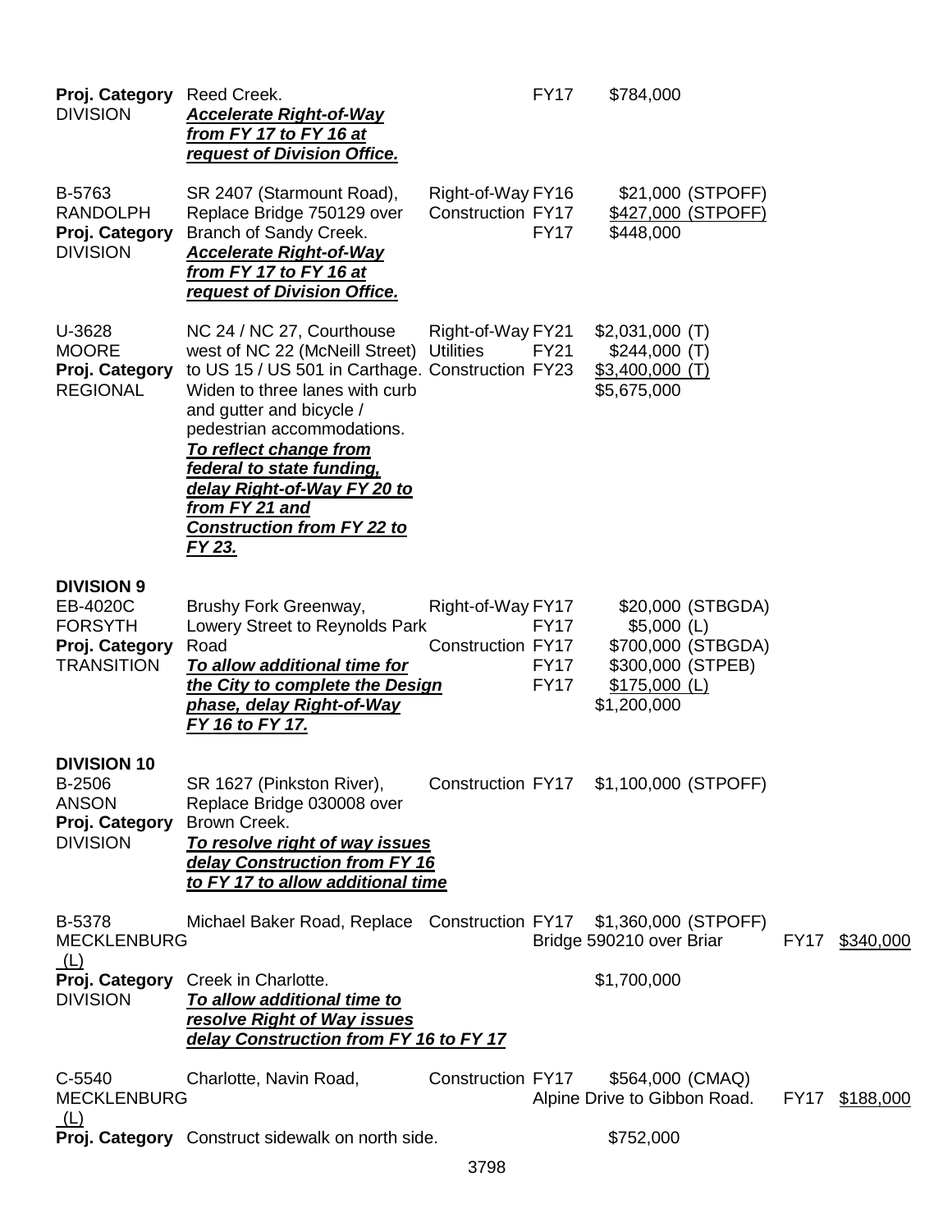**Proj. Category** DIVISION — Reed Creek. FY17 $784,000
***Accelerate Right-of-Way from FY 17 to FY 16 at request of Division Office.***

B-5763
RANDOLPH
**Proj. Category**
DIVISION

SR 2407 (Starmount Road), Replace Bridge 750129 over Branch of Sandy Creek.
***Accelerate Right-of-Way from FY 17 to FY 16 at request of Division Office.***

| | | |
|---|---|---|
| Right-of-Way | FY16 | $21,000 (STPOFF) |
| Construction | FY17 | $427,000 (STPOFF) |
| | FY17 | $448,000 |

U-3628
MOORE
**Proj. Category**
REGIONAL

NC 24 / NC 27, Courthouse west of NC 22 (McNeill Street) to US 15 / US 501 in Carthage. Widen to three lanes with curb and gutter and bicycle / pedestrian accommodations.
***To reflect change from federal to state funding, delay Right-of-Way FY 20 to from FY 21 and Construction from FY 22 to FY 23.***

| | | |
|---|---|---|
| Right-of-Way | FY21 | $2,031,000 (T) |
| Utilities | FY21 | $244,000 (T) |
| Construction | FY23 | $3,400,000 (T) |
| | | $5,675,000 |

**DIVISION 9**

EB-4020C
FORSYTH
**Proj. Category**
TRANSITION

Brushy Fork Greenway, Lowery Street to Reynolds Park Road
***To allow additional time for the City to complete the Design phase, delay Right-of-Way FY 16 to FY 17.***

| | | |
|---|---|---|
| Right-of-Way | FY17 | $20,000 (STBGDA) |
| | FY17 | $5,000 (L) |
| Construction | FY17 | $700,000 (STBGDA) |
| | FY17 | $300,000 (STPEB) |
| | FY17 | $175,000 (L) |
| | | $1,200,000 |

**DIVISION 10**

B-2506
ANSON
**Proj. Category**
DIVISION

SR 1627 (Pinkston River), Replace Bridge 030008 over Brown Creek.
***To resolve right of way issues delay Construction from FY 16 to FY 17 to allow additional time***

| | | |
|---|---|---|
| Construction | FY17 | $1,100,000 (STPOFF) |

B-5378
MECKLENBURG
**Proj. Category**
DIVISION

Michael Baker Road, Replace Bridge 590210 over Briar Creek in Charlotte.
***To allow additional time to resolve Right of Way issues delay Construction from FY 16 to FY 17***

| | | |
|---|---|---|
| Construction | FY17 | $1,360,000 (STPOFF) |
| | FY17 | $340,000 (L) |
| | | $1,700,000 |

C-5540
MECKLENBURG
**Proj. Category**

Charlotte, Navin Road, Alpine Drive to Gibbon Road. Construct sidewalk on north side.

| | | |
|---|---|---|
| Construction | FY17 | $564,000 (CMAQ) |
| | FY17 | $188,000 (L) |
| | | $752,000 |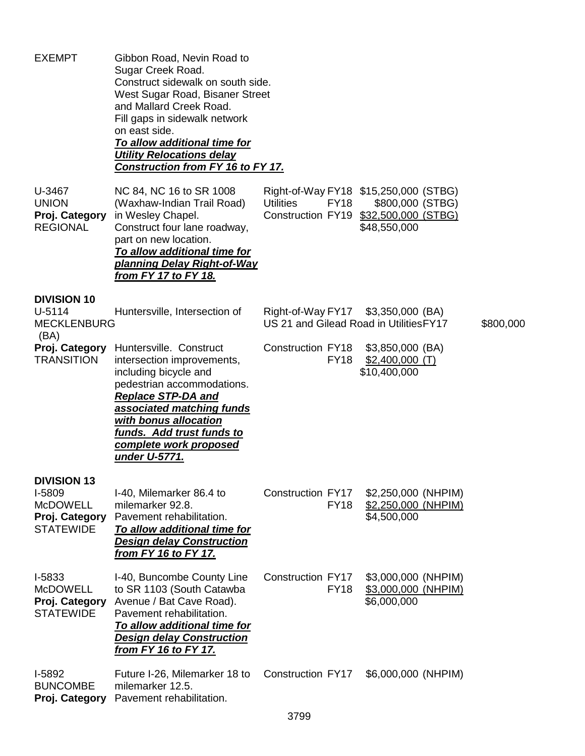| | | | | |
|---|---|---|---|---|
| EXEMPT | Gibbon Road, Nevin Road to Sugar Creek Road. Construct sidewalk on south side. West Sugar Road, Bisaner Street and Mallard Creek Road. Fill gaps in sidewalk network on east side. ***To allow additional time for Utility Relocations delay Construction from FY 16 to FY 17.*** | | | |
| U-3467<br>UNION<br>**Proj. Category**<br>REGIONAL | NC 84, NC 16 to SR 1008 (Waxhaw-Indian Trail Road) in Wesley Chapel. Construct four lane roadway, part on new location. ***To allow additional time for planning Delay Right-of-Way from FY 17 to FY 18.*** | Right-of-Way FY18<br>Utilities FY18<br>Construction FY19 | \$15,250,000 (STBG)<br>\$800,000 (STBG)<br>\$32,500,000 (STBG)<br>\$48,550,000 | |

**DIVISION 10**

| | | | | |
|---|---|---|---|---|
| U-5114<br>MECKLENBURG<br>(BA)<br>**Proj. Category**<br>TRANSITION | Huntersville, Intersection of US 21 and Gilead Road in Huntersville. Construct intersection improvements, including bicycle and pedestrian accommodations. ***Replace STP-DA and associated matching funds with bonus allocation funds. Add trust funds to complete work proposed under U-5771.*** | Right-of-Way FY17<br>Utilities FY17<br>Construction FY18<br>FY18 | \$3,350,000 (BA)<br><br>\$3,850,000 (BA)<br>\$2,400,000 (T)<br>\$10,400,000 | \$800,000 |

**DIVISION 13**

| | | | | |
|---|---|---|---|---|
| I-5809<br>McDOWELL<br>**Proj. Category**<br>STATEWIDE | I-40, Milemarker 86.4 to milemarker 92.8. Pavement rehabilitation. ***To allow additional time for Design delay Construction from FY 16 to FY 17.*** | Construction FY17<br>FY18 | \$2,250,000 (NHPIM)<br>\$2,250,000 (NHPIM)<br>\$4,500,000 | |
| I-5833<br>McDOWELL<br>**Proj. Category**<br>STATEWIDE | I-40, Buncombe County Line to SR 1103 (South Catawba Avenue / Bat Cave Road). Pavement rehabilitation. ***To allow additional time for Design delay Construction from FY 16 to FY 17.*** | Construction FY17<br>FY18 | \$3,000,000 (NHPIM)<br>\$3,000,000 (NHPIM)<br>\$6,000,000 | |
| I-5892<br>BUNCOMBE<br>**Proj. Category** | Future I-26, Milemarker 18 to milemarker 12.5. Pavement rehabilitation. | Construction FY17 | \$6,000,000 (NHPIM) | |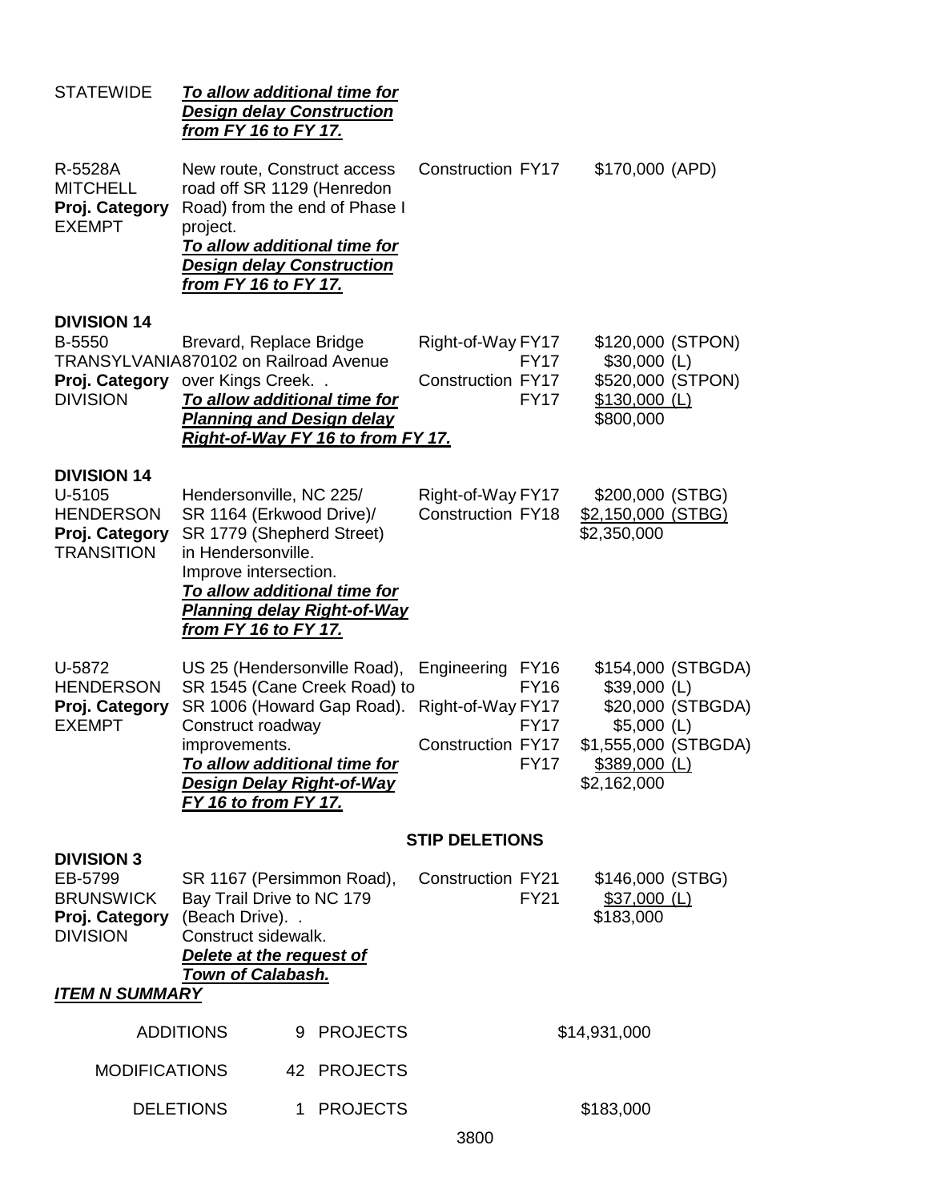STATEWIDE ***To allow additional time for Design delay Construction from FY 16 to FY 17.***

| | | | | |
|---|---|---|---|---|
| R-5528A<br>MITCHELL<br>**Proj. Category**<br>EXEMPT | New route, Construct access road off SR 1129 (Henredon Road) from the end of Phase I project.<br>***To allow additional time for Design delay Construction from FY 16 to FY 17.*** | Construction | FY17 | $170,000 (APD) |

**DIVISION 14**

| | | | | |
|---|---|---|---|---|
| B-5550<br>TRANSYLVANIA<br>**Proj. Category**<br>DIVISION | Brevard, Replace Bridge 870102 on Railroad Avenue over Kings Creek. .<br>***To allow additional time for Planning and Design delay Right-of-Way FY 16 to from FY 17.*** | Right-of-Way<br><br>Construction | FY17<br>FY17<br>FY17<br>FY17 | $120,000 (STPON)<br>$30,000 (L)<br>$520,000 (STPON)<br><u>$130,000 (L)</u><br>$800,000 |

**DIVISION 14**

| | | | | |
|---|---|---|---|---|
| U-5105<br>HENDERSON<br>**Proj. Category**<br>TRANSITION | Hendersonville, NC 225/ SR 1164 (Erkwood Drive)/ SR 1779 (Shepherd Street) in Hendersonville. Improve intersection.<br>***To allow additional time for Planning delay Right-of-Way from FY 16 to FY 17.*** | Right-of-Way<br>Construction | FY17<br>FY18 | $200,000 (STBG)<br><u>$2,150,000 (STBG)</u><br>$2,350,000 |
| U-5872<br>HENDERSON<br>**Proj. Category**<br>EXEMPT | US 25 (Hendersonville Road), SR 1545 (Cane Creek Road) to SR 1006 (Howard Gap Road). Construct roadway improvements.<br>***To allow additional time for Design Delay Right-of-Way FY 16 to from FY 17.*** | Engineering<br><br>Right-of-Way<br><br>Construction | FY16<br>FY16<br>FY17<br>FY17<br>FY17<br>FY17 | $154,000 (STBGDA)<br>$39,000 (L)<br>$20,000 (STBGDA)<br>$5,000 (L)<br>$1,555,000 (STBGDA)<br><u>$389,000 (L)</u><br>$2,162,000 |

**STIP DELETIONS**

**DIVISION 3**

| | | | | |
|---|---|---|---|---|
| EB-5799<br>BRUNSWICK<br>**Proj. Category**<br>DIVISION | SR 1167 (Persimmon Road), Bay Trail Drive to NC 179 (Beach Drive). .<br>Construct sidewalk.<br>***Delete at the request of Town of Calabash.*** | Construction | FY21<br>FY21 | $146,000 (STBG)<br><u>$37,000 (L)</u><br>$183,000 |

***ITEM N SUMMARY***

| | | | |
|---|---|---|---|
| ADDITIONS | 9 | PROJECTS | $14,931,000 |
| MODIFICATIONS | 42 | PROJECTS | |
| DELETIONS | 1 | PROJECTS | $183,000 |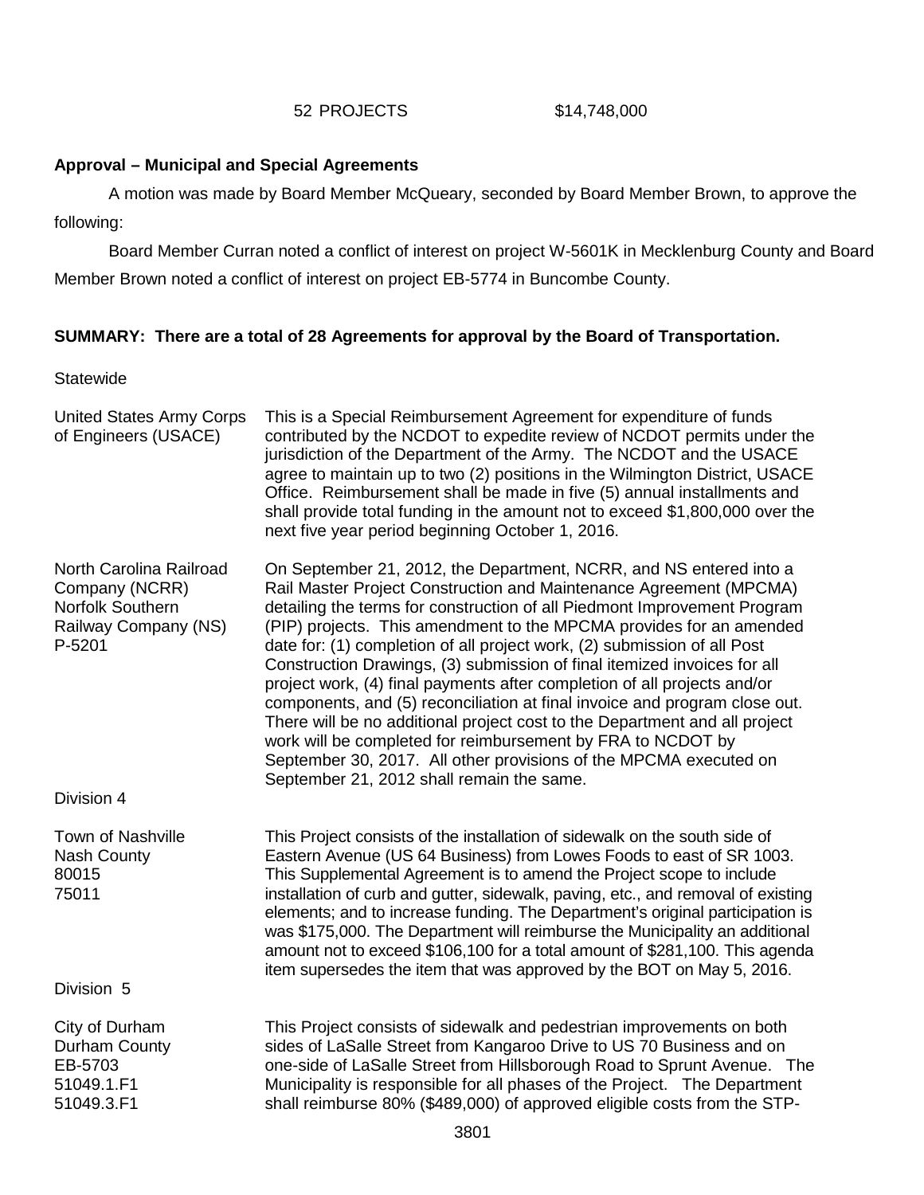52 PROJECTS $14,748,000

**Approval – Municipal and Special Agreements**

A motion was made by Board Member McQueary, seconded by Board Member Brown, to approve the following:

Board Member Curran noted a conflict of interest on project W-5601K in Mecklenburg County and Board Member Brown noted a conflict of interest on project EB-5774 in Buncombe County.

**SUMMARY: There are a total of 28 Agreements for approval by the Board of Transportation.**

Statewide

| | |
|---|---|
| United States Army Corps of Engineers (USACE) | This is a Special Reimbursement Agreement for expenditure of funds contributed by the NCDOT to expedite review of NCDOT permits under the jurisdiction of the Department of the Army. The NCDOT and the USACE agree to maintain up to two (2) positions in the Wilmington District, USACE Office. Reimbursement shall be made in five (5) annual installments and shall provide total funding in the amount not to exceed $1,800,000 over the next five year period beginning October 1, 2016. |
| North Carolina Railroad Company (NCRR)<br>Norfolk Southern Railway Company (NS)<br>P-5201 | On September 21, 2012, the Department, NCRR, and NS entered into a Rail Master Project Construction and Maintenance Agreement (MPCMA) detailing the terms for construction of all Piedmont Improvement Program (PIP) projects. This amendment to the MPCMA provides for an amended date for: (1) completion of all project work, (2) submission of all Post Construction Drawings, (3) submission of final itemized invoices for all project work, (4) final payments after completion of all projects and/or components, and (5) reconciliation at final invoice and program close out. There will be no additional project cost to the Department and all project work will be completed for reimbursement by FRA to NCDOT by September 30, 2017. All other provisions of the MPCMA executed on September 21, 2012 shall remain the same. |

Division 4

| | |
|---|---|
| Town of Nashville<br>Nash County<br>80015<br>75011 | This Project consists of the installation of sidewalk on the south side of Eastern Avenue (US 64 Business) from Lowes Foods to east of SR 1003. This Supplemental Agreement is to amend the Project scope to include installation of curb and gutter, sidewalk, paving, etc., and removal of existing elements; and to increase funding. The Department's original participation is was $175,000. The Department will reimburse the Municipality an additional amount not to exceed $106,100 for a total amount of $281,100. This agenda item supersedes the item that was approved by the BOT on May 5, 2016. |

Division 5

| | |
|---|---|
| City of Durham<br>Durham County<br>EB-5703<br>51049.1.F1<br>51049.3.F1 | This Project consists of sidewalk and pedestrian improvements on both sides of LaSalle Street from Kangaroo Drive to US 70 Business and on one-side of LaSalle Street from Hillsborough Road to Sprunt Avenue. The Municipality is responsible for all phases of the Project. The Department shall reimburse 80% ($489,000) of approved eligible costs from the STP- |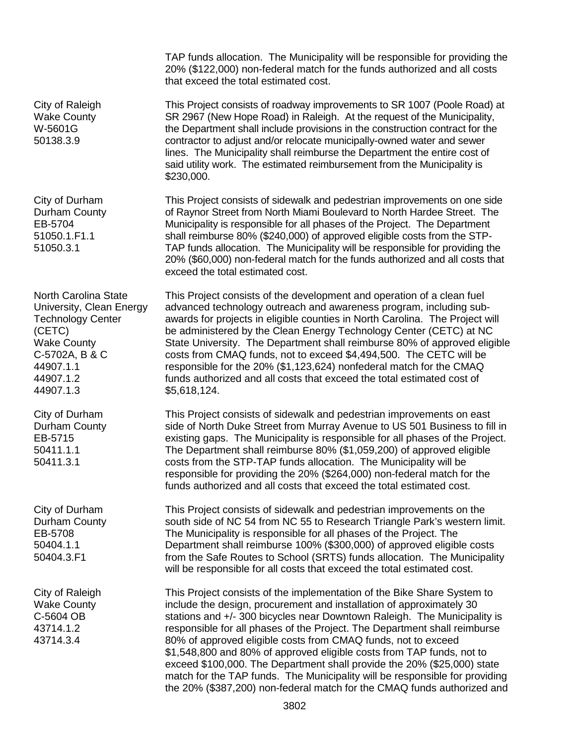TAP funds allocation. The Municipality will be responsible for providing the 20% ($122,000) non-federal match for the funds authorized and all costs that exceed the total estimated cost.

| | |
|---|---|
| City of Raleigh<br>Wake County<br>W-5601G<br>50138.3.9 | This Project consists of roadway improvements to SR 1007 (Poole Road) at SR 2967 (New Hope Road) in Raleigh. At the request of the Municipality, the Department shall include provisions in the construction contract for the contractor to adjust and/or relocate municipally-owned water and sewer lines. The Municipality shall reimburse the Department the entire cost of said utility work. The estimated reimbursement from the Municipality is $230,000. |
| City of Durham<br>Durham County<br>EB-5704<br>51050.1.F1.1<br>51050.3.1 | This Project consists of sidewalk and pedestrian improvements on one side of Raynor Street from North Miami Boulevard to North Hardee Street. The Municipality is responsible for all phases of the Project. The Department shall reimburse 80% ($240,000) of approved eligible costs from the STP-TAP funds allocation. The Municipality will be responsible for providing the 20% ($60,000) non-federal match for the funds authorized and all costs that exceed the total estimated cost. |
| North Carolina State University, Clean Energy Technology Center (CETC)<br>Wake County<br>C-5702A, B & C<br>44907.1.1<br>44907.1.2<br>44907.1.3 | This Project consists of the development and operation of a clean fuel advanced technology outreach and awareness program, including sub-awards for projects in eligible counties in North Carolina. The Project will be administered by the Clean Energy Technology Center (CETC) at NC State University. The Department shall reimburse 80% of approved eligible costs from CMAQ funds, not to exceed $4,494,500. The CETC will be responsible for the 20% ($1,123,624) nonfederal match for the CMAQ funds authorized and all costs that exceed the total estimated cost of $5,618,124. |
| City of Durham<br>Durham County<br>EB-5715<br>50411.1.1<br>50411.3.1 | This Project consists of sidewalk and pedestrian improvements on east side of North Duke Street from Murray Avenue to US 501 Business to fill in existing gaps. The Municipality is responsible for all phases of the Project. The Department shall reimburse 80% ($1,059,200) of approved eligible costs from the STP-TAP funds allocation. The Municipality will be responsible for providing the 20% ($264,000) non-federal match for the funds authorized and all costs that exceed the total estimated cost. |
| City of Durham<br>Durham County<br>EB-5708<br>50404.1.1<br>50404.3.F1 | This Project consists of sidewalk and pedestrian improvements on the south side of NC 54 from NC 55 to Research Triangle Park's western limit. The Municipality is responsible for all phases of the Project. The Department shall reimburse 100% ($300,000) of approved eligible costs from the Safe Routes to School (SRTS) funds allocation. The Municipality will be responsible for all costs that exceed the total estimated cost. |
| City of Raleigh<br>Wake County<br>C-5604 OB<br>43714.1.2<br>43714.3.4 | This Project consists of the implementation of the Bike Share System to include the design, procurement and installation of approximately 30 stations and +/- 300 bicycles near Downtown Raleigh. The Municipality is responsible for all phases of the Project. The Department shall reimburse 80% of approved eligible costs from CMAQ funds, not to exceed $1,548,800 and 80% of approved eligible costs from TAP funds, not to exceed $100,000. The Department shall provide the 20% ($25,000) state match for the TAP funds. The Municipality will be responsible for providing the 20% ($387,200) non-federal match for the CMAQ funds authorized and |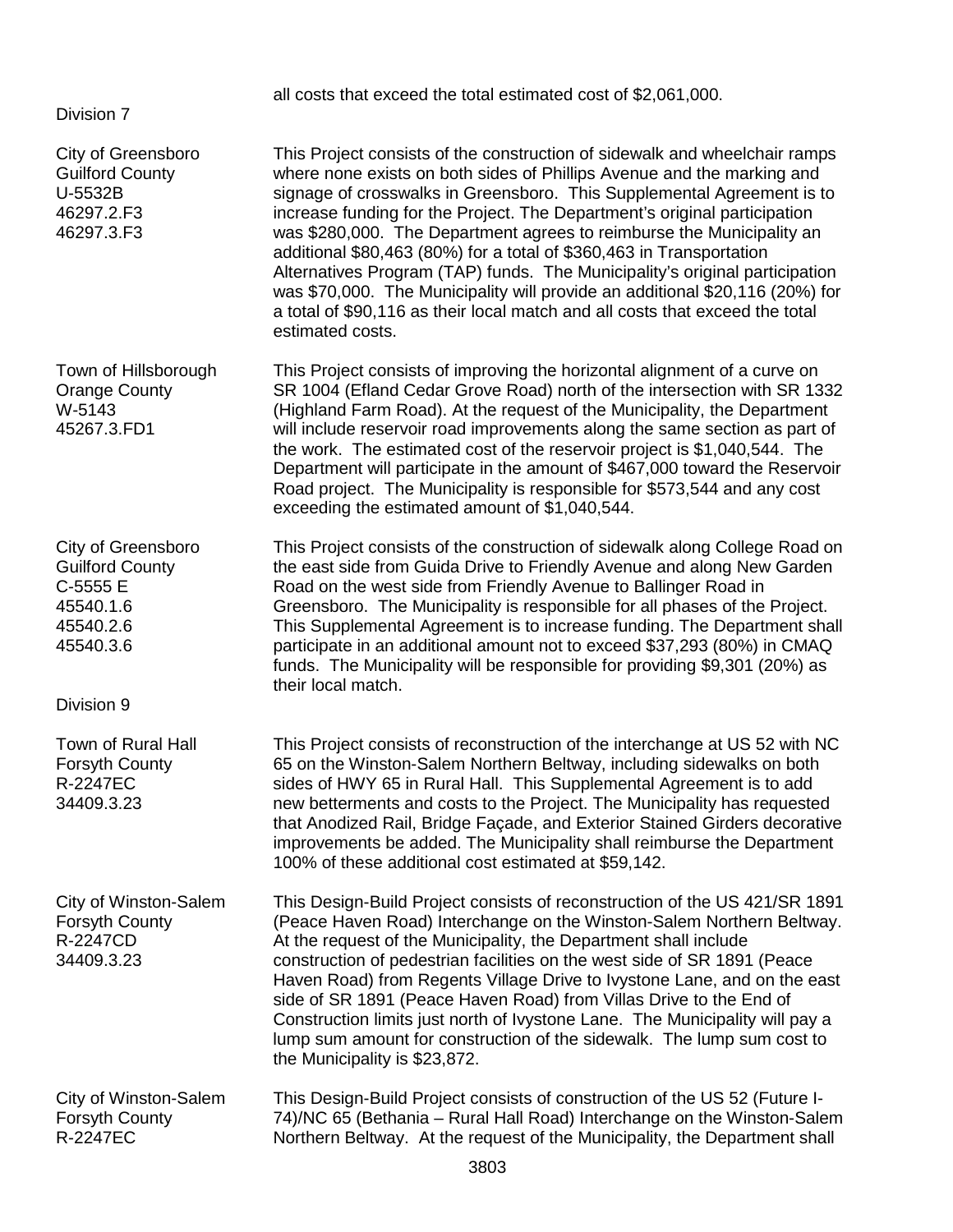all costs that exceed the total estimated cost of $2,061,000.

Division 7

City of Greensboro
Guilford County
U-5532B
46297.2.F3
46297.3.F3

This Project consists of the construction of sidewalk and wheelchair ramps where none exists on both sides of Phillips Avenue and the marking and signage of crosswalks in Greensboro. This Supplemental Agreement is to increase funding for the Project. The Department's original participation was $280,000. The Department agrees to reimburse the Municipality an additional $80,463 (80%) for a total of $360,463 in Transportation Alternatives Program (TAP) funds. The Municipality's original participation was $70,000. The Municipality will provide an additional $20,116 (20%) for a total of $90,116 as their local match and all costs that exceed the total estimated costs.

Town of Hillsborough
Orange County
W-5143
45267.3.FD1

This Project consists of improving the horizontal alignment of a curve on SR 1004 (Efland Cedar Grove Road) north of the intersection with SR 1332 (Highland Farm Road). At the request of the Municipality, the Department will include reservoir road improvements along the same section as part of the work. The estimated cost of the reservoir project is $1,040,544. The Department will participate in the amount of $467,000 toward the Reservoir Road project. The Municipality is responsible for $573,544 and any cost exceeding the estimated amount of $1,040,544.

City of Greensboro
Guilford County
C-5555 E
45540.1.6
45540.2.6
45540.3.6

This Project consists of the construction of sidewalk along College Road on the east side from Guida Drive to Friendly Avenue and along New Garden Road on the west side from Friendly Avenue to Ballinger Road in Greensboro. The Municipality is responsible for all phases of the Project. This Supplemental Agreement is to increase funding. The Department shall participate in an additional amount not to exceed $37,293 (80%) in CMAQ funds. The Municipality will be responsible for providing $9,301 (20%) as their local match.

Division 9

Town of Rural Hall
Forsyth County
R-2247EC
34409.3.23

This Project consists of reconstruction of the interchange at US 52 with NC 65 on the Winston-Salem Northern Beltway, including sidewalks on both sides of HWY 65 in Rural Hall. This Supplemental Agreement is to add new betterments and costs to the Project. The Municipality has requested that Anodized Rail, Bridge Façade, and Exterior Stained Girders decorative improvements be added. The Municipality shall reimburse the Department 100% of these additional cost estimated at $59,142.

City of Winston-Salem
Forsyth County
R-2247CD
34409.3.23

This Design-Build Project consists of reconstruction of the US 421/SR 1891 (Peace Haven Road) Interchange on the Winston-Salem Northern Beltway. At the request of the Municipality, the Department shall include construction of pedestrian facilities on the west side of SR 1891 (Peace Haven Road) from Regents Village Drive to Ivystone Lane, and on the east side of SR 1891 (Peace Haven Road) from Villas Drive to the End of Construction limits just north of Ivystone Lane. The Municipality will pay a lump sum amount for construction of the sidewalk. The lump sum cost to the Municipality is $23,872.

City of Winston-Salem
Forsyth County
R-2247EC

This Design-Build Project consists of construction of the US 52 (Future I-74)/NC 65 (Bethania – Rural Hall Road) Interchange on the Winston-Salem Northern Beltway. At the request of the Municipality, the Department shall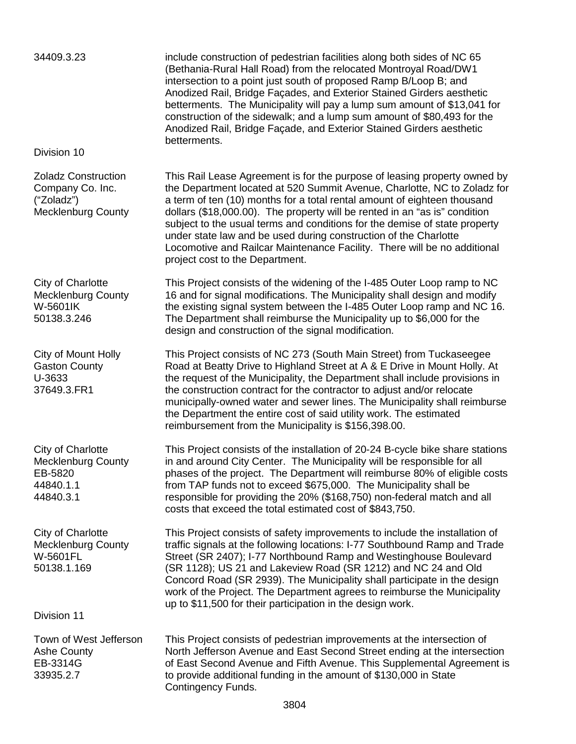| | |
|---|---|
| 34409.3.23 | include construction of pedestrian facilities along both sides of NC 65 (Bethania-Rural Hall Road) from the relocated Montroyal Road/DW1 intersection to a point just south of proposed Ramp B/Loop B; and Anodized Rail, Bridge Façades, and Exterior Stained Girders aesthetic betterments. The Municipality will pay a lump sum amount of $13,041 for construction of the sidewalk; and a lump sum amount of $80,493 for the Anodized Rail, Bridge Façade, and Exterior Stained Girders aesthetic betterments. |

Division 10

| | |
|---|---|
| Zoladz Construction Company Co. Inc. ("Zoladz") Mecklenburg County | This Rail Lease Agreement is for the purpose of leasing property owned by the Department located at 520 Summit Avenue, Charlotte, NC to Zoladz for a term of ten (10) months for a total rental amount of eighteen thousand dollars ($18,000.00). The property will be rented in an "as is" condition subject to the usual terms and conditions for the demise of state property under state law and be used during construction of the Charlotte Locomotive and Railcar Maintenance Facility. There will be no additional project cost to the Department. |
| City of Charlotte Mecklenburg County W-5601IK 50138.3.246 | This Project consists of the widening of the I-485 Outer Loop ramp to NC 16 and for signal modifications. The Municipality shall design and modify the existing signal system between the I-485 Outer Loop ramp and NC 16. The Department shall reimburse the Municipality up to $6,000 for the design and construction of the signal modification. |
| City of Mount Holly Gaston County U-3633 37649.3.FR1 | This Project consists of NC 273 (South Main Street) from Tuckaseegee Road at Beatty Drive to Highland Street at A & E Drive in Mount Holly. At the request of the Municipality, the Department shall include provisions in the construction contract for the contractor to adjust and/or relocate municipally-owned water and sewer lines. The Municipality shall reimburse the Department the entire cost of said utility work. The estimated reimbursement from the Municipality is $156,398.00. |
| City of Charlotte Mecklenburg County EB-5820 44840.1.1 44840.3.1 | This Project consists of the installation of 20-24 B-cycle bike share stations in and around City Center. The Municipality will be responsible for all phases of the project. The Department will reimburse 80% of eligible costs from TAP funds not to exceed $675,000. The Municipality shall be responsible for providing the 20% ($168,750) non-federal match and all costs that exceed the total estimated cost of $843,750. |
| City of Charlotte Mecklenburg County W-5601FL 50138.1.169 | This Project consists of safety improvements to include the installation of traffic signals at the following locations: I-77 Southbound Ramp and Trade Street (SR 2407); I-77 Northbound Ramp and Westinghouse Boulevard (SR 1128); US 21 and Lakeview Road (SR 1212) and NC 24 and Old Concord Road (SR 2939). The Municipality shall participate in the design work of the Project. The Department agrees to reimburse the Municipality up to $11,500 for their participation in the design work. |

Division 11

| | |
|---|---|
| Town of West Jefferson Ashe County EB-3314G 33935.2.7 | This Project consists of pedestrian improvements at the intersection of North Jefferson Avenue and East Second Street ending at the intersection of East Second Avenue and Fifth Avenue. This Supplemental Agreement is to provide additional funding in the amount of $130,000 in State Contingency Funds. |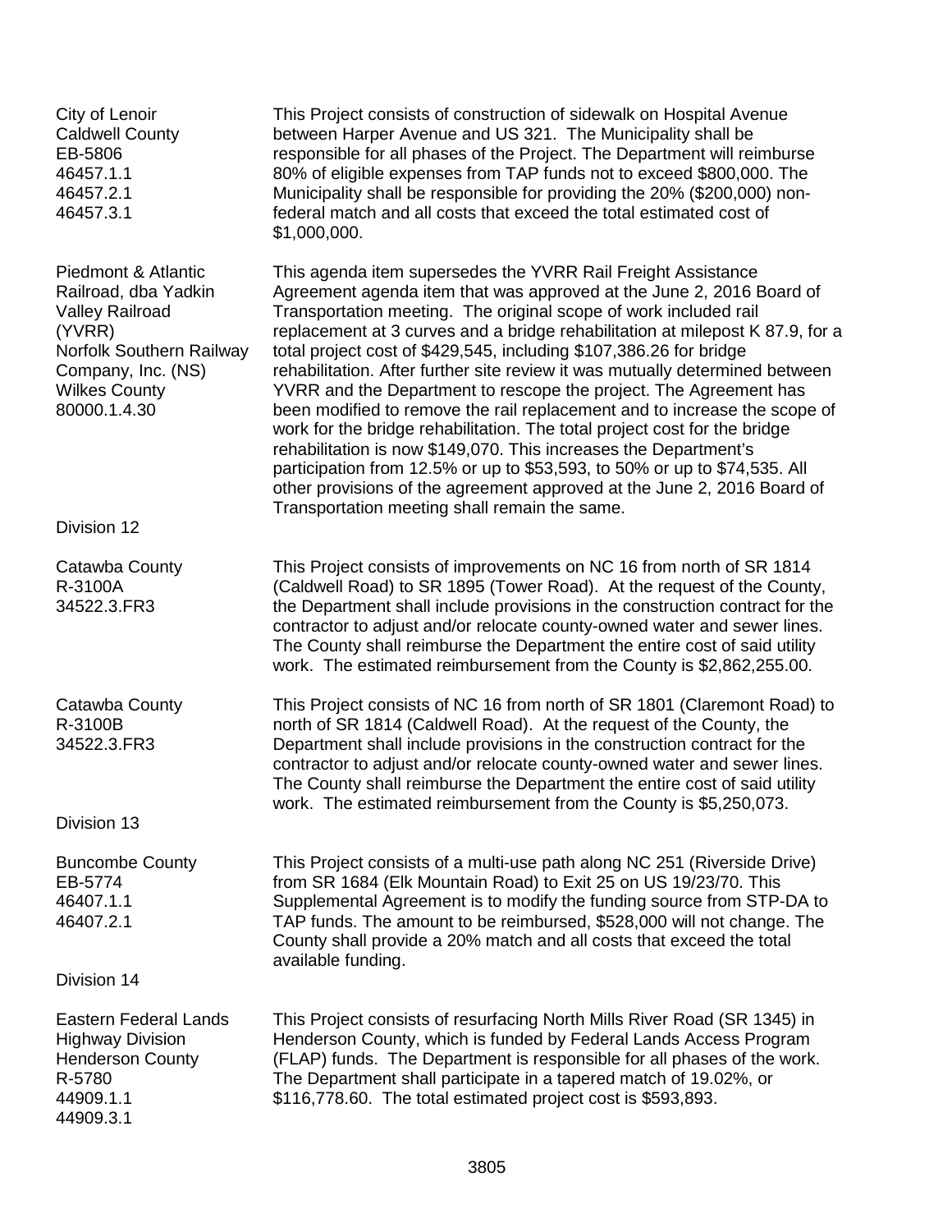| | |
|---|---|
| City of Lenoir<br>Caldwell County<br>EB-5806<br>46457.1.1<br>46457.2.1<br>46457.3.1 | This Project consists of construction of sidewalk on Hospital Avenue between Harper Avenue and US 321. The Municipality shall be responsible for all phases of the Project. The Department will reimburse 80% of eligible expenses from TAP funds not to exceed $800,000. The Municipality shall be responsible for providing the 20% ($200,000) non-federal match and all costs that exceed the total estimated cost of $1,000,000. |
| Piedmont & Atlantic Railroad, dba Yadkin Valley Railroad (YVRR)<br>Norfolk Southern Railway Company, Inc. (NS)<br>Wilkes County<br>80000.1.4.30 | This agenda item supersedes the YVRR Rail Freight Assistance Agreement agenda item that was approved at the June 2, 2016 Board of Transportation meeting. The original scope of work included rail replacement at 3 curves and a bridge rehabilitation at milepost K 87.9, for a total project cost of $429,545, including $107,386.26 for bridge rehabilitation. After further site review it was mutually determined between YVRR and the Department to rescope the project. The Agreement has been modified to remove the rail replacement and to increase the scope of work for the bridge rehabilitation. The total project cost for the bridge rehabilitation is now $149,070. This increases the Department's participation from 12.5% or up to $53,593, to 50% or up to $74,535. All other provisions of the agreement approved at the June 2, 2016 Board of Transportation meeting shall remain the same. |

Division 12

| | |
|---|---|
| Catawba County<br>R-3100A<br>34522.3.FR3 | This Project consists of improvements on NC 16 from north of SR 1814 (Caldwell Road) to SR 1895 (Tower Road). At the request of the County, the Department shall include provisions in the construction contract for the contractor to adjust and/or relocate county-owned water and sewer lines. The County shall reimburse the Department the entire cost of said utility work. The estimated reimbursement from the County is $2,862,255.00. |
| Catawba County<br>R-3100B<br>34522.3.FR3 | This Project consists of NC 16 from north of SR 1801 (Claremont Road) to north of SR 1814 (Caldwell Road). At the request of the County, the Department shall include provisions in the construction contract for the contractor to adjust and/or relocate county-owned water and sewer lines. The County shall reimburse the Department the entire cost of said utility work. The estimated reimbursement from the County is $5,250,073. |

Division 13

| | |
|---|---|
| Buncombe County<br>EB-5774<br>46407.1.1<br>46407.2.1 | This Project consists of a multi-use path along NC 251 (Riverside Drive) from SR 1684 (Elk Mountain Road) to Exit 25 on US 19/23/70. This Supplemental Agreement is to modify the funding source from STP-DA to TAP funds. The amount to be reimbursed, $528,000 will not change. The County shall provide a 20% match and all costs that exceed the total available funding. |

Division 14

| | |
|---|---|
| Eastern Federal Lands Highway Division<br>Henderson County<br>R-5780<br>44909.1.1<br>44909.3.1 | This Project consists of resurfacing North Mills River Road (SR 1345) in Henderson County, which is funded by Federal Lands Access Program (FLAP) funds. The Department is responsible for all phases of the work. The Department shall participate in a tapered match of 19.02%, or $116,778.60. The total estimated project cost is $593,893. |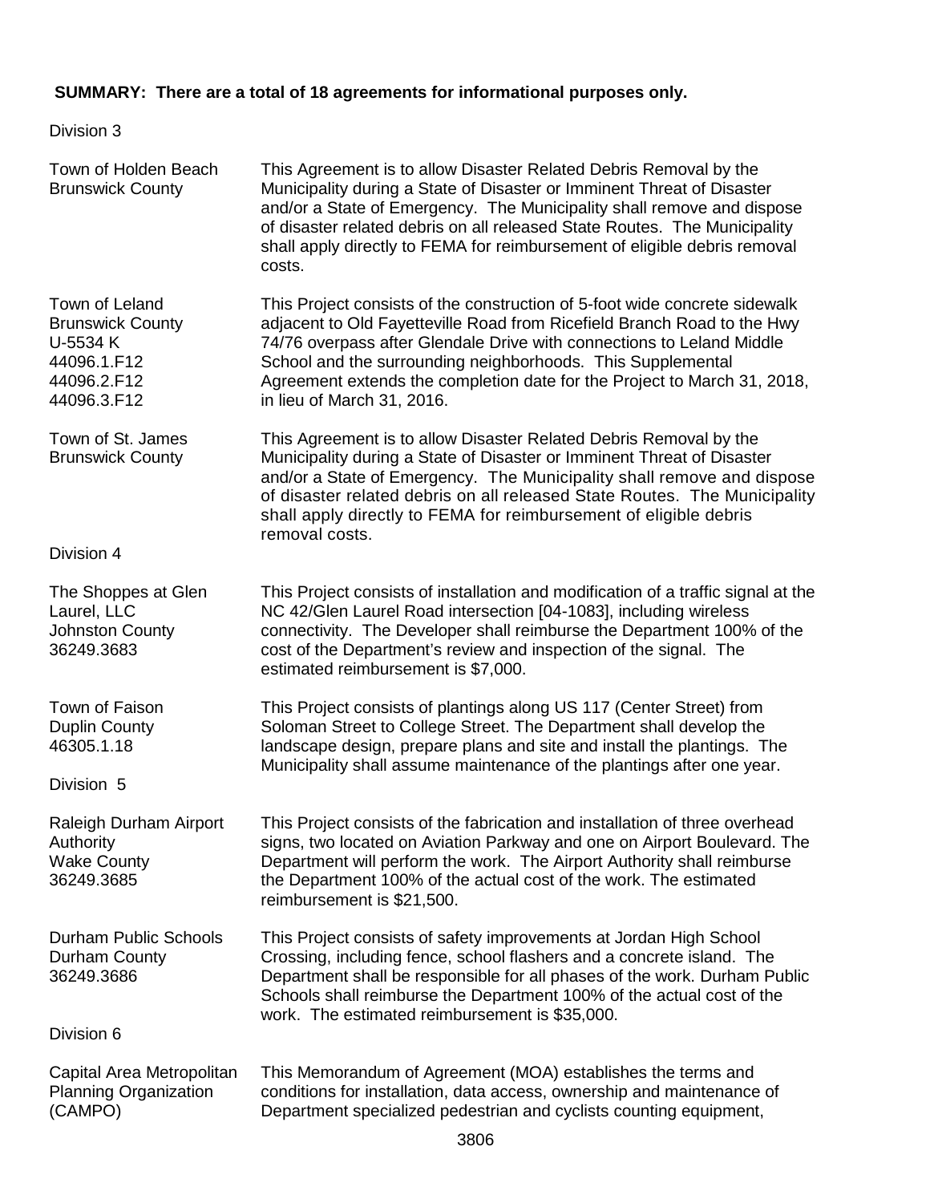**SUMMARY: There are a total of 18 agreements for informational purposes only.**

Division 3

| | |
|---|---|
| Town of Holden Beach<br>Brunswick County | This Agreement is to allow Disaster Related Debris Removal by the Municipality during a State of Disaster or Imminent Threat of Disaster and/or a State of Emergency. The Municipality shall remove and dispose of disaster related debris on all released State Routes. The Municipality shall apply directly to FEMA for reimbursement of eligible debris removal costs. |
| Town of Leland<br>Brunswick County<br>U-5534 K<br>44096.1.F12<br>44096.2.F12<br>44096.3.F12 | This Project consists of the construction of 5-foot wide concrete sidewalk adjacent to Old Fayetteville Road from Ricefield Branch Road to the Hwy 74/76 overpass after Glendale Drive with connections to Leland Middle School and the surrounding neighborhoods. This Supplemental Agreement extends the completion date for the Project to March 31, 2018, in lieu of March 31, 2016. |
| Town of St. James<br>Brunswick County | This Agreement is to allow Disaster Related Debris Removal by the Municipality during a State of Disaster or Imminent Threat of Disaster and/or a State of Emergency. The Municipality shall remove and dispose of disaster related debris on all released State Routes. The Municipality shall apply directly to FEMA for reimbursement of eligible debris removal costs. |

Division 4

| | |
|---|---|
| The Shoppes at Glen Laurel, LLC<br>Johnston County<br>36249.3683 | This Project consists of installation and modification of a traffic signal at the NC 42/Glen Laurel Road intersection [04-1083], including wireless connectivity. The Developer shall reimburse the Department 100% of the cost of the Department's review and inspection of the signal. The estimated reimbursement is $7,000. |
| Town of Faison<br>Duplin County<br>46305.1.18 | This Project consists of plantings along US 117 (Center Street) from Soloman Street to College Street. The Department shall develop the landscape design, prepare plans and site and install the plantings. The Municipality shall assume maintenance of the plantings after one year. |

Division 5

| | |
|---|---|
| Raleigh Durham Airport Authority<br>Wake County<br>36249.3685 | This Project consists of the fabrication and installation of three overhead signs, two located on Aviation Parkway and one on Airport Boulevard. The Department will perform the work. The Airport Authority shall reimburse the Department 100% of the actual cost of the work. The estimated reimbursement is $21,500. |
| Durham Public Schools<br>Durham County<br>36249.3686 | This Project consists of safety improvements at Jordan High School Crossing, including fence, school flashers and a concrete island. The Department shall be responsible for all phases of the work. Durham Public Schools shall reimburse the Department 100% of the actual cost of the work. The estimated reimbursement is $35,000. |

Division 6

| | |
|---|---|
| Capital Area Metropolitan Planning Organization (CAMPO) | This Memorandum of Agreement (MOA) establishes the terms and conditions for installation, data access, ownership and maintenance of Department specialized pedestrian and cyclists counting equipment, |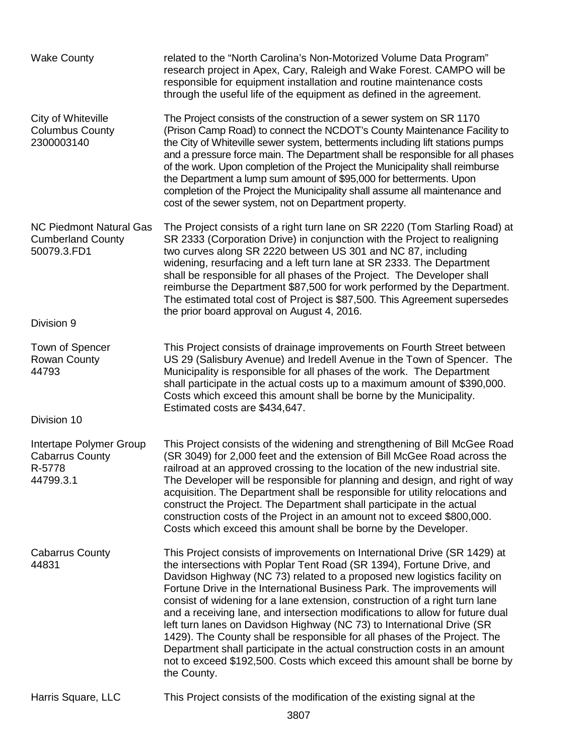| | |
|---|---|
| Wake County | related to the "North Carolina's Non-Motorized Volume Data Program" research project in Apex, Cary, Raleigh and Wake Forest. CAMPO will be responsible for equipment installation and routine maintenance costs through the useful life of the equipment as defined in the agreement. |
| City of Whiteville<br>Columbus County<br>2300003140 | The Project consists of the construction of a sewer system on SR 1170 (Prison Camp Road) to connect the NCDOT's County Maintenance Facility to the City of Whiteville sewer system, betterments including lift stations pumps and a pressure force main. The Department shall be responsible for all phases of the work. Upon completion of the Project the Municipality shall reimburse the Department a lump sum amount of $95,000 for betterments. Upon completion of the Project the Municipality shall assume all maintenance and cost of the sewer system, not on Department property. |
| NC Piedmont Natural Gas<br>Cumberland County<br>50079.3.FD1 | The Project consists of a right turn lane on SR 2220 (Tom Starling Road) at SR 2333 (Corporation Drive) in conjunction with the Project to realigning two curves along SR 2220 between US 301 and NC 87, including widening, resurfacing and a left turn lane at SR 2333. The Department shall be responsible for all phases of the Project. The Developer shall reimburse the Department $87,500 for work performed by the Department. The estimated total cost of Project is $87,500. This Agreement supersedes the prior board approval on August 4, 2016. |

Division 9

| | |
|---|---|
| Town of Spencer<br>Rowan County<br>44793 | This Project consists of drainage improvements on Fourth Street between US 29 (Salisbury Avenue) and Iredell Avenue in the Town of Spencer. The Municipality is responsible for all phases of the work. The Department shall participate in the actual costs up to a maximum amount of $390,000. Costs which exceed this amount shall be borne by the Municipality. Estimated costs are $434,647. |

Division 10

| | |
|---|---|
| Intertape Polymer Group<br>Cabarrus County<br>R-5778<br>44799.3.1 | This Project consists of the widening and strengthening of Bill McGee Road (SR 3049) for 2,000 feet and the extension of Bill McGee Road across the railroad at an approved crossing to the location of the new industrial site. The Developer will be responsible for planning and design, and right of way acquisition. The Department shall be responsible for utility relocations and construct the Project. The Department shall participate in the actual construction costs of the Project in an amount not to exceed $800,000. Costs which exceed this amount shall be borne by the Developer. |
| Cabarrus County<br>44831 | This Project consists of improvements on International Drive (SR 1429) at the intersections with Poplar Tent Road (SR 1394), Fortune Drive, and Davidson Highway (NC 73) related to a proposed new logistics facility on Fortune Drive in the International Business Park. The improvements will consist of widening for a lane extension, construction of a right turn lane and a receiving lane, and intersection modifications to allow for future dual left turn lanes on Davidson Highway (NC 73) to International Drive (SR 1429). The County shall be responsible for all phases of the Project. The Department shall participate in the actual construction costs in an amount not to exceed $192,500. Costs which exceed this amount shall be borne by the County. |
| Harris Square, LLC | This Project consists of the modification of the existing signal at the |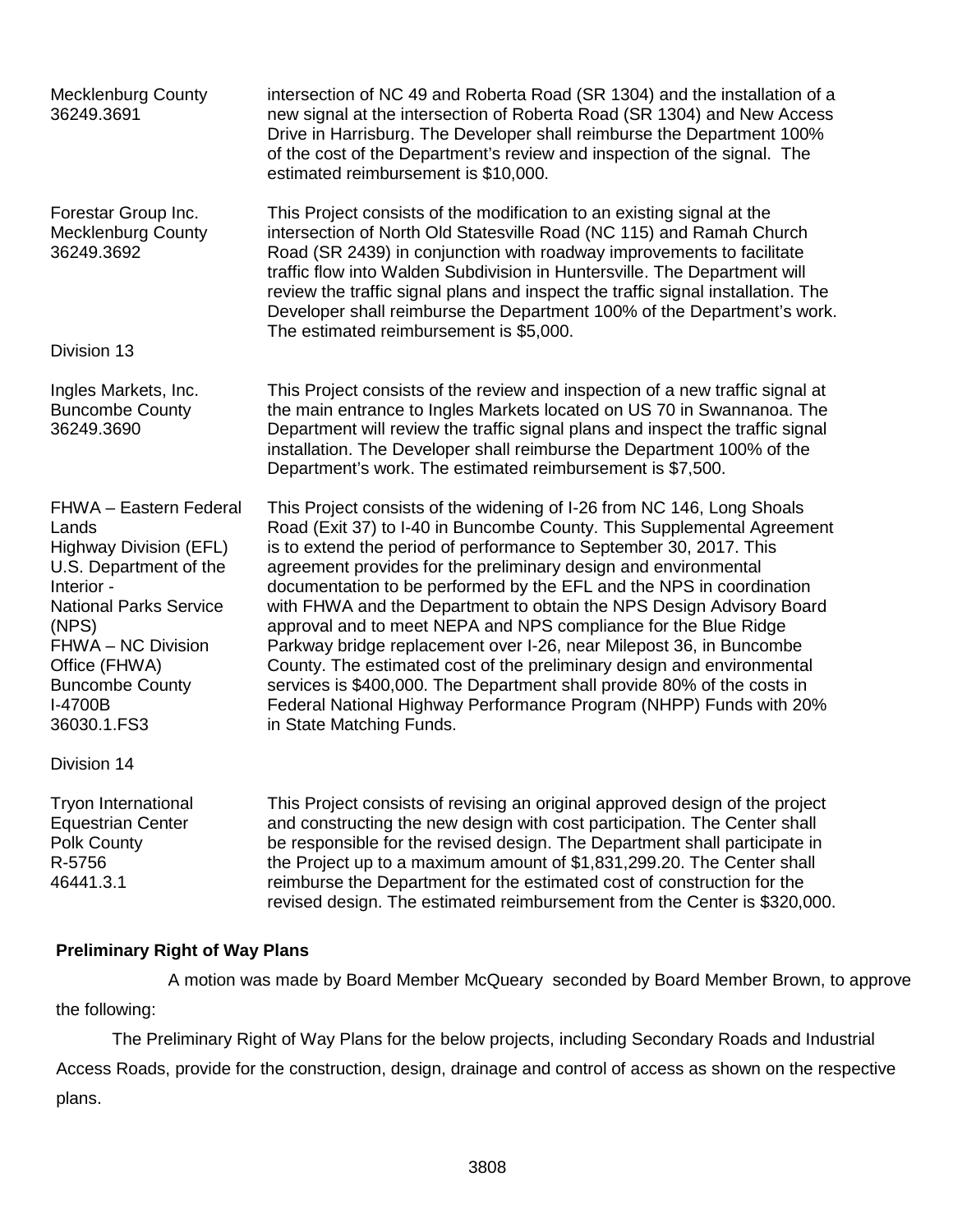| | |
|---|---|
| Mecklenburg County<br>36249.3691 | intersection of NC 49 and Roberta Road (SR 1304) and the installation of a new signal at the intersection of Roberta Road (SR 1304) and New Access Drive in Harrisburg. The Developer shall reimburse the Department 100% of the cost of the Department's review and inspection of the signal. The estimated reimbursement is $10,000. |
| Forestar Group Inc.<br>Mecklenburg County<br>36249.3692 | This Project consists of the modification to an existing signal at the intersection of North Old Statesville Road (NC 115) and Ramah Church Road (SR 2439) in conjunction with roadway improvements to facilitate traffic flow into Walden Subdivision in Huntersville. The Department will review the traffic signal plans and inspect the traffic signal installation. The Developer shall reimburse the Department 100% of the Department's work. The estimated reimbursement is $5,000. |
| Division 13 | |
| Ingles Markets, Inc.<br>Buncombe County<br>36249.3690 | This Project consists of the review and inspection of a new traffic signal at the main entrance to Ingles Markets located on US 70 in Swannanoa. The Department will review the traffic signal plans and inspect the traffic signal installation. The Developer shall reimburse the Department 100% of the Department's work. The estimated reimbursement is $7,500. |
| FHWA – Eastern Federal Lands<br>Highway Division (EFL)<br>U.S. Department of the Interior -<br>National Parks Service (NPS)<br>FHWA – NC Division Office (FHWA)<br>Buncombe County<br>I-4700B<br>36030.1.FS3 | This Project consists of the widening of I-26 from NC 146, Long Shoals Road (Exit 37) to I-40 in Buncombe County. This Supplemental Agreement is to extend the period of performance to September 30, 2017. This agreement provides for the preliminary design and environmental documentation to be performed by the EFL and the NPS in coordination with FHWA and the Department to obtain the NPS Design Advisory Board approval and to meet NEPA and NPS compliance for the Blue Ridge Parkway bridge replacement over I-26, near Milepost 36, in Buncombe County. The estimated cost of the preliminary design and environmental services is $400,000. The Department shall provide 80% of the costs in Federal National Highway Performance Program (NHPP) Funds with 20% in State Matching Funds. |
| Division 14 | |
| Tryon International Equestrian Center<br>Polk County<br>R-5756<br>46441.3.1 | This Project consists of revising an original approved design of the project and constructing the new design with cost participation. The Center shall be responsible for the revised design. The Department shall participate in the Project up to a maximum amount of $1,831,299.20. The Center shall reimburse the Department for the estimated cost of construction for the revised design. The estimated reimbursement from the Center is $320,000. |

**Preliminary Right of Way Plans**

A motion was made by Board Member McQueary seconded by Board Member Brown, to approve the following:

The Preliminary Right of Way Plans for the below projects, including Secondary Roads and Industrial Access Roads, provide for the construction, design, drainage and control of access as shown on the respective plans.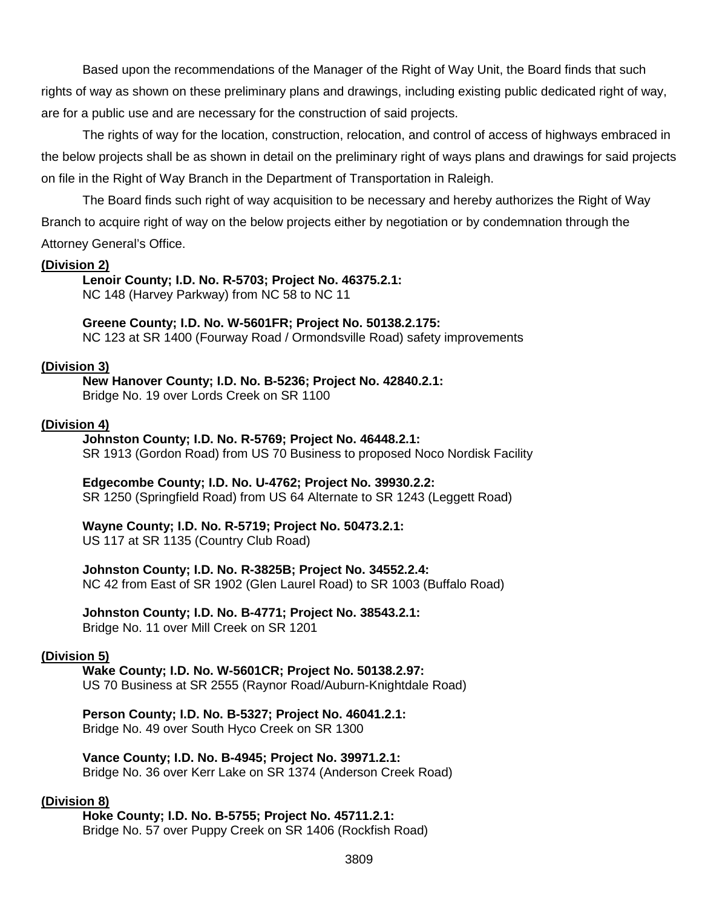Based upon the recommendations of the Manager of the Right of Way Unit, the Board finds that such rights of way as shown on these preliminary plans and drawings, including existing public dedicated right of way, are for a public use and are necessary for the construction of said projects.

The rights of way for the location, construction, relocation, and control of access of highways embraced in the below projects shall be as shown in detail on the preliminary right of ways plans and drawings for said projects on file in the Right of Way Branch in the Department of Transportation in Raleigh.

The Board finds such right of way acquisition to be necessary and hereby authorizes the Right of Way Branch to acquire right of way on the below projects either by negotiation or by condemnation through the Attorney General's Office.

**(Division 2)**

**Lenoir County; I.D. No. R-5703; Project No. 46375.2.1:**
NC 148 (Harvey Parkway) from NC 58 to NC 11

**Greene County; I.D. No. W-5601FR; Project No. 50138.2.175:**
NC 123 at SR 1400 (Fourway Road / Ormondsville Road) safety improvements

**(Division 3)**

**New Hanover County; I.D. No. B-5236; Project No. 42840.2.1:**
Bridge No. 19 over Lords Creek on SR 1100

**(Division 4)**

**Johnston County; I.D. No. R-5769; Project No. 46448.2.1:**
SR 1913 (Gordon Road) from US 70 Business to proposed Noco Nordisk Facility

**Edgecombe County; I.D. No. U-4762; Project No. 39930.2.2:**
SR 1250 (Springfield Road) from US 64 Alternate to SR 1243 (Leggett Road)

**Wayne County; I.D. No. R-5719; Project No. 50473.2.1:**
US 117 at SR 1135 (Country Club Road)

**Johnston County; I.D. No. R-3825B; Project No. 34552.2.4:**
NC 42 from East of SR 1902 (Glen Laurel Road) to SR 1003 (Buffalo Road)

**Johnston County; I.D. No. B-4771; Project No. 38543.2.1:**
Bridge No. 11 over Mill Creek on SR 1201

**(Division 5)**

**Wake County; I.D. No. W-5601CR; Project No. 50138.2.97:**
US 70 Business at SR 2555 (Raynor Road/Auburn-Knightdale Road)

**Person County; I.D. No. B-5327; Project No. 46041.2.1:**
Bridge No. 49 over South Hyco Creek on SR 1300

**Vance County; I.D. No. B-4945; Project No. 39971.2.1:**
Bridge No. 36 over Kerr Lake on SR 1374 (Anderson Creek Road)

**(Division 8)**

**Hoke County; I.D. No. B-5755; Project No. 45711.2.1:**
Bridge No. 57 over Puppy Creek on SR 1406 (Rockfish Road)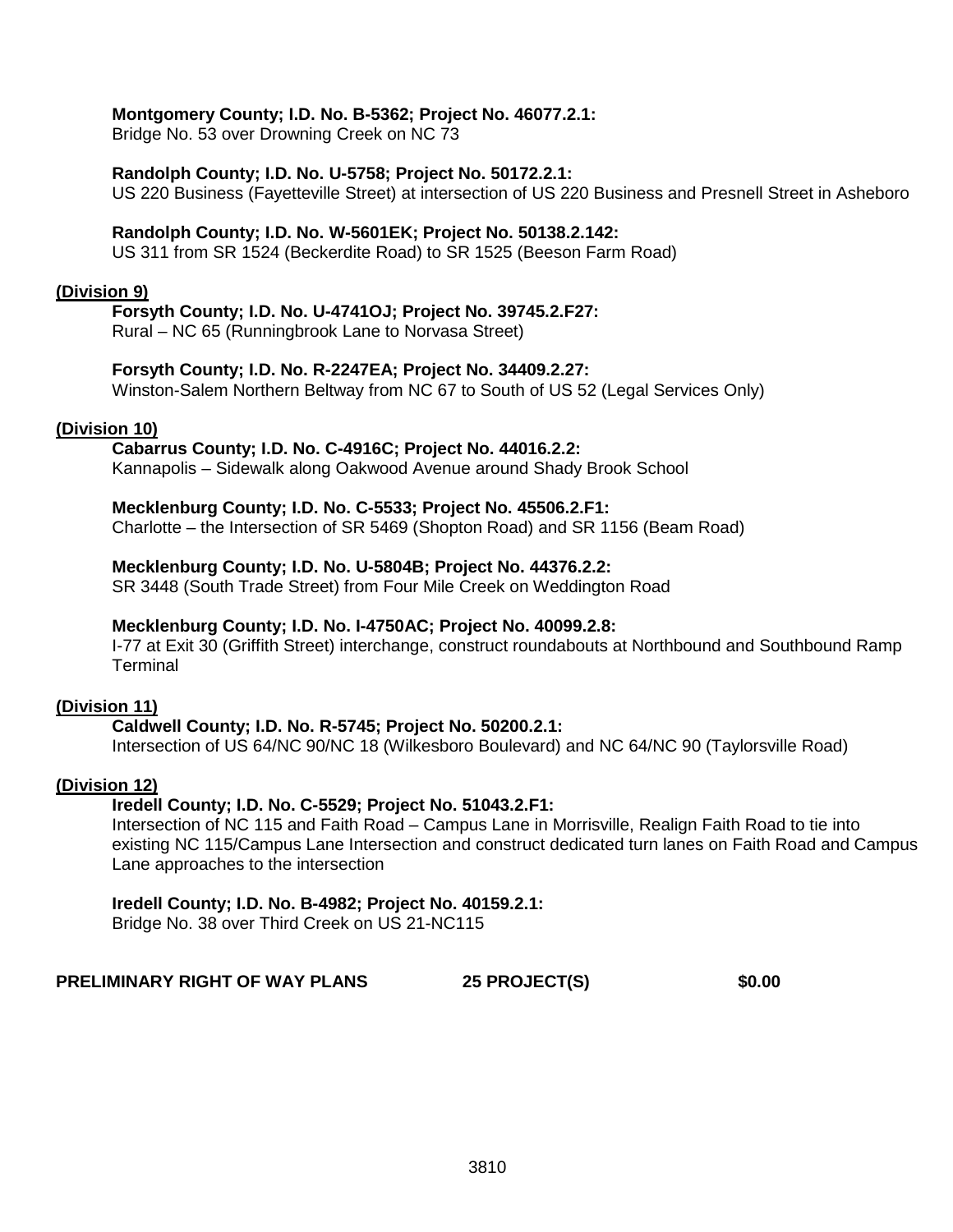**Montgomery County; I.D. No. B-5362; Project No. 46077.2.1:**
Bridge No. 53 over Drowning Creek on NC 73

**Randolph County; I.D. No. U-5758; Project No. 50172.2.1:**
US 220 Business (Fayetteville Street) at intersection of US 220 Business and Presnell Street in Asheboro

**Randolph County; I.D. No. W-5601EK; Project No. 50138.2.142:**
US 311 from SR 1524 (Beckerdite Road) to SR 1525 (Beeson Farm Road)

**(Division 9)**

**Forsyth County; I.D. No. U-4741OJ; Project No. 39745.2.F27:**
Rural – NC 65 (Runningbrook Lane to Norvasa Street)

**Forsyth County; I.D. No. R-2247EA; Project No. 34409.2.27:**
Winston-Salem Northern Beltway from NC 67 to South of US 52 (Legal Services Only)

**(Division 10)**

**Cabarrus County; I.D. No. C-4916C; Project No. 44016.2.2:**
Kannapolis – Sidewalk along Oakwood Avenue around Shady Brook School

**Mecklenburg County; I.D. No. C-5533; Project No. 45506.2.F1:**
Charlotte – the Intersection of SR 5469 (Shopton Road) and SR 1156 (Beam Road)

**Mecklenburg County; I.D. No. U-5804B; Project No. 44376.2.2:**
SR 3448 (South Trade Street) from Four Mile Creek on Weddington Road

**Mecklenburg County; I.D. No. I-4750AC; Project No. 40099.2.8:**
I-77 at Exit 30 (Griffith Street) interchange, construct roundabouts at Northbound and Southbound Ramp Terminal

**(Division 11)**

**Caldwell County; I.D. No. R-5745; Project No. 50200.2.1:**
Intersection of US 64/NC 90/NC 18 (Wilkesboro Boulevard) and NC 64/NC 90 (Taylorsville Road)

**(Division 12)**

**Iredell County; I.D. No. C-5529; Project No. 51043.2.F1:**
Intersection of NC 115 and Faith Road – Campus Lane in Morrisville, Realign Faith Road to tie into existing NC 115/Campus Lane Intersection and construct dedicated turn lanes on Faith Road and Campus Lane approaches to the intersection

**Iredell County; I.D. No. B-4982; Project No. 40159.2.1:**
Bridge No. 38 over Third Creek on US 21-NC115

**PRELIMINARY RIGHT OF WAY PLANS 25 PROJECT(S) $0.00**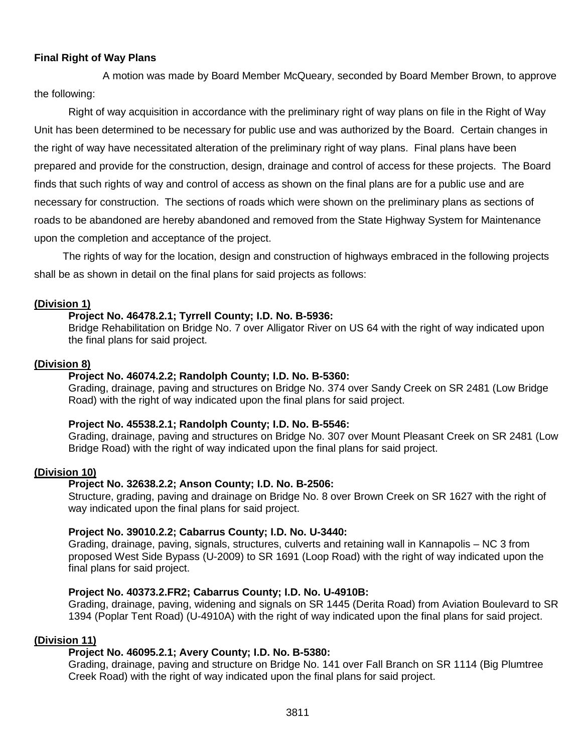**Final Right of Way Plans**

A motion was made by Board Member McQueary, seconded by Board Member Brown, to approve the following:

Right of way acquisition in accordance with the preliminary right of way plans on file in the Right of Way Unit has been determined to be necessary for public use and was authorized by the Board. Certain changes in the right of way have necessitated alteration of the preliminary right of way plans. Final plans have been prepared and provide for the construction, design, drainage and control of access for these projects. The Board finds that such rights of way and control of access as shown on the final plans are for a public use and are necessary for construction. The sections of roads which were shown on the preliminary plans as sections of roads to be abandoned are hereby abandoned and removed from the State Highway System for Maintenance upon the completion and acceptance of the project.

The rights of way for the location, design and construction of highways embraced in the following projects shall be as shown in detail on the final plans for said projects as follows:

**(Division 1)**

**Project No. 46478.2.1; Tyrrell County; I.D. No. B-5936:**
Bridge Rehabilitation on Bridge No. 7 over Alligator River on US 64 with the right of way indicated upon the final plans for said project.

**(Division 8)**

**Project No. 46074.2.2; Randolph County; I.D. No. B-5360:**
Grading, drainage, paving and structures on Bridge No. 374 over Sandy Creek on SR 2481 (Low Bridge Road) with the right of way indicated upon the final plans for said project.

**Project No. 45538.2.1; Randolph County; I.D. No. B-5546:**
Grading, drainage, paving and structures on Bridge No. 307 over Mount Pleasant Creek on SR 2481 (Low Bridge Road) with the right of way indicated upon the final plans for said project.

**(Division 10)**

**Project No. 32638.2.2; Anson County; I.D. No. B-2506:**
Structure, grading, paving and drainage on Bridge No. 8 over Brown Creek on SR 1627 with the right of way indicated upon the final plans for said project.

**Project No. 39010.2.2; Cabarrus County; I.D. No. U-3440:**
Grading, drainage, paving, signals, structures, culverts and retaining wall in Kannapolis – NC 3 from proposed West Side Bypass (U-2009) to SR 1691 (Loop Road) with the right of way indicated upon the final plans for said project.

**Project No. 40373.2.FR2; Cabarrus County; I.D. No. U-4910B:**
Grading, drainage, paving, widening and signals on SR 1445 (Derita Road) from Aviation Boulevard to SR 1394 (Poplar Tent Road) (U-4910A) with the right of way indicated upon the final plans for said project.

**(Division 11)**

**Project No. 46095.2.1; Avery County; I.D. No. B-5380:**
Grading, drainage, paving and structure on Bridge No. 141 over Fall Branch on SR 1114 (Big Plumtree Creek Road) with the right of way indicated upon the final plans for said project.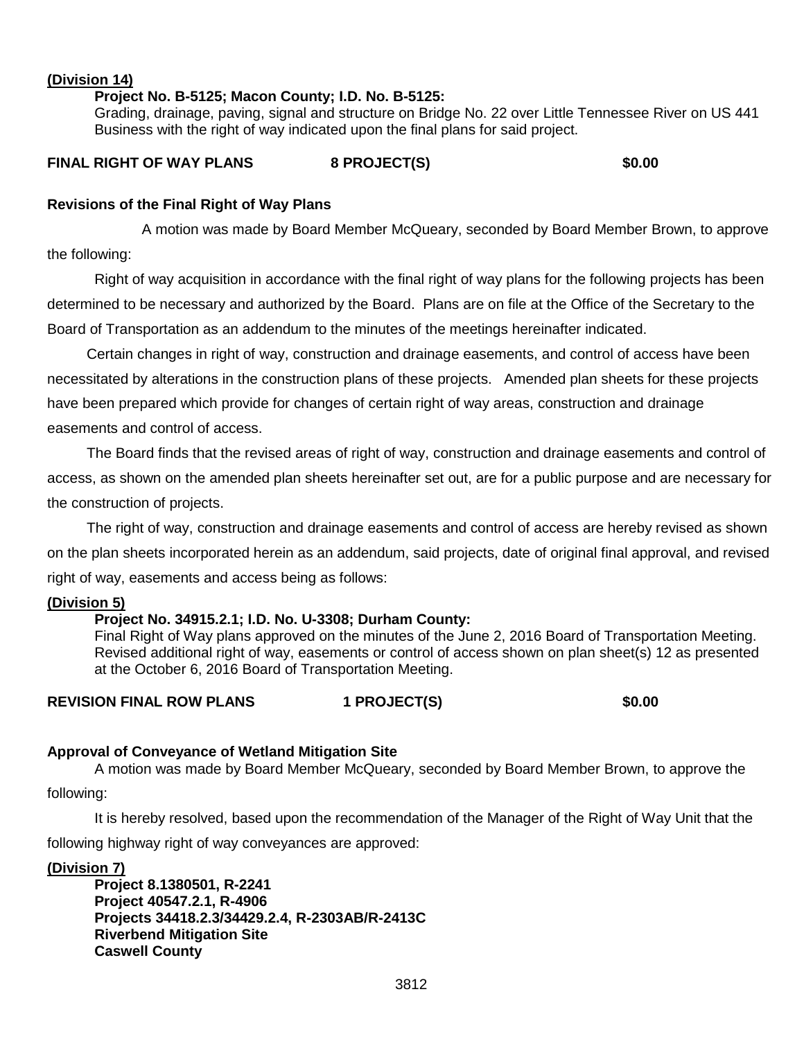**(Division 14)**

**Project No. B-5125; Macon County; I.D. No. B-5125:**
Grading, drainage, paving, signal and structure on Bridge No. 22 over Little Tennessee River on US 441 Business with the right of way indicated upon the final plans for said project.

**FINAL RIGHT OF WAY PLANS 8 PROJECT(S) $0.00**

**Revisions of the Final Right of Way Plans**

A motion was made by Board Member McQueary, seconded by Board Member Brown, to approve the following:

Right of way acquisition in accordance with the final right of way plans for the following projects has been determined to be necessary and authorized by the Board. Plans are on file at the Office of the Secretary to the Board of Transportation as an addendum to the minutes of the meetings hereinafter indicated.

Certain changes in right of way, construction and drainage easements, and control of access have been necessitated by alterations in the construction plans of these projects. Amended plan sheets for these projects have been prepared which provide for changes of certain right of way areas, construction and drainage easements and control of access.

The Board finds that the revised areas of right of way, construction and drainage easements and control of access, as shown on the amended plan sheets hereinafter set out, are for a public purpose and are necessary for the construction of projects.

The right of way, construction and drainage easements and control of access are hereby revised as shown on the plan sheets incorporated herein as an addendum, said projects, date of original final approval, and revised right of way, easements and access being as follows:

**(Division 5)**

**Project No. 34915.2.1; I.D. No. U-3308; Durham County:**
Final Right of Way plans approved on the minutes of the June 2, 2016 Board of Transportation Meeting. Revised additional right of way, easements or control of access shown on plan sheet(s) 12 as presented at the October 6, 2016 Board of Transportation Meeting.

**REVISION FINAL ROW PLANS 1 PROJECT(S) $0.00**

**Approval of Conveyance of Wetland Mitigation Site**

A motion was made by Board Member McQueary, seconded by Board Member Brown, to approve the following:

It is hereby resolved, based upon the recommendation of the Manager of the Right of Way Unit that the following highway right of way conveyances are approved:

**(Division 7)**

**Project 8.1380501, R-2241**
**Project 40547.2.1, R-4906**
**Projects 34418.2.3/34429.2.4, R-2303AB/R-2413C**
**Riverbend Mitigation Site**
**Caswell County**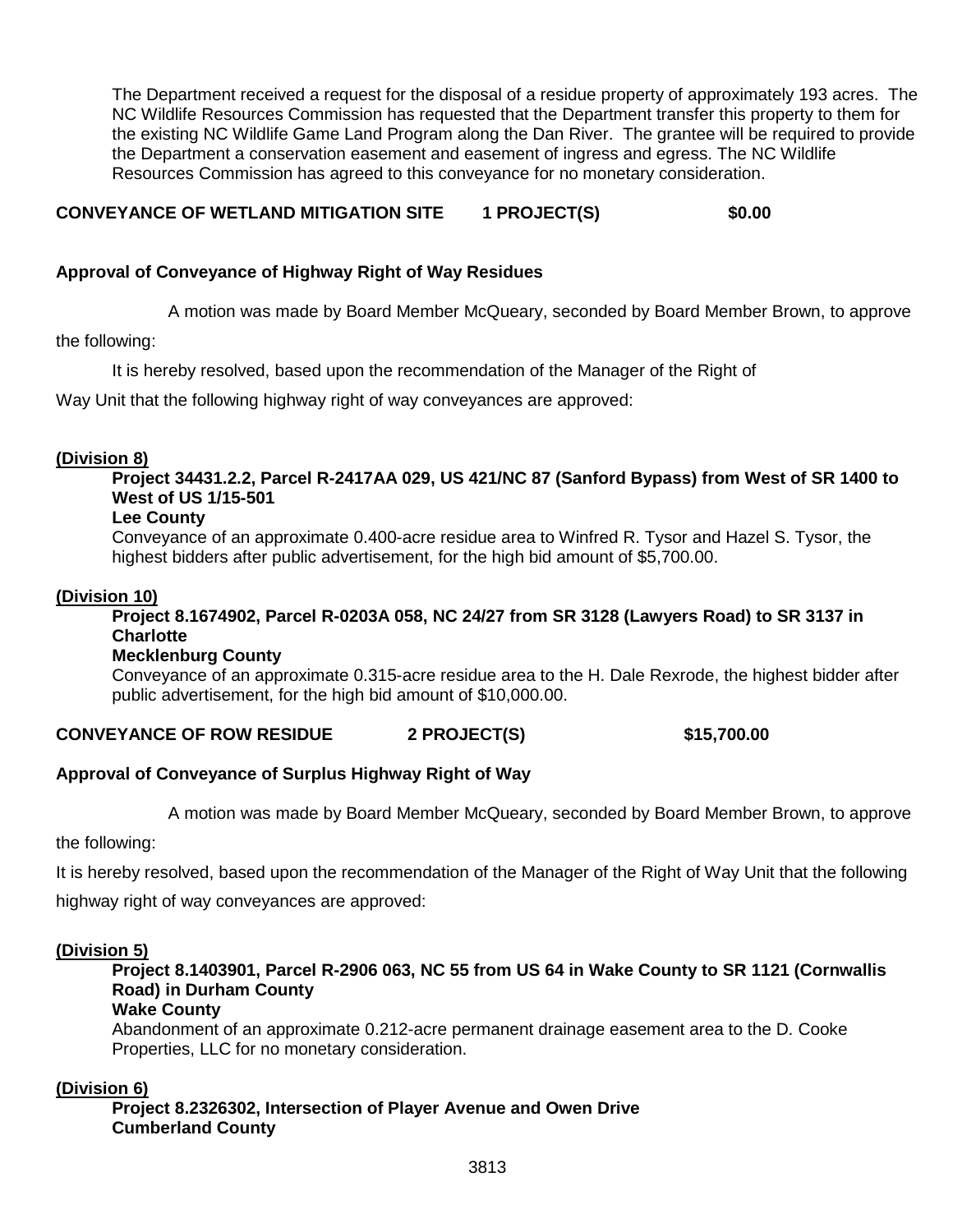The Department received a request for the disposal of a residue property of approximately 193 acres. The NC Wildlife Resources Commission has requested that the Department transfer this property to them for the existing NC Wildlife Game Land Program along the Dan River. The grantee will be required to provide the Department a conservation easement and easement of ingress and egress. The NC Wildlife Resources Commission has agreed to this conveyance for no monetary consideration.

**CONVEYANCE OF WETLAND MITIGATION SITE 1 PROJECT(S) $0.00**

**Approval of Conveyance of Highway Right of Way Residues**

A motion was made by Board Member McQueary, seconded by Board Member Brown, to approve the following:

It is hereby resolved, based upon the recommendation of the Manager of the Right of Way Unit that the following highway right of way conveyances are approved:

**(Division 8)**

**Project 34431.2.2, Parcel R-2417AA 029, US 421/NC 87 (Sanford Bypass) from West of SR 1400 to West of US 1/15-501**
**Lee County**
Conveyance of an approximate 0.400-acre residue area to Winfred R. Tysor and Hazel S. Tysor, the highest bidders after public advertisement, for the high bid amount of $5,700.00.

**(Division 10)**

**Project 8.1674902, Parcel R-0203A 058, NC 24/27 from SR 3128 (Lawyers Road) to SR 3137 in Charlotte**
**Mecklenburg County**
Conveyance of an approximate 0.315-acre residue area to the H. Dale Rexrode, the highest bidder after public advertisement, for the high bid amount of $10,000.00.

**CONVEYANCE OF ROW RESIDUE 2 PROJECT(S) $15,700.00**

**Approval of Conveyance of Surplus Highway Right of Way**

A motion was made by Board Member McQueary, seconded by Board Member Brown, to approve the following:

It is hereby resolved, based upon the recommendation of the Manager of the Right of Way Unit that the following highway right of way conveyances are approved:

**(Division 5)**

**Project 8.1403901, Parcel R-2906 063, NC 55 from US 64 in Wake County to SR 1121 (Cornwallis Road) in Durham County**
**Wake County**
Abandonment of an approximate 0.212-acre permanent drainage easement area to the D. Cooke Properties, LLC for no monetary consideration.

**(Division 6)**

**Project 8.2326302, Intersection of Player Avenue and Owen Drive**
**Cumberland County**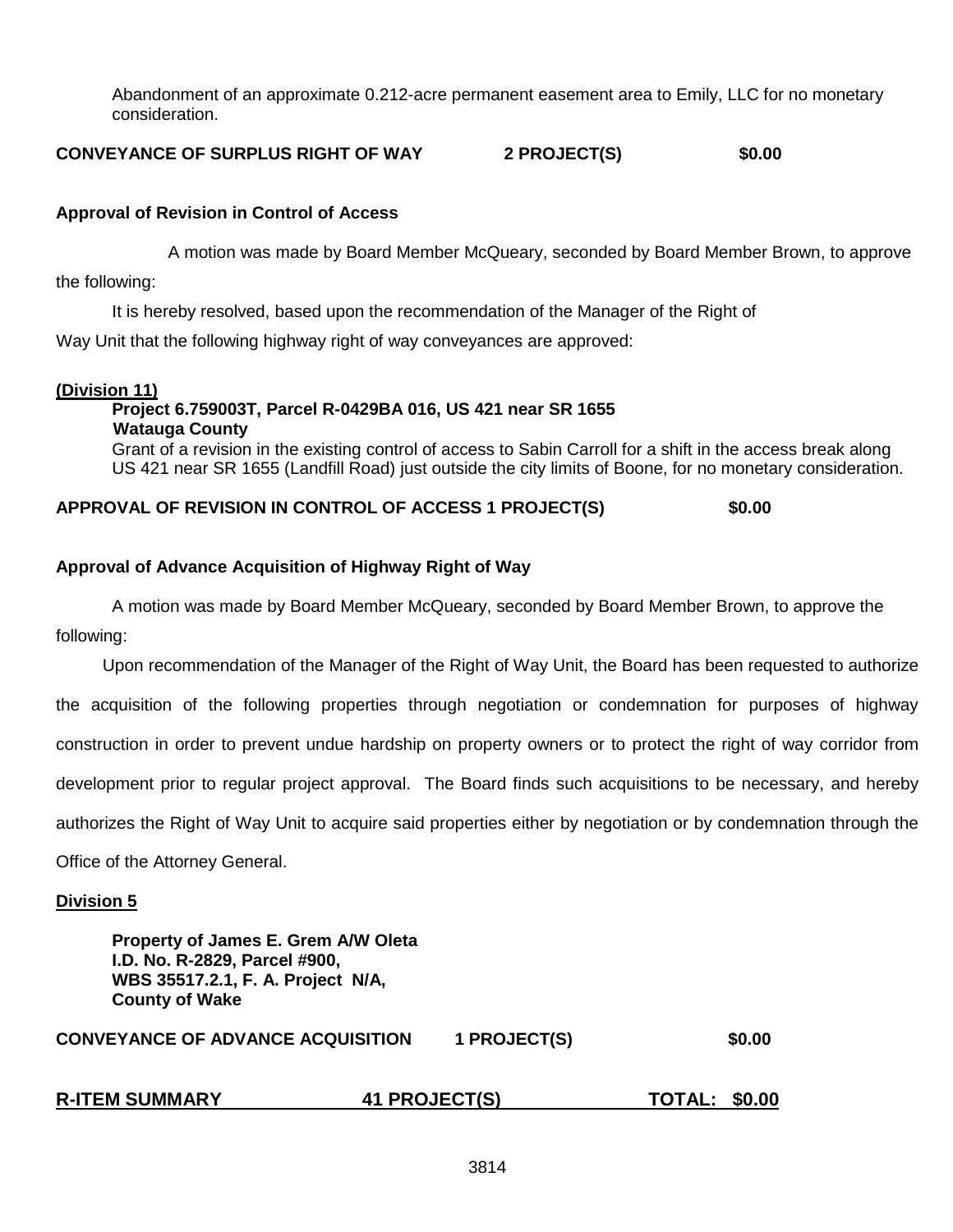Abandonment of an approximate 0.212-acre permanent easement area to Emily, LLC for no monetary consideration.

**CONVEYANCE OF SURPLUS RIGHT OF WAY 2 PROJECT(S) $0.00**

**Approval of Revision in Control of Access**

A motion was made by Board Member McQueary, seconded by Board Member Brown, to approve the following:

It is hereby resolved, based upon the recommendation of the Manager of the Right of Way Unit that the following highway right of way conveyances are approved:

**(Division 11)**

**Project 6.759003T, Parcel R-0429BA 016, US 421 near SR 1655**
**Watauga County**
Grant of a revision in the existing control of access to Sabin Carroll for a shift in the access break along US 421 near SR 1655 (Landfill Road) just outside the city limits of Boone, for no monetary consideration.

**APPROVAL OF REVISION IN CONTROL OF ACCESS 1 PROJECT(S) $0.00**

**Approval of Advance Acquisition of Highway Right of Way**

A motion was made by Board Member McQueary, seconded by Board Member Brown, to approve the following:

Upon recommendation of the Manager of the Right of Way Unit, the Board has been requested to authorize the acquisition of the following properties through negotiation or condemnation for purposes of highway construction in order to prevent undue hardship on property owners or to protect the right of way corridor from development prior to regular project approval. The Board finds such acquisitions to be necessary, and hereby authorizes the Right of Way Unit to acquire said properties either by negotiation or by condemnation through the Office of the Attorney General.

**Division 5**

**Property of James E. Grem A/W Oleta**
**I.D. No. R-2829, Parcel #900,**
**WBS 35517.2.1, F. A. Project N/A,**
**County of Wake**

**CONVEYANCE OF ADVANCE ACQUISITION 1 PROJECT(S) $0.00**

**R-ITEM SUMMARY 41 PROJECT(S) TOTAL: $0.00**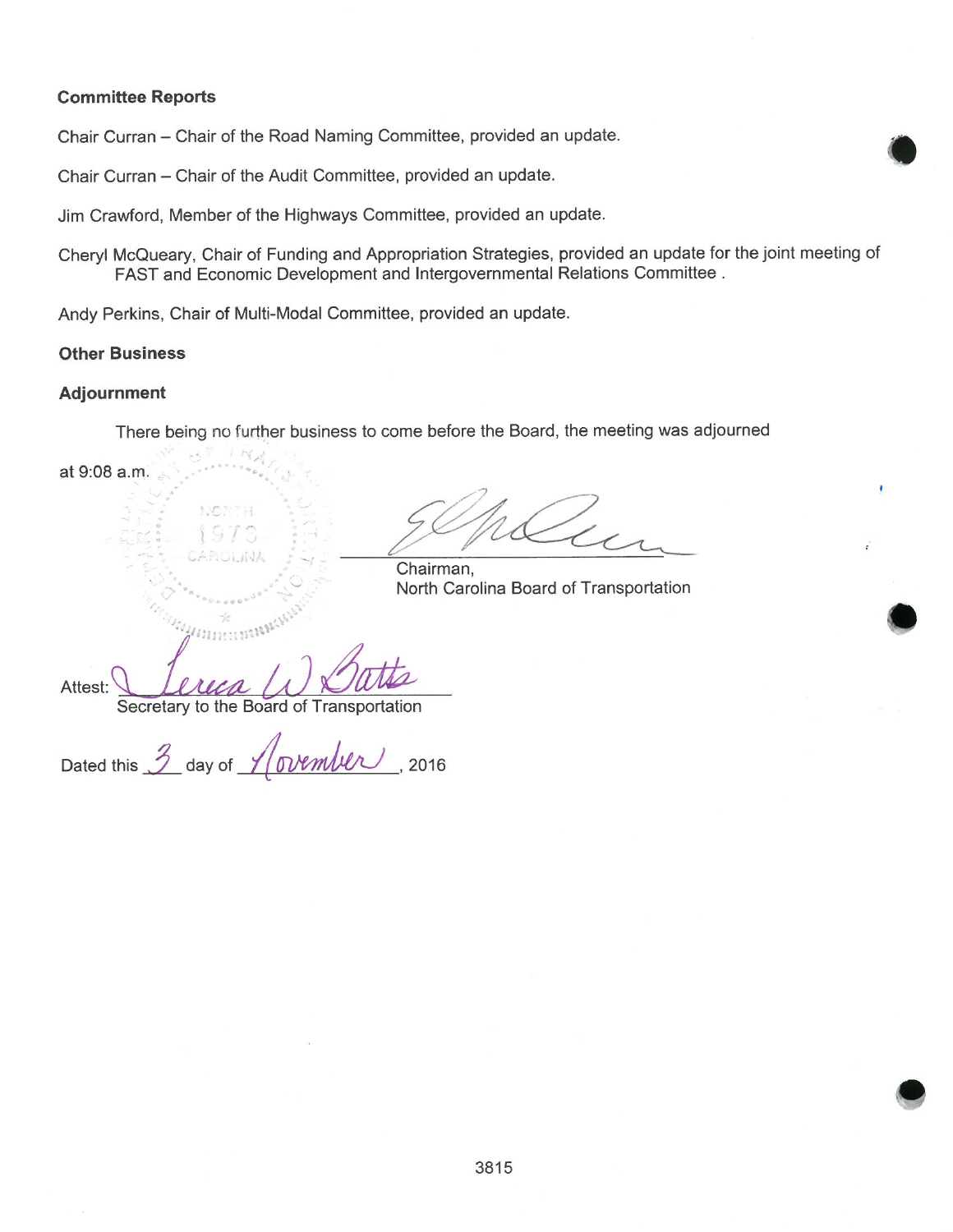**Committee Reports**

Chair Curran – Chair of the Road Naming Committee, provided an update.

Chair Curran – Chair of the Audit Committee, provided an update.

Jim Crawford, Member of the Highways Committee, provided an update.

Cheryl McQueary, Chair of Funding and Appropriation Strategies, provided an update for the joint meeting of FAST and Economic Development and Intergovernmental Relations Committee .

Andy Perkins, Chair of Multi-Modal Committee, provided an update.

**Other Business**

**Adjournment**

There being no further business to come before the Board, the meeting was adjourned at 9:08 a.m.

Chairman,
North Carolina Board of Transportation

Attest: ______________________
Secretary to the Board of Transportation

Dated this 3 day of November, 2016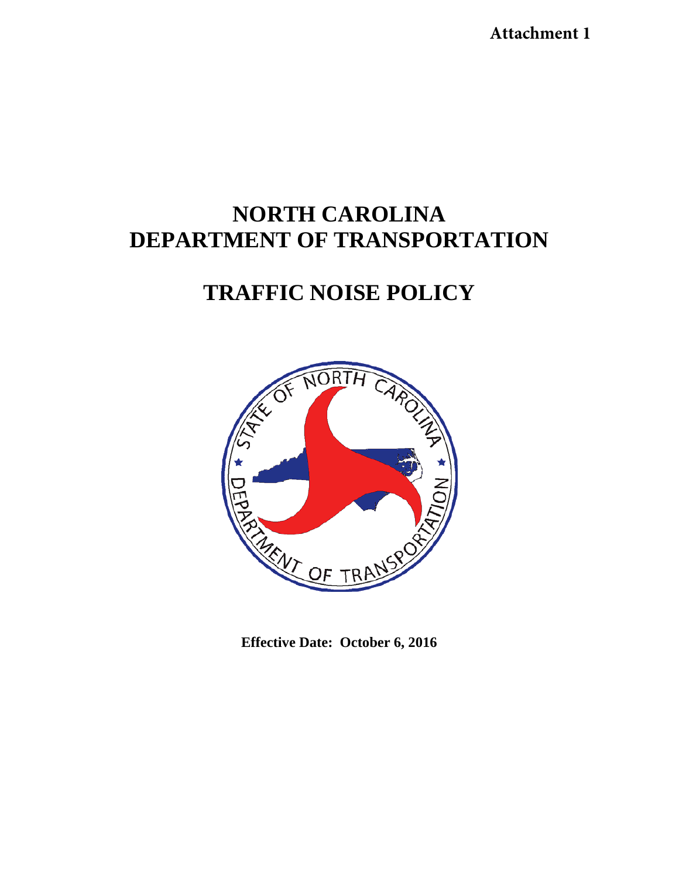**Attachment 1**

# NORTH CAROLINA DEPARTMENT OF TRANSPORTATION

# TRAFFIC NOISE POLICY

**Effective Date: October 6, 2016**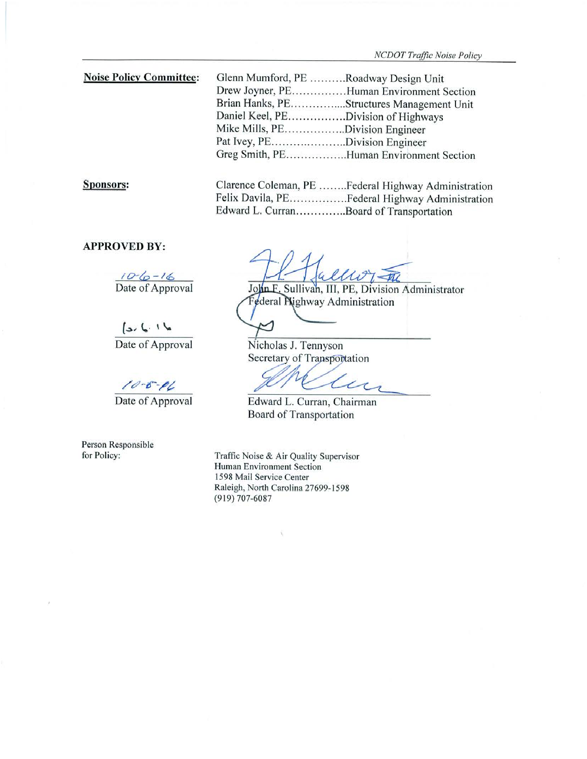**Noise Policy Committee:**

| | |
|---|---|
| Glenn Mumford, PE | Roadway Design Unit |
| Drew Joyner, PE | Human Environment Section |
| Brian Hanks, PE | Structures Management Unit |
| Daniel Keel, PE | Division of Highways |
| Mike Mills, PE | Division Engineer |
| Pat Ivey, PE | Division Engineer |
| Greg Smith, PE | Human Environment Section |

**Sponsors:**

| | |
|---|---|
| Clarence Coleman, PE | Federal Highway Administration |
| Felix Davila, PE | Federal Highway Administration |
| Edward L. Curran | Board of Transportation |

**APPROVED BY:**

10-6-16
Date of Approval

John F. Sullivan, III, PE, Division Administrator
Federal Highway Administration

10.6.16
Date of Approval

Nicholas J. Tennyson
Secretary of Transportation

10-6-16
Date of Approval

Edward L. Curran, Chairman
Board of Transportation

Person Responsible for Policy:

Traffic Noise & Air Quality Supervisor
Human Environment Section
1598 Mail Service Center
Raleigh, North Carolina 27699-1598
(919) 707-6087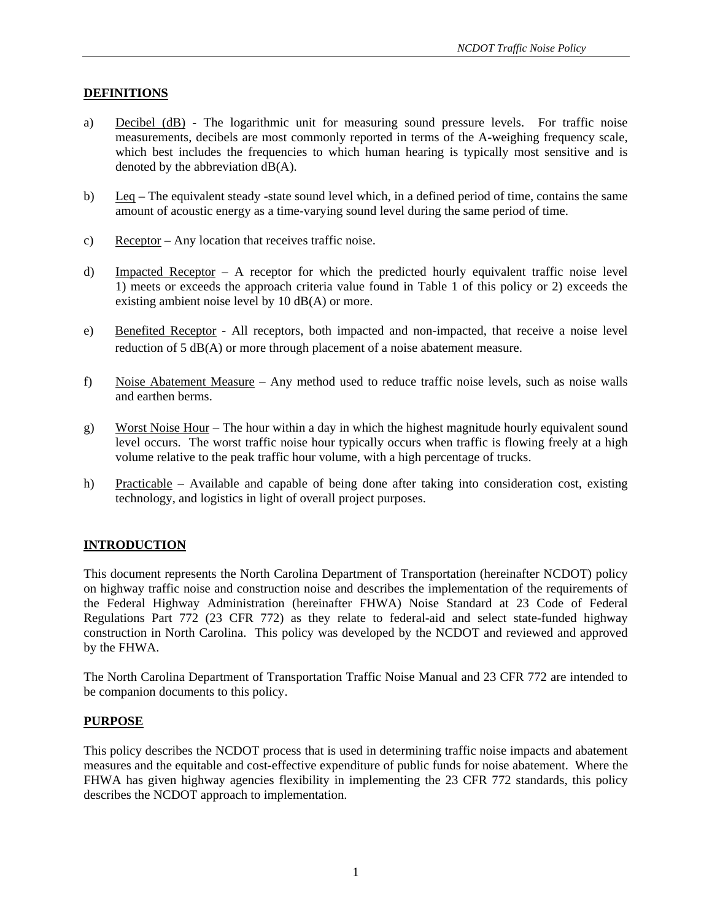## DEFINITIONS

a) Decibel (dB) - The logarithmic unit for measuring sound pressure levels. For traffic noise measurements, decibels are most commonly reported in terms of the A-weighing frequency scale, which best includes the frequencies to which human hearing is typically most sensitive and is denoted by the abbreviation dB(A).

b) Leq – The equivalent steady -state sound level which, in a defined period of time, contains the same amount of acoustic energy as a time-varying sound level during the same period of time.

c) Receptor – Any location that receives traffic noise.

d) Impacted Receptor – A receptor for which the predicted hourly equivalent traffic noise level 1) meets or exceeds the approach criteria value found in Table 1 of this policy or 2) exceeds the existing ambient noise level by 10 dB(A) or more.

e) Benefited Receptor - All receptors, both impacted and non-impacted, that receive a noise level reduction of 5 dB(A) or more through placement of a noise abatement measure.

f) Noise Abatement Measure – Any method used to reduce traffic noise levels, such as noise walls and earthen berms.

g) Worst Noise Hour – The hour within a day in which the highest magnitude hourly equivalent sound level occurs. The worst traffic noise hour typically occurs when traffic is flowing freely at a high volume relative to the peak traffic hour volume, with a high percentage of trucks.

h) Practicable – Available and capable of being done after taking into consideration cost, existing technology, and logistics in light of overall project purposes.

## INTRODUCTION

This document represents the North Carolina Department of Transportation (hereinafter NCDOT) policy on highway traffic noise and construction noise and describes the implementation of the requirements of the Federal Highway Administration (hereinafter FHWA) Noise Standard at 23 Code of Federal Regulations Part 772 (23 CFR 772) as they relate to federal-aid and select state-funded highway construction in North Carolina. This policy was developed by the NCDOT and reviewed and approved by the FHWA.

The North Carolina Department of Transportation Traffic Noise Manual and 23 CFR 772 are intended to be companion documents to this policy.

## PURPOSE

This policy describes the NCDOT process that is used in determining traffic noise impacts and abatement measures and the equitable and cost-effective expenditure of public funds for noise abatement. Where the FHWA has given highway agencies flexibility in implementing the 23 CFR 772 standards, this policy describes the NCDOT approach to implementation.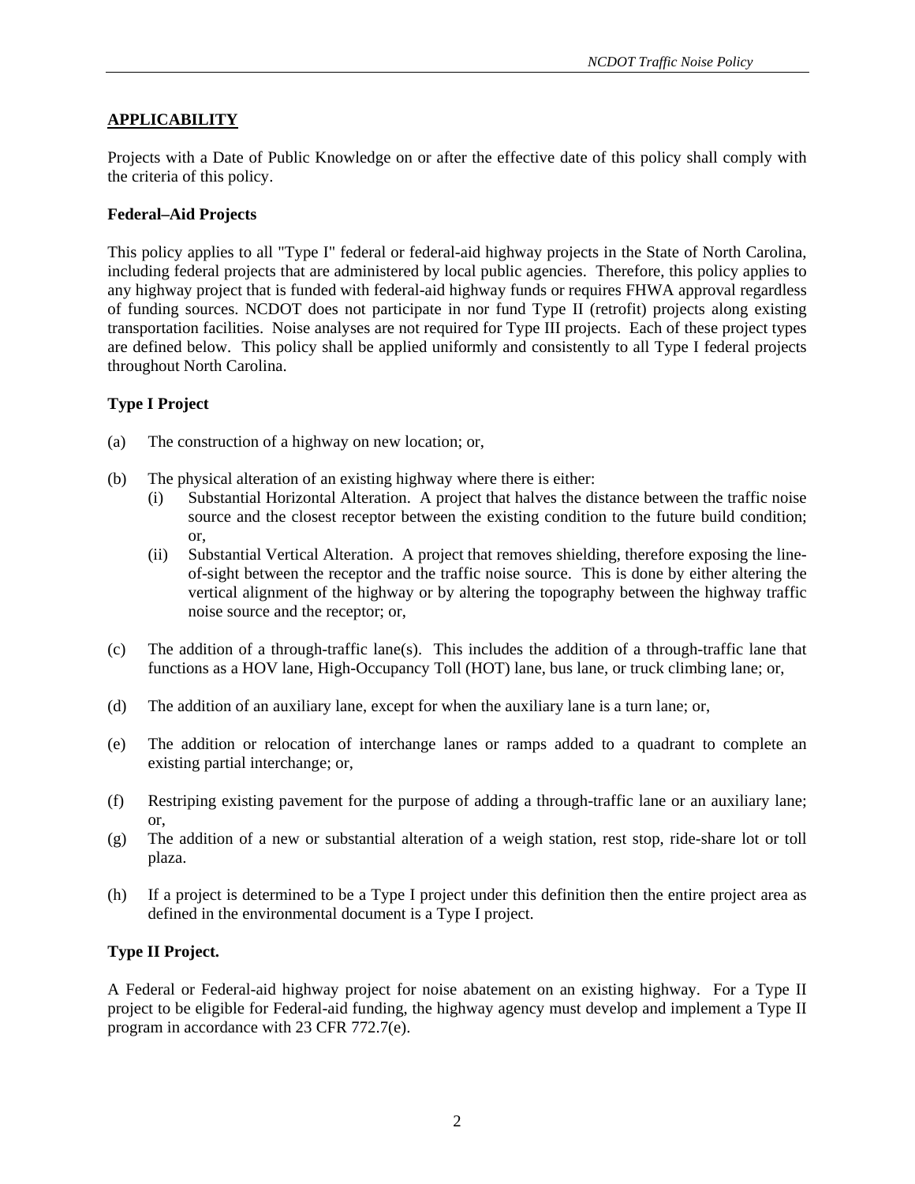## APPLICABILITY

Projects with a Date of Public Knowledge on or after the effective date of this policy shall comply with the criteria of this policy.

### Federal–Aid Projects

This policy applies to all "Type I" federal or federal-aid highway projects in the State of North Carolina, including federal projects that are administered by local public agencies. Therefore, this policy applies to any highway project that is funded with federal-aid highway funds or requires FHWA approval regardless of funding sources. NCDOT does not participate in nor fund Type II (retrofit) projects along existing transportation facilities. Noise analyses are not required for Type III projects. Each of these project types are defined below. This policy shall be applied uniformly and consistently to all Type I federal projects throughout North Carolina.

### Type I Project

(a) The construction of a highway on new location; or,

(b) The physical alteration of an existing highway where there is either:
   (i) Substantial Horizontal Alteration. A project that halves the distance between the traffic noise source and the closest receptor between the existing condition to the future build condition; or,
   (ii) Substantial Vertical Alteration. A project that removes shielding, therefore exposing the line-of-sight between the receptor and the traffic noise source. This is done by either altering the vertical alignment of the highway or by altering the topography between the highway traffic noise source and the receptor; or,

(c) The addition of a through-traffic lane(s). This includes the addition of a through-traffic lane that functions as a HOV lane, High-Occupancy Toll (HOT) lane, bus lane, or truck climbing lane; or,

(d) The addition of an auxiliary lane, except for when the auxiliary lane is a turn lane; or,

(e) The addition or relocation of interchange lanes or ramps added to a quadrant to complete an existing partial interchange; or,

(f) Restriping existing pavement for the purpose of adding a through-traffic lane or an auxiliary lane; or,

(g) The addition of a new or substantial alteration of a weigh station, rest stop, ride-share lot or toll plaza.

(h) If a project is determined to be a Type I project under this definition then the entire project area as defined in the environmental document is a Type I project.

### Type II Project.

A Federal or Federal-aid highway project for noise abatement on an existing highway. For a Type II project to be eligible for Federal-aid funding, the highway agency must develop and implement a Type II program in accordance with 23 CFR 772.7(e).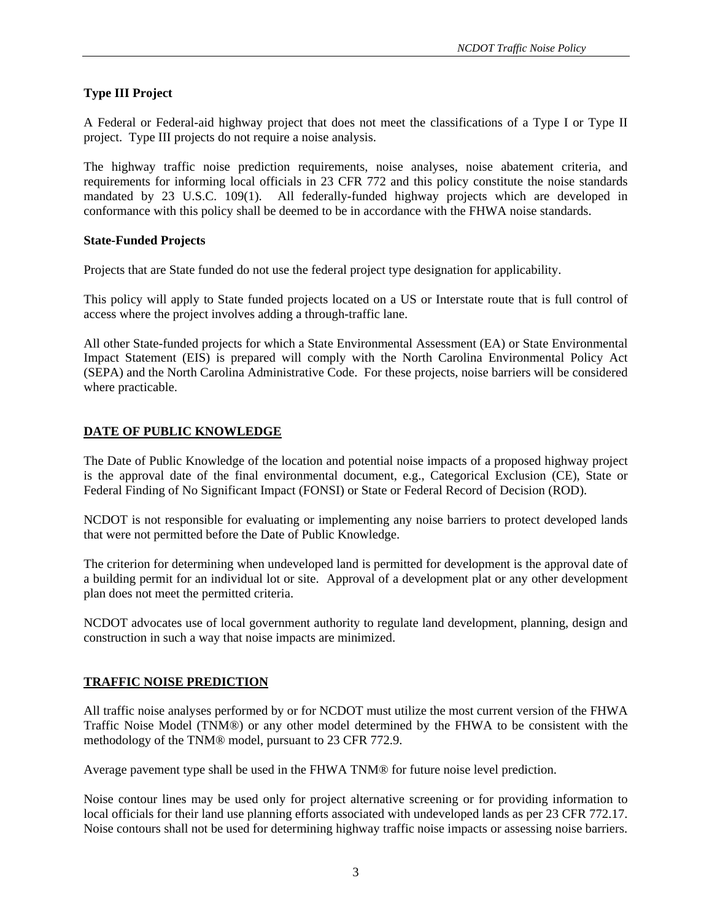**Type III Project**

A Federal or Federal-aid highway project that does not meet the classifications of a Type I or Type II project. Type III projects do not require a noise analysis.

The highway traffic noise prediction requirements, noise analyses, noise abatement criteria, and requirements for informing local officials in 23 CFR 772 and this policy constitute the noise standards mandated by 23 U.S.C. 109(1). All federally-funded highway projects which are developed in conformance with this policy shall be deemed to be in accordance with the FHWA noise standards.

**State-Funded Projects**

Projects that are State funded do not use the federal project type designation for applicability.

This policy will apply to State funded projects located on a US or Interstate route that is full control of access where the project involves adding a through-traffic lane.

All other State-funded projects for which a State Environmental Assessment (EA) or State Environmental Impact Statement (EIS) is prepared will comply with the North Carolina Environmental Policy Act (SEPA) and the North Carolina Administrative Code. For these projects, noise barriers will be considered where practicable.

## DATE OF PUBLIC KNOWLEDGE

The Date of Public Knowledge of the location and potential noise impacts of a proposed highway project is the approval date of the final environmental document, e.g., Categorical Exclusion (CE), State or Federal Finding of No Significant Impact (FONSI) or State or Federal Record of Decision (ROD).

NCDOT is not responsible for evaluating or implementing any noise barriers to protect developed lands that were not permitted before the Date of Public Knowledge.

The criterion for determining when undeveloped land is permitted for development is the approval date of a building permit for an individual lot or site. Approval of a development plat or any other development plan does not meet the permitted criteria.

NCDOT advocates use of local government authority to regulate land development, planning, design and construction in such a way that noise impacts are minimized.

## TRAFFIC NOISE PREDICTION

All traffic noise analyses performed by or for NCDOT must utilize the most current version of the FHWA Traffic Noise Model (TNM®) or any other model determined by the FHWA to be consistent with the methodology of the TNM® model, pursuant to 23 CFR 772.9.

Average pavement type shall be used in the FHWA TNM® for future noise level prediction.

Noise contour lines may be used only for project alternative screening or for providing information to local officials for their land use planning efforts associated with undeveloped lands as per 23 CFR 772.17. Noise contours shall not be used for determining highway traffic noise impacts or assessing noise barriers.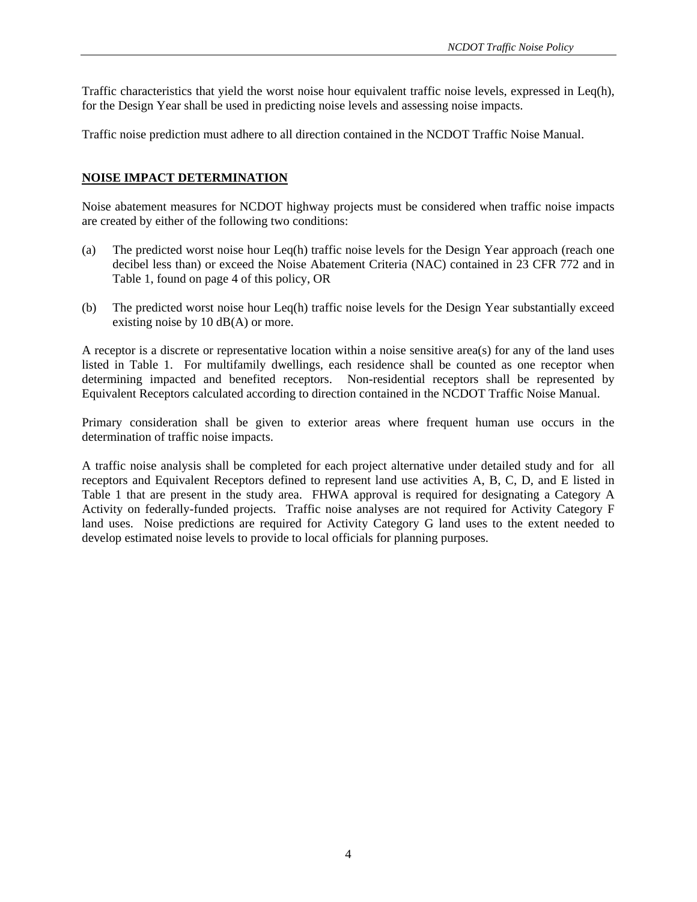Traffic characteristics that yield the worst noise hour equivalent traffic noise levels, expressed in Leq(h), for the Design Year shall be used in predicting noise levels and assessing noise impacts.

Traffic noise prediction must adhere to all direction contained in the NCDOT Traffic Noise Manual.

## NOISE IMPACT DETERMINATION

Noise abatement measures for NCDOT highway projects must be considered when traffic noise impacts are created by either of the following two conditions:

(a) The predicted worst noise hour Leq(h) traffic noise levels for the Design Year approach (reach one decibel less than) or exceed the Noise Abatement Criteria (NAC) contained in 23 CFR 772 and in Table 1, found on page 4 of this policy, OR

(b) The predicted worst noise hour Leq(h) traffic noise levels for the Design Year substantially exceed existing noise by 10 dB(A) or more.

A receptor is a discrete or representative location within a noise sensitive area(s) for any of the land uses listed in Table 1. For multifamily dwellings, each residence shall be counted as one receptor when determining impacted and benefited receptors. Non-residential receptors shall be represented by Equivalent Receptors calculated according to direction contained in the NCDOT Traffic Noise Manual.

Primary consideration shall be given to exterior areas where frequent human use occurs in the determination of traffic noise impacts.

A traffic noise analysis shall be completed for each project alternative under detailed study and for all receptors and Equivalent Receptors defined to represent land use activities A, B, C, D, and E listed in Table 1 that are present in the study area. FHWA approval is required for designating a Category A Activity on federally-funded projects. Traffic noise analyses are not required for Activity Category F land uses. Noise predictions are required for Activity Category G land uses to the extent needed to develop estimated noise levels to provide to local officials for planning purposes.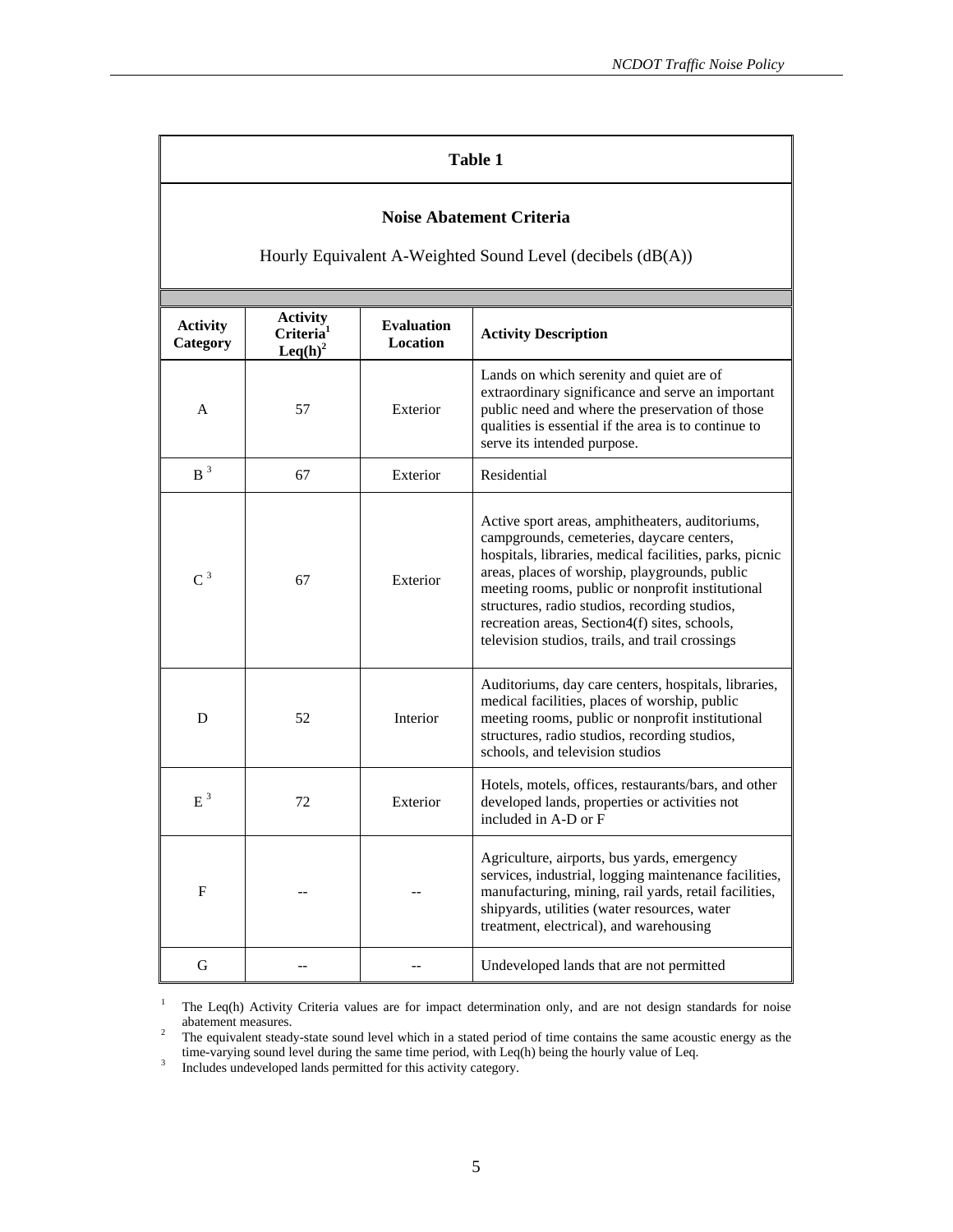## Table 1

### Noise Abatement Criteria

Hourly Equivalent A-Weighted Sound Level (decibels (dB(A))

| Activity Category | Activity Criteria[1] Leq(h)[2] | Evaluation Location | Activity Description |
|---|---|---|---|
| A | 57 | Exterior | Lands on which serenity and quiet are of extraordinary significance and serve an important public need and where the preservation of those qualities is essential if the area is to continue to serve its intended purpose. |
| B [3] | 67 | Exterior | Residential |
| C [3] | 67 | Exterior | Active sport areas, amphitheaters, auditoriums, campgrounds, cemeteries, daycare centers, hospitals, libraries, medical facilities, parks, picnic areas, places of worship, playgrounds, public meeting rooms, public or nonprofit institutional structures, radio studios, recording studios, recreation areas, Section4(f) sites, schools, television studios, trails, and trail crossings |
| D | 52 | Interior | Auditoriums, day care centers, hospitals, libraries, medical facilities, places of worship, public meeting rooms, public or nonprofit institutional structures, radio studios, recording studios, schools, and television studios |
| E [3] | 72 | Exterior | Hotels, motels, offices, restaurants/bars, and other developed lands, properties or activities not included in A-D or F |
| F | -- | -- | Agriculture, airports, bus yards, emergency services, industrial, logging maintenance facilities, manufacturing, mining, rail yards, retail facilities, shipyards, utilities (water resources, water treatment, electrical), and warehousing |
| G | -- | -- | Undeveloped lands that are not permitted |

[1] The Leq(h) Activity Criteria values are for impact determination only, and are not design standards for noise abatement measures.

[2] The equivalent steady-state sound level which in a stated period of time contains the same acoustic energy as the time-varying sound level during the same time period, with Leq(h) being the hourly value of Leq.

[3] Includes undeveloped lands permitted for this activity category.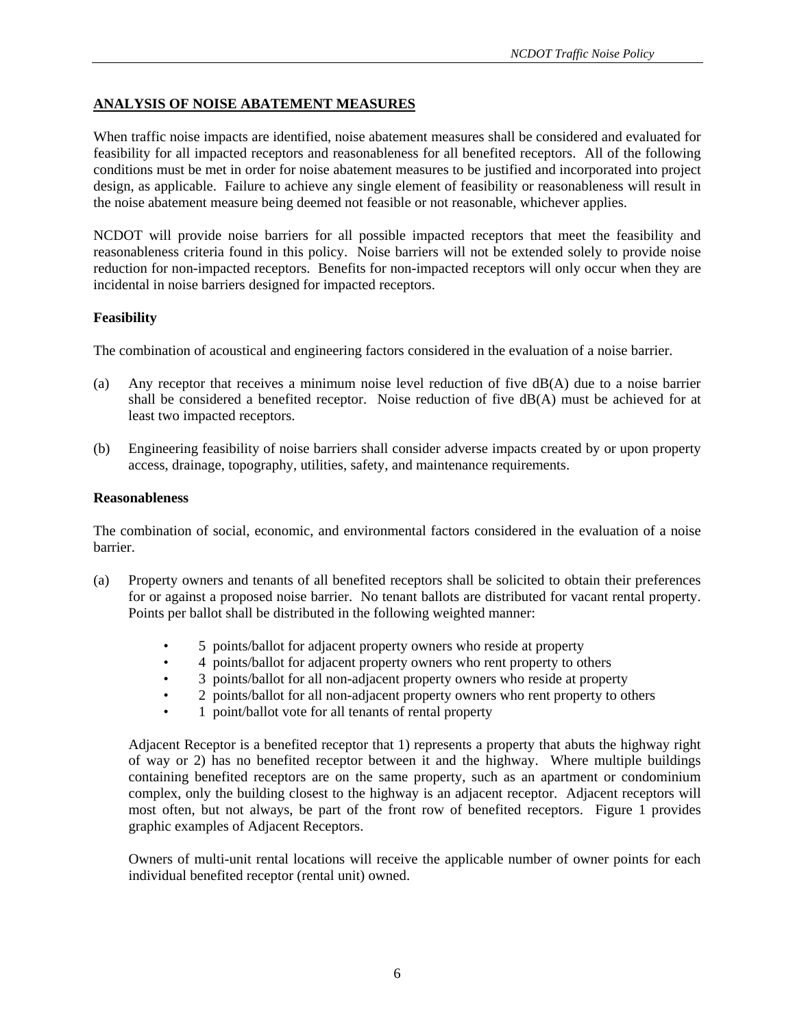## ANALYSIS OF NOISE ABATEMENT MEASURES

When traffic noise impacts are identified, noise abatement measures shall be considered and evaluated for feasibility for all impacted receptors and reasonableness for all benefited receptors. All of the following conditions must be met in order for noise abatement measures to be justified and incorporated into project design, as applicable. Failure to achieve any single element of feasibility or reasonableness will result in the noise abatement measure being deemed not feasible or not reasonable, whichever applies.

NCDOT will provide noise barriers for all possible impacted receptors that meet the feasibility and reasonableness criteria found in this policy. Noise barriers will not be extended solely to provide noise reduction for non-impacted receptors. Benefits for non-impacted receptors will only occur when they are incidental in noise barriers designed for impacted receptors.

### Feasibility

The combination of acoustical and engineering factors considered in the evaluation of a noise barrier.

(a) Any receptor that receives a minimum noise level reduction of five dB(A) due to a noise barrier shall be considered a benefited receptor. Noise reduction of five dB(A) must be achieved for at least two impacted receptors.

(b) Engineering feasibility of noise barriers shall consider adverse impacts created by or upon property access, drainage, topography, utilities, safety, and maintenance requirements.

### Reasonableness

The combination of social, economic, and environmental factors considered in the evaluation of a noise barrier.

(a) Property owners and tenants of all benefited receptors shall be solicited to obtain their preferences for or against a proposed noise barrier. No tenant ballots are distributed for vacant rental property. Points per ballot shall be distributed in the following weighted manner:

- 5 points/ballot for adjacent property owners who reside at property
- 4 points/ballot for adjacent property owners who rent property to others
- 3 points/ballot for all non-adjacent property owners who reside at property
- 2 points/ballot for all non-adjacent property owners who rent property to others
- 1 point/ballot vote for all tenants of rental property

Adjacent Receptor is a benefited receptor that 1) represents a property that abuts the highway right of way or 2) has no benefited receptor between it and the highway. Where multiple buildings containing benefited receptors are on the same property, such as an apartment or condominium complex, only the building closest to the highway is an adjacent receptor. Adjacent receptors will most often, but not always, be part of the front row of benefited receptors. Figure 1 provides graphic examples of Adjacent Receptors.

Owners of multi-unit rental locations will receive the applicable number of owner points for each individual benefited receptor (rental unit) owned.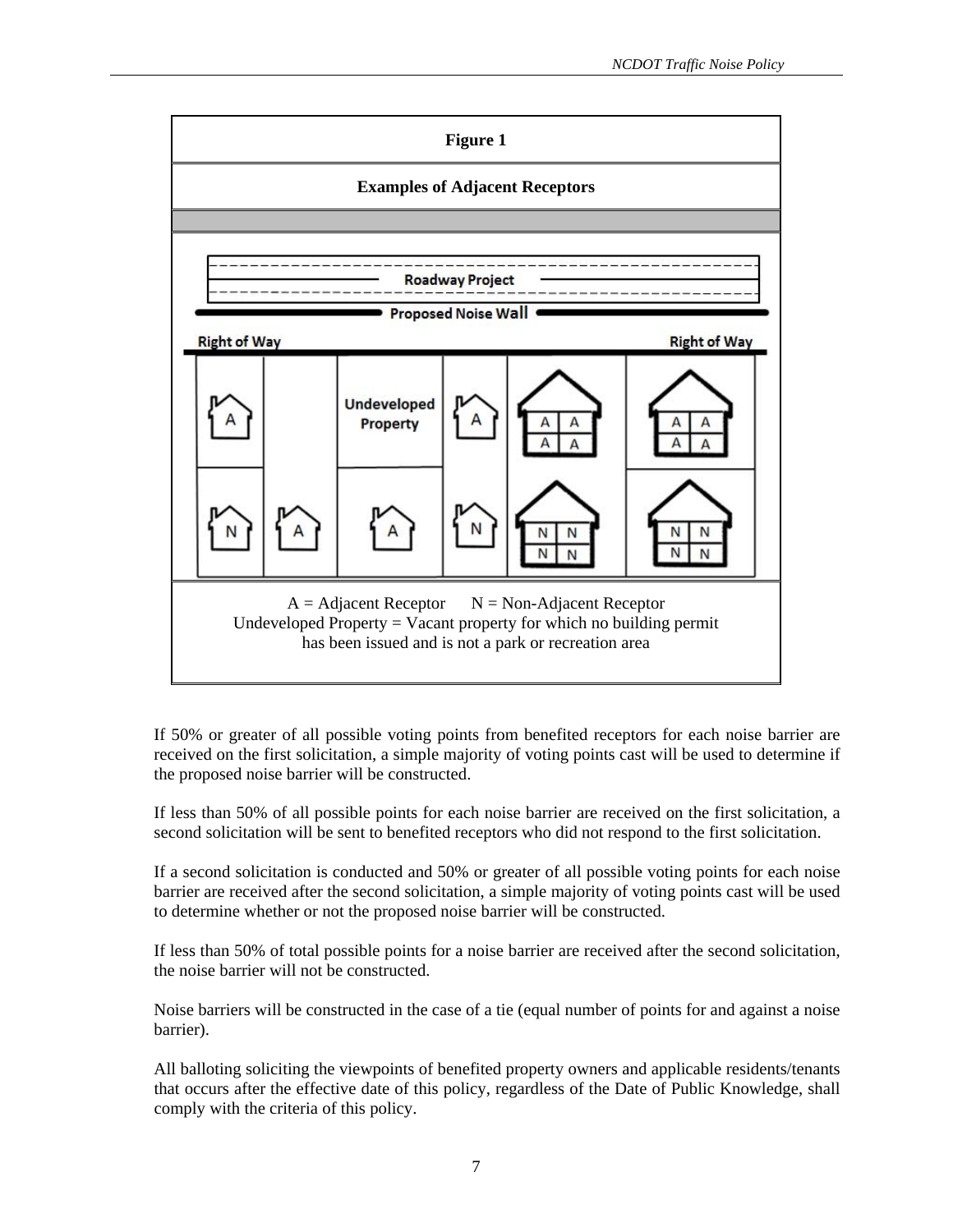**Figure 1**

**Examples of Adjacent Receptors**

A = Adjacent Receptor  N = Non-Adjacent Receptor
Undeveloped Property = Vacant property for which no building permit has been issued and is not a park or recreation area

If 50% or greater of all possible voting points from benefited receptors for each noise barrier are received on the first solicitation, a simple majority of voting points cast will be used to determine if the proposed noise barrier will be constructed.

If less than 50% of all possible points for each noise barrier are received on the first solicitation, a second solicitation will be sent to benefited receptors who did not respond to the first solicitation.

If a second solicitation is conducted and 50% or greater of all possible voting points for each noise barrier are received after the second solicitation, a simple majority of voting points cast will be used to determine whether or not the proposed noise barrier will be constructed.

If less than 50% of total possible points for a noise barrier are received after the second solicitation, the noise barrier will not be constructed.

Noise barriers will be constructed in the case of a tie (equal number of points for and against a noise barrier).

All balloting soliciting the viewpoints of benefited property owners and applicable residents/tenants that occurs after the effective date of this policy, regardless of the Date of Public Knowledge, shall comply with the criteria of this policy.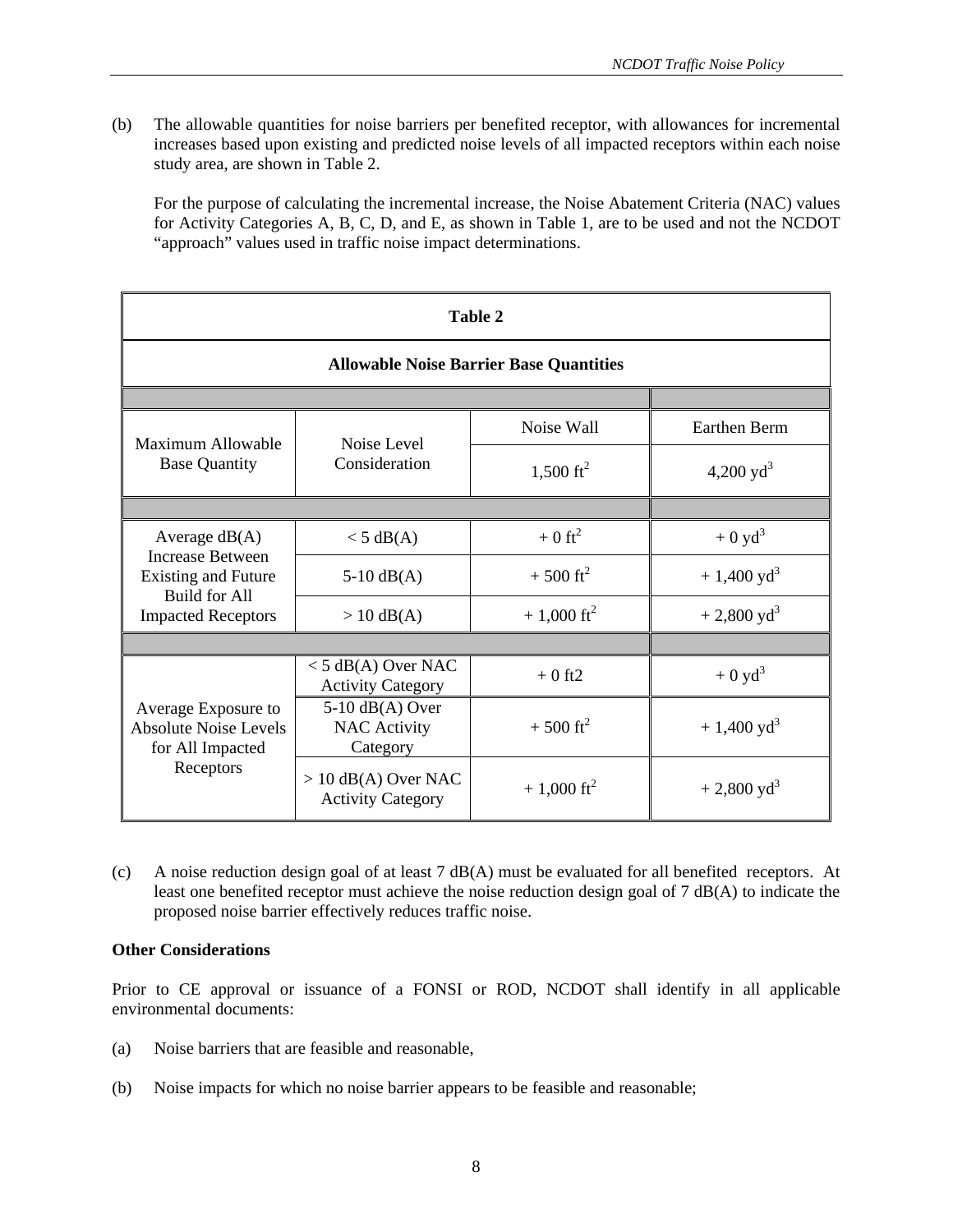(b) The allowable quantities for noise barriers per benefited receptor, with allowances for incremental increases based upon existing and predicted noise levels of all impacted receptors within each noise study area, are shown in Table 2.

For the purpose of calculating the incremental increase, the Noise Abatement Criteria (NAC) values for Activity Categories A, B, C, D, and E, as shown in Table 1, are to be used and not the NCDOT "approach" values used in traffic noise impact determinations.

**Table 2**

**Allowable Noise Barrier Base Quantities**

| | | Noise Wall | Earthen Berm |
|---|---|---|---|
| Maximum Allowable Base Quantity | Noise Level Consideration | 1,500 $ft^2$ | 4,200 $yd^3$ |
| Average dB(A) Increase Between Existing and Future Build for All Impacted Receptors | < 5 dB(A) | + 0 $ft^2$ | + 0 $yd^3$ |
| | 5-10 dB(A) | + 500 $ft^2$ | + 1,400 $yd^3$ |
| | > 10 dB(A) | + 1,000 $ft^2$ | + 2,800 $yd^3$ |
| Average Exposure to Absolute Noise Levels for All Impacted Receptors | < 5 dB(A) Over NAC Activity Category | + 0 ft2 | + 0 $yd^3$ |
| | 5-10 dB(A) Over NAC Activity Category | + 500 $ft^2$ | + 1,400 $yd^3$ |
| | > 10 dB(A) Over NAC Activity Category | + 1,000 $ft^2$ | + 2,800 $yd^3$ |

(c) A noise reduction design goal of at least 7 dB(A) must be evaluated for all benefited receptors. At least one benefited receptor must achieve the noise reduction design goal of 7 dB(A) to indicate the proposed noise barrier effectively reduces traffic noise.

**Other Considerations**

Prior to CE approval or issuance of a FONSI or ROD, NCDOT shall identify in all applicable environmental documents:

(a) Noise barriers that are feasible and reasonable,

(b) Noise impacts for which no noise barrier appears to be feasible and reasonable;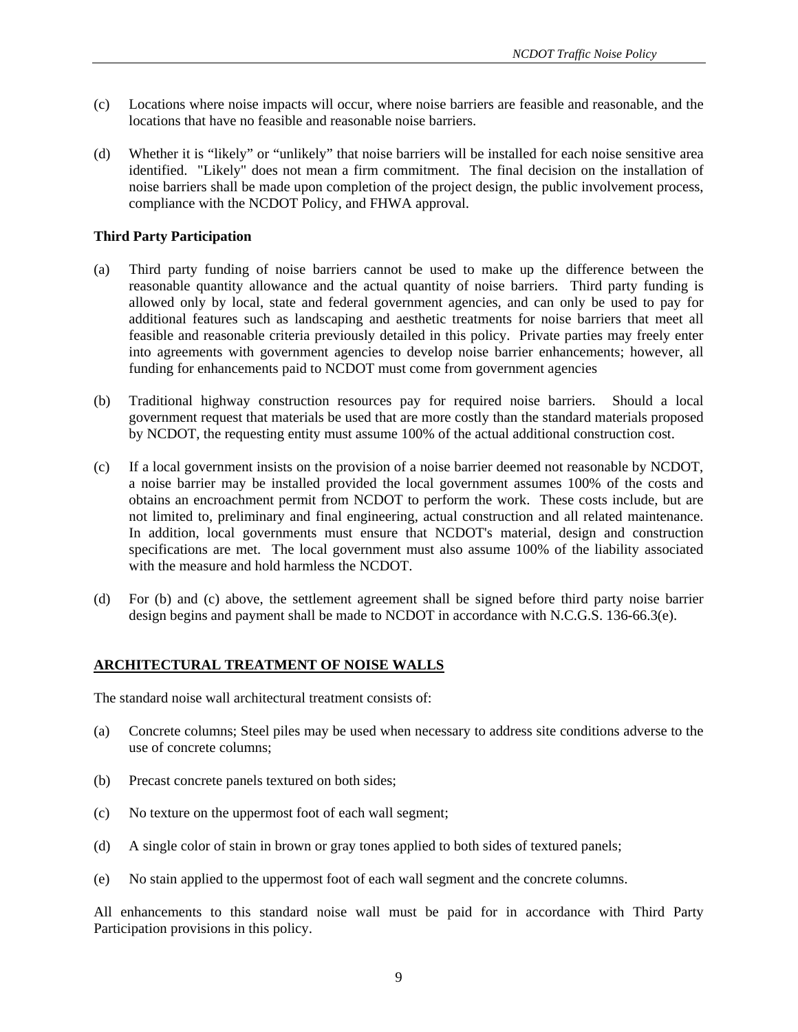(c) Locations where noise impacts will occur, where noise barriers are feasible and reasonable, and the locations that have no feasible and reasonable noise barriers.

(d) Whether it is "likely" or "unlikely" that noise barriers will be installed for each noise sensitive area identified. "Likely" does not mean a firm commitment. The final decision on the installation of noise barriers shall be made upon completion of the project design, the public involvement process, compliance with the NCDOT Policy, and FHWA approval.

**Third Party Participation**

(a) Third party funding of noise barriers cannot be used to make up the difference between the reasonable quantity allowance and the actual quantity of noise barriers. Third party funding is allowed only by local, state and federal government agencies, and can only be used to pay for additional features such as landscaping and aesthetic treatments for noise barriers that meet all feasible and reasonable criteria previously detailed in this policy. Private parties may freely enter into agreements with government agencies to develop noise barrier enhancements; however, all funding for enhancements paid to NCDOT must come from government agencies

(b) Traditional highway construction resources pay for required noise barriers. Should a local government request that materials be used that are more costly than the standard materials proposed by NCDOT, the requesting entity must assume 100% of the actual additional construction cost.

(c) If a local government insists on the provision of a noise barrier deemed not reasonable by NCDOT, a noise barrier may be installed provided the local government assumes 100% of the costs and obtains an encroachment permit from NCDOT to perform the work. These costs include, but are not limited to, preliminary and final engineering, actual construction and all related maintenance. In addition, local governments must ensure that NCDOT's material, design and construction specifications are met. The local government must also assume 100% of the liability associated with the measure and hold harmless the NCDOT.

(d) For (b) and (c) above, the settlement agreement shall be signed before third party noise barrier design begins and payment shall be made to NCDOT in accordance with N.C.G.S. 136-66.3(e).

## ARCHITECTURAL TREATMENT OF NOISE WALLS

The standard noise wall architectural treatment consists of:

(a) Concrete columns; Steel piles may be used when necessary to address site conditions adverse to the use of concrete columns;

(b) Precast concrete panels textured on both sides;

(c) No texture on the uppermost foot of each wall segment;

(d) A single color of stain in brown or gray tones applied to both sides of textured panels;

(e) No stain applied to the uppermost foot of each wall segment and the concrete columns.

All enhancements to this standard noise wall must be paid for in accordance with Third Party Participation provisions in this policy.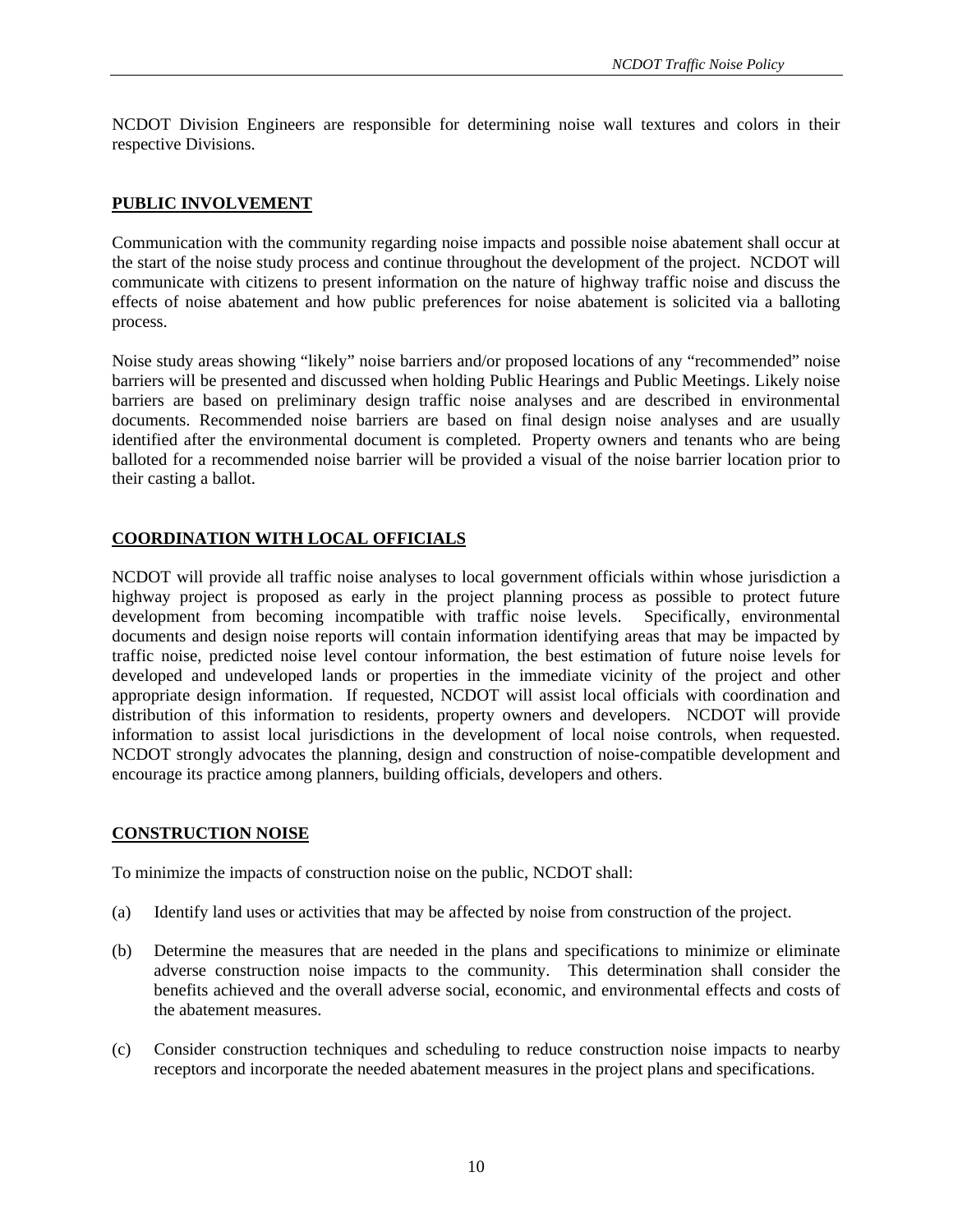NCDOT Division Engineers are responsible for determining noise wall textures and colors in their respective Divisions.

## PUBLIC INVOLVEMENT

Communication with the community regarding noise impacts and possible noise abatement shall occur at the start of the noise study process and continue throughout the development of the project. NCDOT will communicate with citizens to present information on the nature of highway traffic noise and discuss the effects of noise abatement and how public preferences for noise abatement is solicited via a balloting process.

Noise study areas showing "likely" noise barriers and/or proposed locations of any "recommended" noise barriers will be presented and discussed when holding Public Hearings and Public Meetings. Likely noise barriers are based on preliminary design traffic noise analyses and are described in environmental documents. Recommended noise barriers are based on final design noise analyses and are usually identified after the environmental document is completed. Property owners and tenants who are being balloted for a recommended noise barrier will be provided a visual of the noise barrier location prior to their casting a ballot.

## COORDINATION WITH LOCAL OFFICIALS

NCDOT will provide all traffic noise analyses to local government officials within whose jurisdiction a highway project is proposed as early in the project planning process as possible to protect future development from becoming incompatible with traffic noise levels. Specifically, environmental documents and design noise reports will contain information identifying areas that may be impacted by traffic noise, predicted noise level contour information, the best estimation of future noise levels for developed and undeveloped lands or properties in the immediate vicinity of the project and other appropriate design information. If requested, NCDOT will assist local officials with coordination and distribution of this information to residents, property owners and developers. NCDOT will provide information to assist local jurisdictions in the development of local noise controls, when requested. NCDOT strongly advocates the planning, design and construction of noise-compatible development and encourage its practice among planners, building officials, developers and others.

## CONSTRUCTION NOISE

To minimize the impacts of construction noise on the public, NCDOT shall:

(a) Identify land uses or activities that may be affected by noise from construction of the project.

(b) Determine the measures that are needed in the plans and specifications to minimize or eliminate adverse construction noise impacts to the community. This determination shall consider the benefits achieved and the overall adverse social, economic, and environmental effects and costs of the abatement measures.

(c) Consider construction techniques and scheduling to reduce construction noise impacts to nearby receptors and incorporate the needed abatement measures in the project plans and specifications.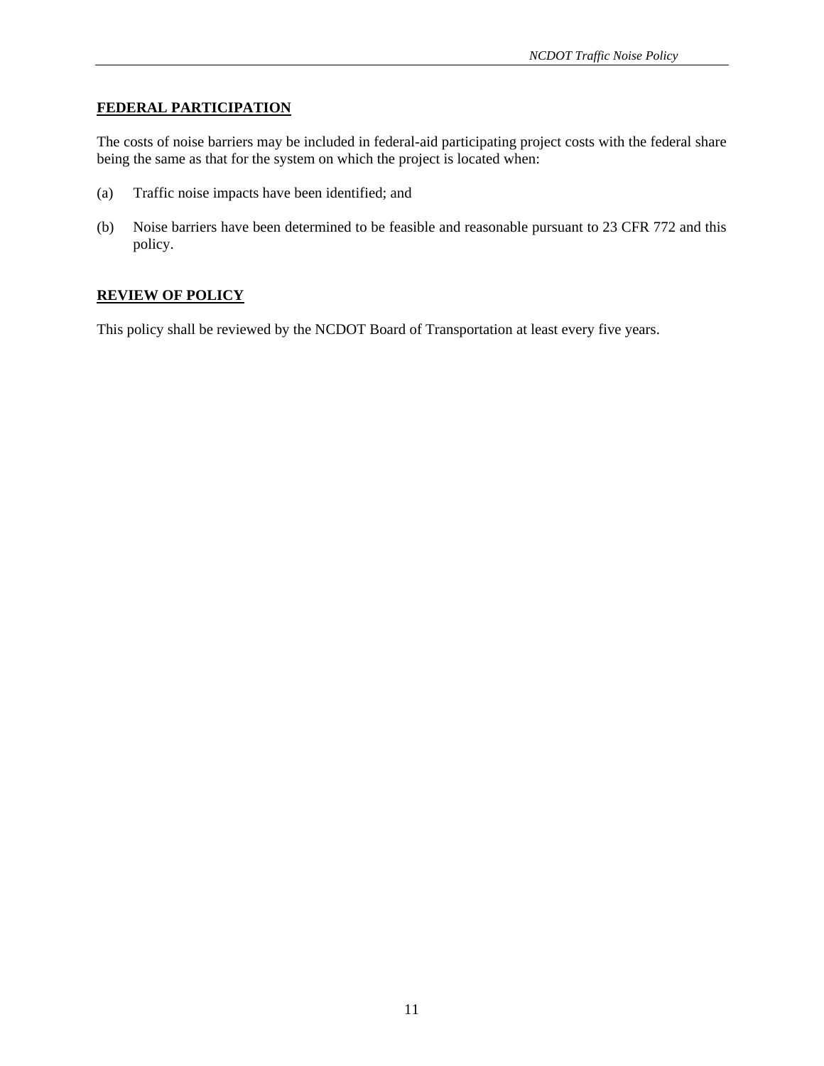## FEDERAL PARTICIPATION

The costs of noise barriers may be included in federal-aid participating project costs with the federal share being the same as that for the system on which the project is located when:

(a) Traffic noise impacts have been identified; and

(b) Noise barriers have been determined to be feasible and reasonable pursuant to 23 CFR 772 and this policy.

## REVIEW OF POLICY

This policy shall be reviewed by the NCDOT Board of Transportation at least every five years.